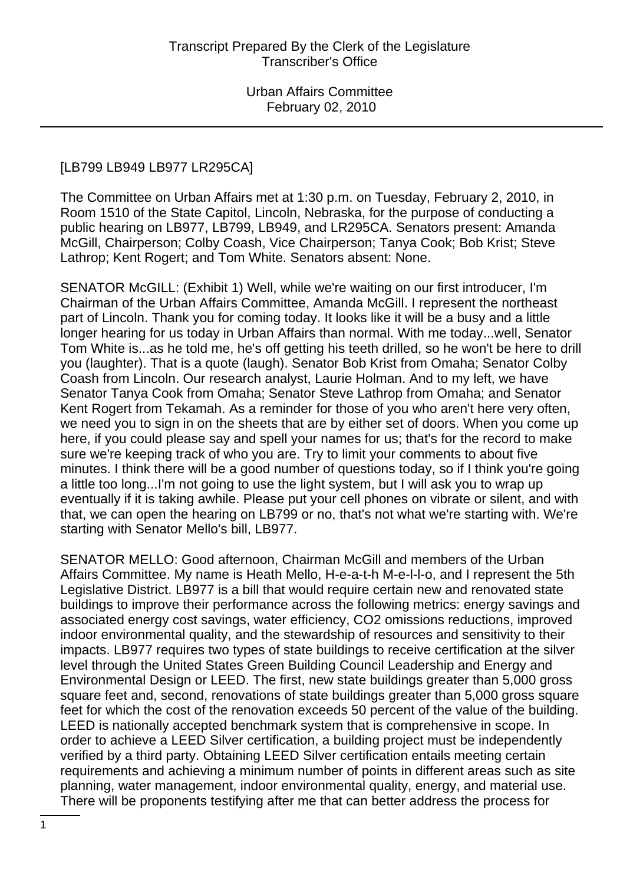[LB799 LB949 LB977 LR295CA]

The Committee on Urban Affairs met at 1:30 p.m. on Tuesday, February 2, 2010, in Room 1510 of the State Capitol, Lincoln, Nebraska, for the purpose of conducting a public hearing on LB977, LB799, LB949, and LR295CA. Senators present: Amanda McGill, Chairperson; Colby Coash, Vice Chairperson; Tanya Cook; Bob Krist; Steve Lathrop; Kent Rogert; and Tom White. Senators absent: None.

SENATOR McGILL: (Exhibit 1) Well, while we're waiting on our first introducer, I'm Chairman of the Urban Affairs Committee, Amanda McGill. I represent the northeast part of Lincoln. Thank you for coming today. It looks like it will be a busy and a little longer hearing for us today in Urban Affairs than normal. With me today...well, Senator Tom White is...as he told me, he's off getting his teeth drilled, so he won't be here to drill you (laughter). That is a quote (laugh). Senator Bob Krist from Omaha; Senator Colby Coash from Lincoln. Our research analyst, Laurie Holman. And to my left, we have Senator Tanya Cook from Omaha; Senator Steve Lathrop from Omaha; and Senator Kent Rogert from Tekamah. As a reminder for those of you who aren't here very often, we need you to sign in on the sheets that are by either set of doors. When you come up here, if you could please say and spell your names for us; that's for the record to make sure we're keeping track of who you are. Try to limit your comments to about five minutes. I think there will be a good number of questions today, so if I think you're going a little too long...I'm not going to use the light system, but I will ask you to wrap up eventually if it is taking awhile. Please put your cell phones on vibrate or silent, and with that, we can open the hearing on LB799 or no, that's not what we're starting with. We're starting with Senator Mello's bill, LB977.

SENATOR MELLO: Good afternoon, Chairman McGill and members of the Urban Affairs Committee. My name is Heath Mello, H-e-a-t-h M-e-l-l-o, and I represent the 5th Legislative District. LB977 is a bill that would require certain new and renovated state buildings to improve their performance across the following metrics: energy savings and associated energy cost savings, water efficiency, $CO_2$ omissions reductions, improved indoor environmental quality, and the stewardship of resources and sensitivity to their impacts. LB977 requires two types of state buildings to receive certification at the silver level through the United States Green Building Council Leadership and Energy and Environmental Design or LEED. The first, new state buildings greater than 5,000 gross square feet and, second, renovations of state buildings greater than 5,000 gross square feet for which the cost of the renovation exceeds 50 percent of the value of the building. LEED is nationally accepted benchmark system that is comprehensive in scope. In order to achieve a LEED Silver certification, a building project must be independently verified by a third party. Obtaining LEED Silver certification entails meeting certain requirements and achieving a minimum number of points in different areas such as site planning, water management, indoor environmental quality, energy, and material use. There will be proponents testifying after me that can better address the process for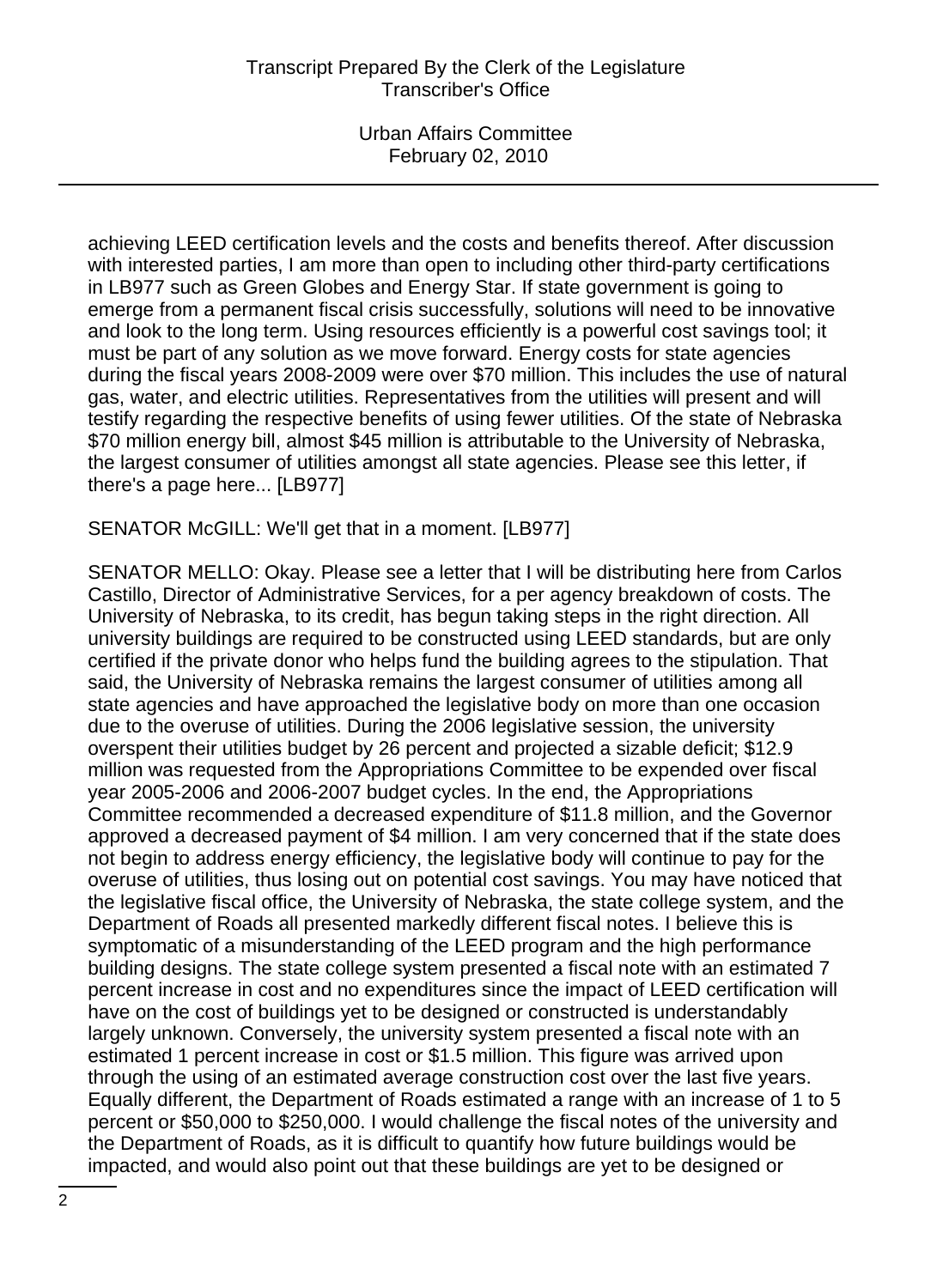achieving LEED certification levels and the costs and benefits thereof. After discussion with interested parties, I am more than open to including other third-party certifications in LB977 such as Green Globes and Energy Star. If state government is going to emerge from a permanent fiscal crisis successfully, solutions will need to be innovative and look to the long term. Using resources efficiently is a powerful cost savings tool; it must be part of any solution as we move forward. Energy costs for state agencies during the fiscal years 2008-2009 were over $70 million. This includes the use of natural gas, water, and electric utilities. Representatives from the utilities will present and will testify regarding the respective benefits of using fewer utilities. Of the state of Nebraska $70 million energy bill, almost $45 million is attributable to the University of Nebraska, the largest consumer of utilities amongst all state agencies. Please see this letter, if there's a page here... [LB977]

SENATOR McGILL: We'll get that in a moment. [LB977]

SENATOR MELLO: Okay. Please see a letter that I will be distributing here from Carlos Castillo, Director of Administrative Services, for a per agency breakdown of costs. The University of Nebraska, to its credit, has begun taking steps in the right direction. All university buildings are required to be constructed using LEED standards, but are only certified if the private donor who helps fund the building agrees to the stipulation. That said, the University of Nebraska remains the largest consumer of utilities among all state agencies and have approached the legislative body on more than one occasion due to the overuse of utilities. During the 2006 legislative session, the university overspent their utilities budget by 26 percent and projected a sizable deficit; $12.9 million was requested from the Appropriations Committee to be expended over fiscal year 2005-2006 and 2006-2007 budget cycles. In the end, the Appropriations Committee recommended a decreased expenditure of $11.8 million, and the Governor approved a decreased payment of $4 million. I am very concerned that if the state does not begin to address energy efficiency, the legislative body will continue to pay for the overuse of utilities, thus losing out on potential cost savings. You may have noticed that the legislative fiscal office, the University of Nebraska, the state college system, and the Department of Roads all presented markedly different fiscal notes. I believe this is symptomatic of a misunderstanding of the LEED program and the high performance building designs. The state college system presented a fiscal note with an estimated 7 percent increase in cost and no expenditures since the impact of LEED certification will have on the cost of buildings yet to be designed or constructed is understandably largely unknown. Conversely, the university system presented a fiscal note with an estimated 1 percent increase in cost or $1.5 million. This figure was arrived upon through the using of an estimated average construction cost over the last five years. Equally different, the Department of Roads estimated a range with an increase of 1 to 5 percent or $50,000 to $250,000. I would challenge the fiscal notes of the university and the Department of Roads, as it is difficult to quantify how future buildings would be impacted, and would also point out that these buildings are yet to be designed or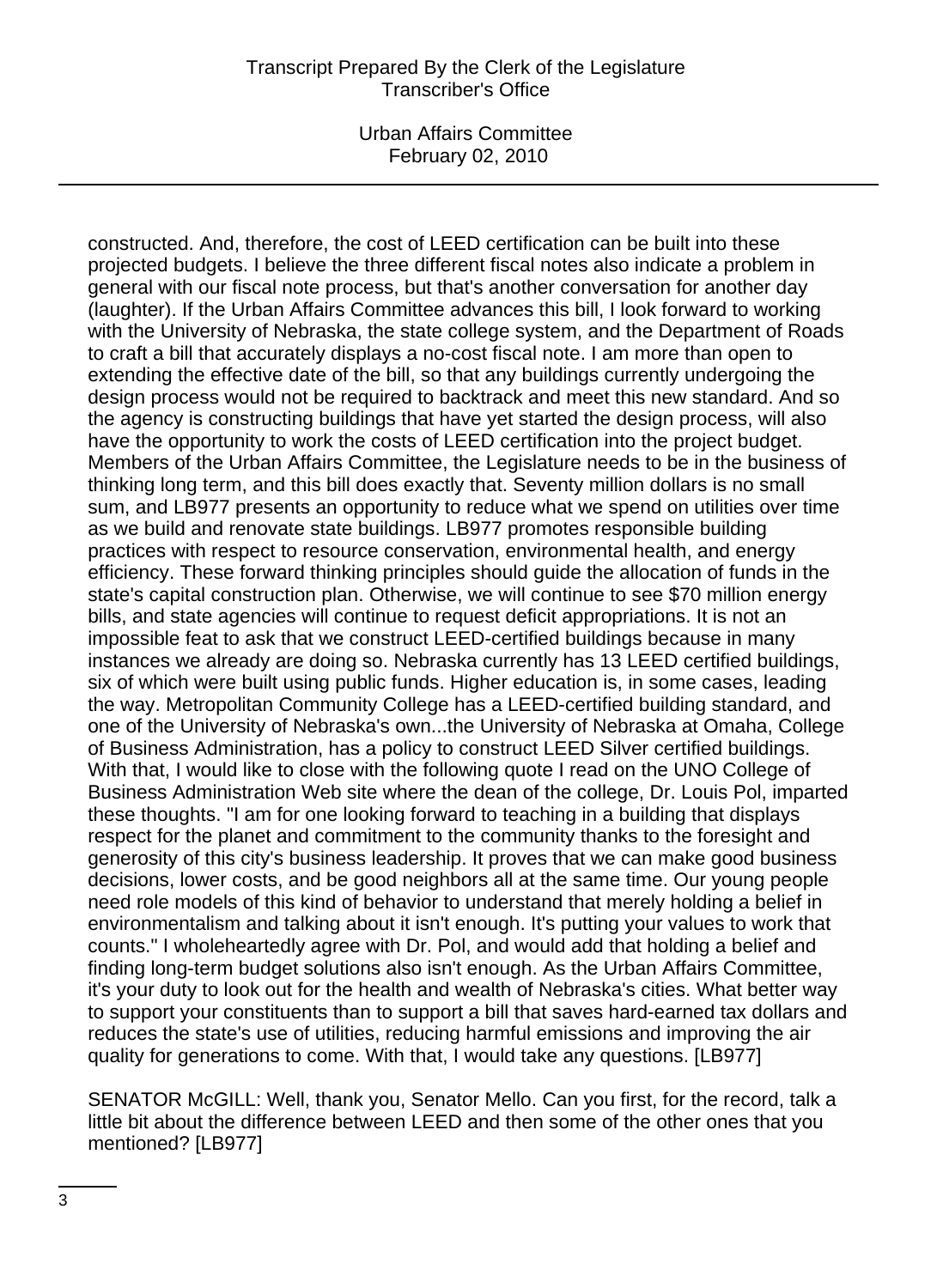constructed. And, therefore, the cost of LEED certification can be built into these projected budgets. I believe the three different fiscal notes also indicate a problem in general with our fiscal note process, but that's another conversation for another day (laughter). If the Urban Affairs Committee advances this bill, I look forward to working with the University of Nebraska, the state college system, and the Department of Roads to craft a bill that accurately displays a no-cost fiscal note. I am more than open to extending the effective date of the bill, so that any buildings currently undergoing the design process would not be required to backtrack and meet this new standard. And so the agency is constructing buildings that have yet started the design process, will also have the opportunity to work the costs of LEED certification into the project budget. Members of the Urban Affairs Committee, the Legislature needs to be in the business of thinking long term, and this bill does exactly that. Seventy million dollars is no small sum, and LB977 presents an opportunity to reduce what we spend on utilities over time as we build and renovate state buildings. LB977 promotes responsible building practices with respect to resource conservation, environmental health, and energy efficiency. These forward thinking principles should guide the allocation of funds in the state's capital construction plan. Otherwise, we will continue to see $70 million energy bills, and state agencies will continue to request deficit appropriations. It is not an impossible feat to ask that we construct LEED-certified buildings because in many instances we already are doing so. Nebraska currently has 13 LEED certified buildings, six of which were built using public funds. Higher education is, in some cases, leading the way. Metropolitan Community College has a LEED-certified building standard, and one of the University of Nebraska's own...the University of Nebraska at Omaha, College of Business Administration, has a policy to construct LEED Silver certified buildings. With that, I would like to close with the following quote I read on the UNO College of Business Administration Web site where the dean of the college, Dr. Louis Pol, imparted these thoughts. "I am for one looking forward to teaching in a building that displays respect for the planet and commitment to the community thanks to the foresight and generosity of this city's business leadership. It proves that we can make good business decisions, lower costs, and be good neighbors all at the same time. Our young people need role models of this kind of behavior to understand that merely holding a belief in environmentalism and talking about it isn't enough. It's putting your values to work that counts." I wholeheartedly agree with Dr. Pol, and would add that holding a belief and finding long-term budget solutions also isn't enough. As the Urban Affairs Committee, it's your duty to look out for the health and wealth of Nebraska's cities. What better way to support your constituents than to support a bill that saves hard-earned tax dollars and reduces the state's use of utilities, reducing harmful emissions and improving the air quality for generations to come. With that, I would take any questions. [LB977]

SENATOR McGILL: Well, thank you, Senator Mello. Can you first, for the record, talk a little bit about the difference between LEED and then some of the other ones that you mentioned? [LB977]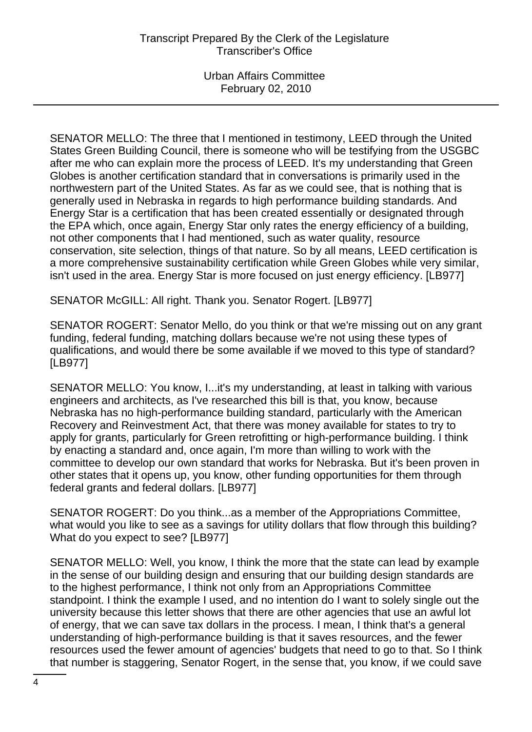SENATOR MELLO: The three that I mentioned in testimony, LEED through the United States Green Building Council, there is someone who will be testifying from the USGBC after me who can explain more the process of LEED. It's my understanding that Green Globes is another certification standard that in conversations is primarily used in the northwestern part of the United States. As far as we could see, that is nothing that is generally used in Nebraska in regards to high performance building standards. And Energy Star is a certification that has been created essentially or designated through the EPA which, once again, Energy Star only rates the energy efficiency of a building, not other components that I had mentioned, such as water quality, resource conservation, site selection, things of that nature. So by all means, LEED certification is a more comprehensive sustainability certification while Green Globes while very similar, isn't used in the area. Energy Star is more focused on just energy efficiency. [LB977]

SENATOR McGILL: All right. Thank you. Senator Rogert. [LB977]

SENATOR ROGERT: Senator Mello, do you think or that we're missing out on any grant funding, federal funding, matching dollars because we're not using these types of qualifications, and would there be some available if we moved to this type of standard? [LB977]

SENATOR MELLO: You know, I...it's my understanding, at least in talking with various engineers and architects, as I've researched this bill is that, you know, because Nebraska has no high-performance building standard, particularly with the American Recovery and Reinvestment Act, that there was money available for states to try to apply for grants, particularly for Green retrofitting or high-performance building. I think by enacting a standard and, once again, I'm more than willing to work with the committee to develop our own standard that works for Nebraska. But it's been proven in other states that it opens up, you know, other funding opportunities for them through federal grants and federal dollars. [LB977]

SENATOR ROGERT: Do you think...as a member of the Appropriations Committee, what would you like to see as a savings for utility dollars that flow through this building? What do you expect to see? [LB977]

SENATOR MELLO: Well, you know, I think the more that the state can lead by example in the sense of our building design and ensuring that our building design standards are to the highest performance, I think not only from an Appropriations Committee standpoint. I think the example I used, and no intention do I want to solely single out the university because this letter shows that there are other agencies that use an awful lot of energy, that we can save tax dollars in the process. I mean, I think that's a general understanding of high-performance building is that it saves resources, and the fewer resources used the fewer amount of agencies' budgets that need to go to that. So I think that number is staggering, Senator Rogert, in the sense that, you know, if we could save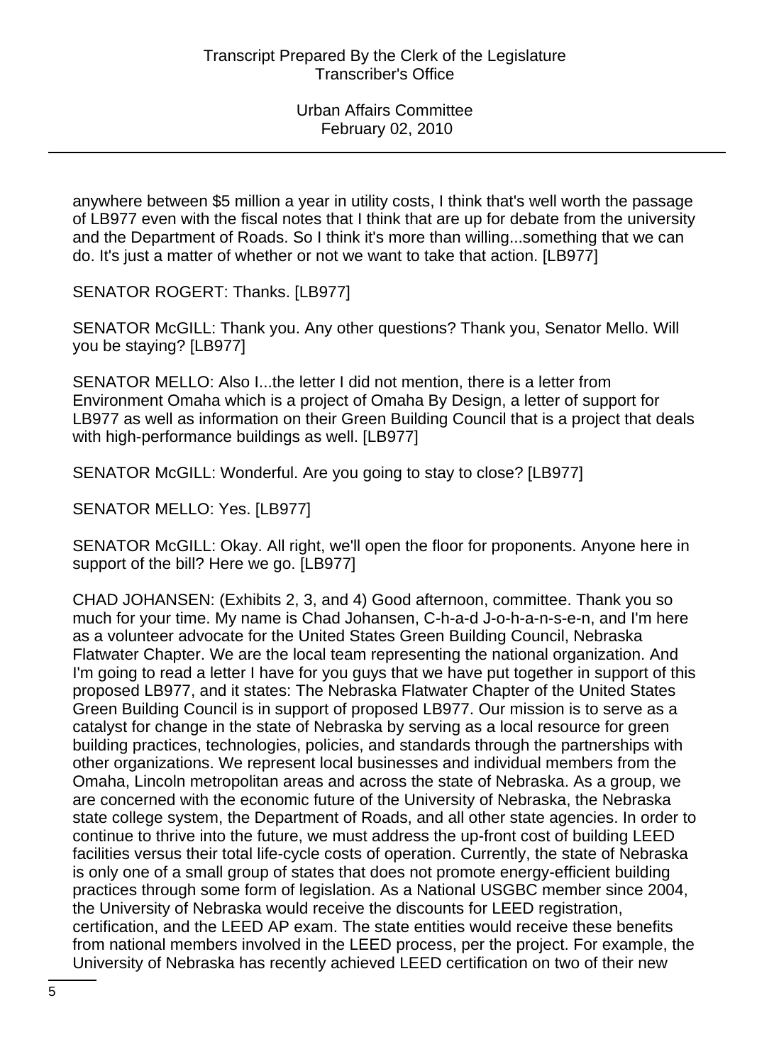anywhere between $5 million a year in utility costs, I think that's well worth the passage of LB977 even with the fiscal notes that I think that are up for debate from the university and the Department of Roads. So I think it's more than willing...something that we can do. It's just a matter of whether or not we want to take that action. [LB977]

SENATOR ROGERT: Thanks. [LB977]

SENATOR McGILL: Thank you. Any other questions? Thank you, Senator Mello. Will you be staying? [LB977]

SENATOR MELLO: Also I...the letter I did not mention, there is a letter from Environment Omaha which is a project of Omaha By Design, a letter of support for LB977 as well as information on their Green Building Council that is a project that deals with high-performance buildings as well. [LB977]

SENATOR McGILL: Wonderful. Are you going to stay to close? [LB977]

SENATOR MELLO: Yes. [LB977]

SENATOR McGILL: Okay. All right, we'll open the floor for proponents. Anyone here in support of the bill? Here we go. [LB977]

CHAD JOHANSEN: (Exhibits 2, 3, and 4) Good afternoon, committee. Thank you so much for your time. My name is Chad Johansen, C-h-a-d J-o-h-a-n-s-e-n, and I'm here as a volunteer advocate for the United States Green Building Council, Nebraska Flatwater Chapter. We are the local team representing the national organization. And I'm going to read a letter I have for you guys that we have put together in support of this proposed LB977, and it states: The Nebraska Flatwater Chapter of the United States Green Building Council is in support of proposed LB977. Our mission is to serve as a catalyst for change in the state of Nebraska by serving as a local resource for green building practices, technologies, policies, and standards through the partnerships with other organizations. We represent local businesses and individual members from the Omaha, Lincoln metropolitan areas and across the state of Nebraska. As a group, we are concerned with the economic future of the University of Nebraska, the Nebraska state college system, the Department of Roads, and all other state agencies. In order to continue to thrive into the future, we must address the up-front cost of building LEED facilities versus their total life-cycle costs of operation. Currently, the state of Nebraska is only one of a small group of states that does not promote energy-efficient building practices through some form of legislation. As a National USGBC member since 2004, the University of Nebraska would receive the discounts for LEED registration, certification, and the LEED AP exam. The state entities would receive these benefits from national members involved in the LEED process, per the project. For example, the University of Nebraska has recently achieved LEED certification on two of their new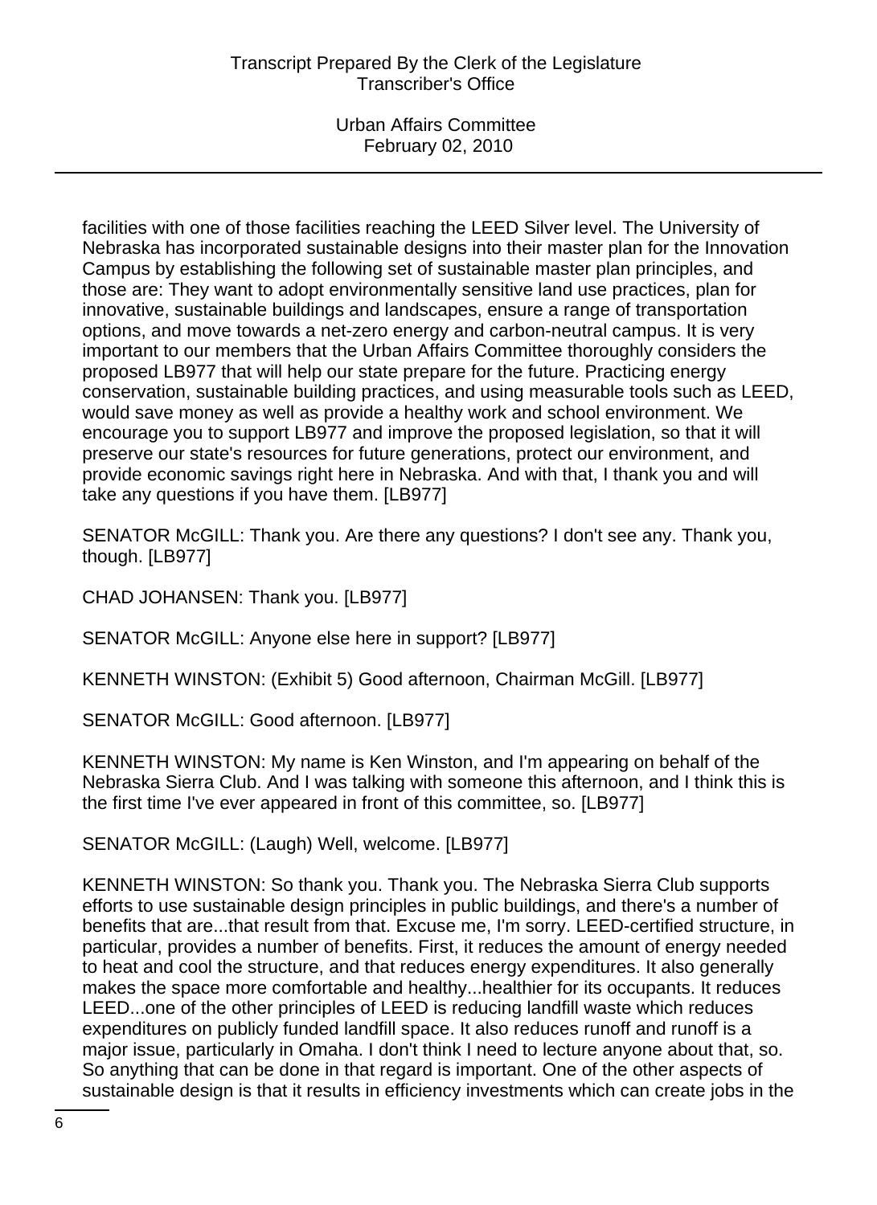facilities with one of those facilities reaching the LEED Silver level. The University of Nebraska has incorporated sustainable designs into their master plan for the Innovation Campus by establishing the following set of sustainable master plan principles, and those are: They want to adopt environmentally sensitive land use practices, plan for innovative, sustainable buildings and landscapes, ensure a range of transportation options, and move towards a net-zero energy and carbon-neutral campus. It is very important to our members that the Urban Affairs Committee thoroughly considers the proposed LB977 that will help our state prepare for the future. Practicing energy conservation, sustainable building practices, and using measurable tools such as LEED, would save money as well as provide a healthy work and school environment. We encourage you to support LB977 and improve the proposed legislation, so that it will preserve our state's resources for future generations, protect our environment, and provide economic savings right here in Nebraska. And with that, I thank you and will take any questions if you have them. [LB977]

SENATOR McGILL: Thank you. Are there any questions? I don't see any. Thank you, though. [LB977]

CHAD JOHANSEN: Thank you. [LB977]

SENATOR McGILL: Anyone else here in support? [LB977]

KENNETH WINSTON: (Exhibit 5) Good afternoon, Chairman McGill. [LB977]

SENATOR McGILL: Good afternoon. [LB977]

KENNETH WINSTON: My name is Ken Winston, and I'm appearing on behalf of the Nebraska Sierra Club. And I was talking with someone this afternoon, and I think this is the first time I've ever appeared in front of this committee, so. [LB977]

SENATOR McGILL: (Laugh) Well, welcome. [LB977]

KENNETH WINSTON: So thank you. Thank you. The Nebraska Sierra Club supports efforts to use sustainable design principles in public buildings, and there's a number of benefits that are...that result from that. Excuse me, I'm sorry. LEED-certified structure, in particular, provides a number of benefits. First, it reduces the amount of energy needed to heat and cool the structure, and that reduces energy expenditures. It also generally makes the space more comfortable and healthy...healthier for its occupants. It reduces LEED...one of the other principles of LEED is reducing landfill waste which reduces expenditures on publicly funded landfill space. It also reduces runoff and runoff is a major issue, particularly in Omaha. I don't think I need to lecture anyone about that, so. So anything that can be done in that regard is important. One of the other aspects of sustainable design is that it results in efficiency investments which can create jobs in the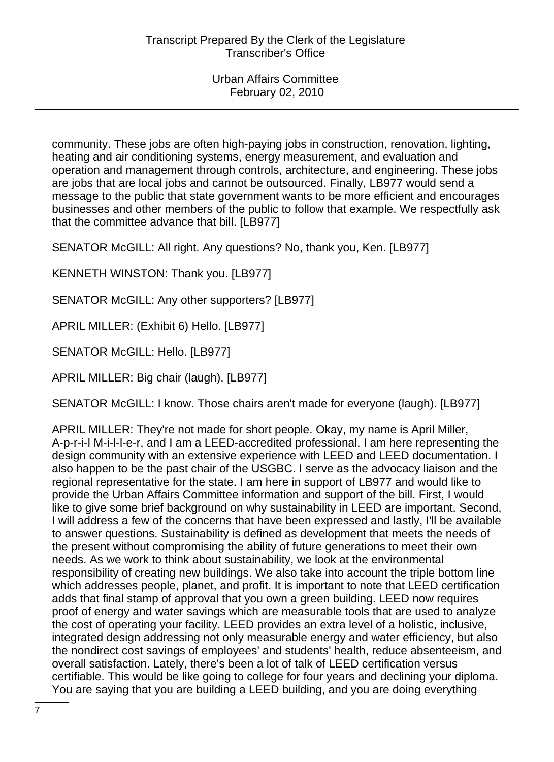community. These jobs are often high-paying jobs in construction, renovation, lighting, heating and air conditioning systems, energy measurement, and evaluation and operation and management through controls, architecture, and engineering. These jobs are jobs that are local jobs and cannot be outsourced. Finally, LB977 would send a message to the public that state government wants to be more efficient and encourages businesses and other members of the public to follow that example. We respectfully ask that the committee advance that bill. [LB977]

SENATOR McGILL: All right. Any questions? No, thank you, Ken. [LB977]

KENNETH WINSTON: Thank you. [LB977]

SENATOR McGILL: Any other supporters? [LB977]

APRIL MILLER: (Exhibit 6) Hello. [LB977]

SENATOR McGILL: Hello. [LB977]

APRIL MILLER: Big chair (laugh). [LB977]

SENATOR McGILL: I know. Those chairs aren't made for everyone (laugh). [LB977]

APRIL MILLER: They're not made for short people. Okay, my name is April Miller, A-p-r-i-l M-i-l-l-e-r, and I am a LEED-accredited professional. I am here representing the design community with an extensive experience with LEED and LEED documentation. I also happen to be the past chair of the USGBC. I serve as the advocacy liaison and the regional representative for the state. I am here in support of LB977 and would like to provide the Urban Affairs Committee information and support of the bill. First, I would like to give some brief background on why sustainability in LEED are important. Second, I will address a few of the concerns that have been expressed and lastly, I'll be available to answer questions. Sustainability is defined as development that meets the needs of the present without compromising the ability of future generations to meet their own needs. As we work to think about sustainability, we look at the environmental responsibility of creating new buildings. We also take into account the triple bottom line which addresses people, planet, and profit. It is important to note that LEED certification adds that final stamp of approval that you own a green building. LEED now requires proof of energy and water savings which are measurable tools that are used to analyze the cost of operating your facility. LEED provides an extra level of a holistic, inclusive, integrated design addressing not only measurable energy and water efficiency, but also the nondirect cost savings of employees' and students' health, reduce absenteeism, and overall satisfaction. Lately, there's been a lot of talk of LEED certification versus certifiable. This would be like going to college for four years and declining your diploma. You are saying that you are building a LEED building, and you are doing everything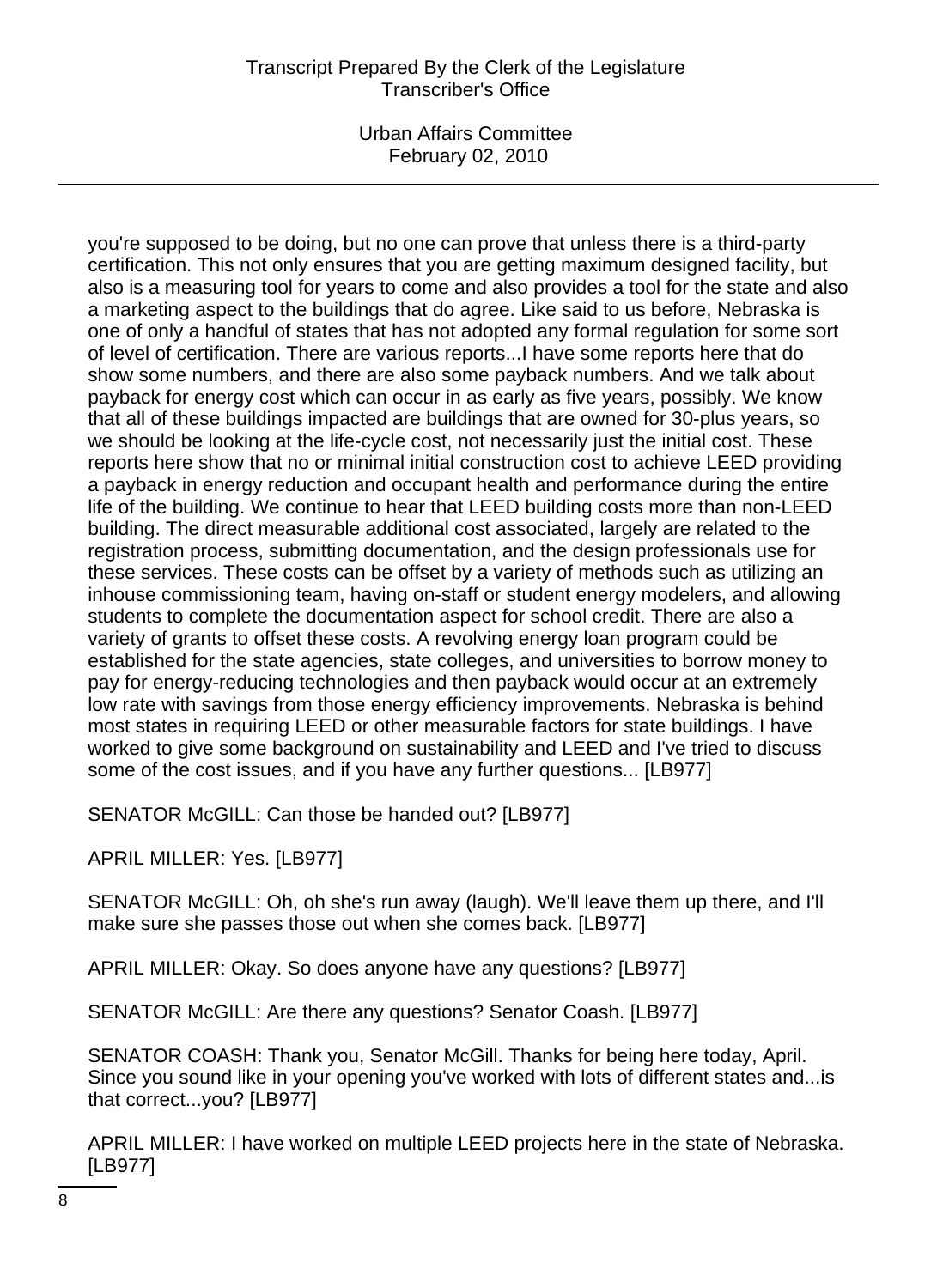you're supposed to be doing, but no one can prove that unless there is a third-party certification. This not only ensures that you are getting maximum designed facility, but also is a measuring tool for years to come and also provides a tool for the state and also a marketing aspect to the buildings that do agree. Like said to us before, Nebraska is one of only a handful of states that has not adopted any formal regulation for some sort of level of certification. There are various reports...I have some reports here that do show some numbers, and there are also some payback numbers. And we talk about payback for energy cost which can occur in as early as five years, possibly. We know that all of these buildings impacted are buildings that are owned for 30-plus years, so we should be looking at the life-cycle cost, not necessarily just the initial cost. These reports here show that no or minimal initial construction cost to achieve LEED providing a payback in energy reduction and occupant health and performance during the entire life of the building. We continue to hear that LEED building costs more than non-LEED building. The direct measurable additional cost associated, largely are related to the registration process, submitting documentation, and the design professionals use for these services. These costs can be offset by a variety of methods such as utilizing an inhouse commissioning team, having on-staff or student energy modelers, and allowing students to complete the documentation aspect for school credit. There are also a variety of grants to offset these costs. A revolving energy loan program could be established for the state agencies, state colleges, and universities to borrow money to pay for energy-reducing technologies and then payback would occur at an extremely low rate with savings from those energy efficiency improvements. Nebraska is behind most states in requiring LEED or other measurable factors for state buildings. I have worked to give some background on sustainability and LEED and I've tried to discuss some of the cost issues, and if you have any further questions... [LB977]

SENATOR McGILL: Can those be handed out? [LB977]

APRIL MILLER: Yes. [LB977]

SENATOR McGILL: Oh, oh she's run away (laugh). We'll leave them up there, and I'll make sure she passes those out when she comes back. [LB977]

APRIL MILLER: Okay. So does anyone have any questions? [LB977]

SENATOR McGILL: Are there any questions? Senator Coash. [LB977]

SENATOR COASH: Thank you, Senator McGill. Thanks for being here today, April. Since you sound like in your opening you've worked with lots of different states and...is that correct...you? [LB977]

APRIL MILLER: I have worked on multiple LEED projects here in the state of Nebraska. [LB977]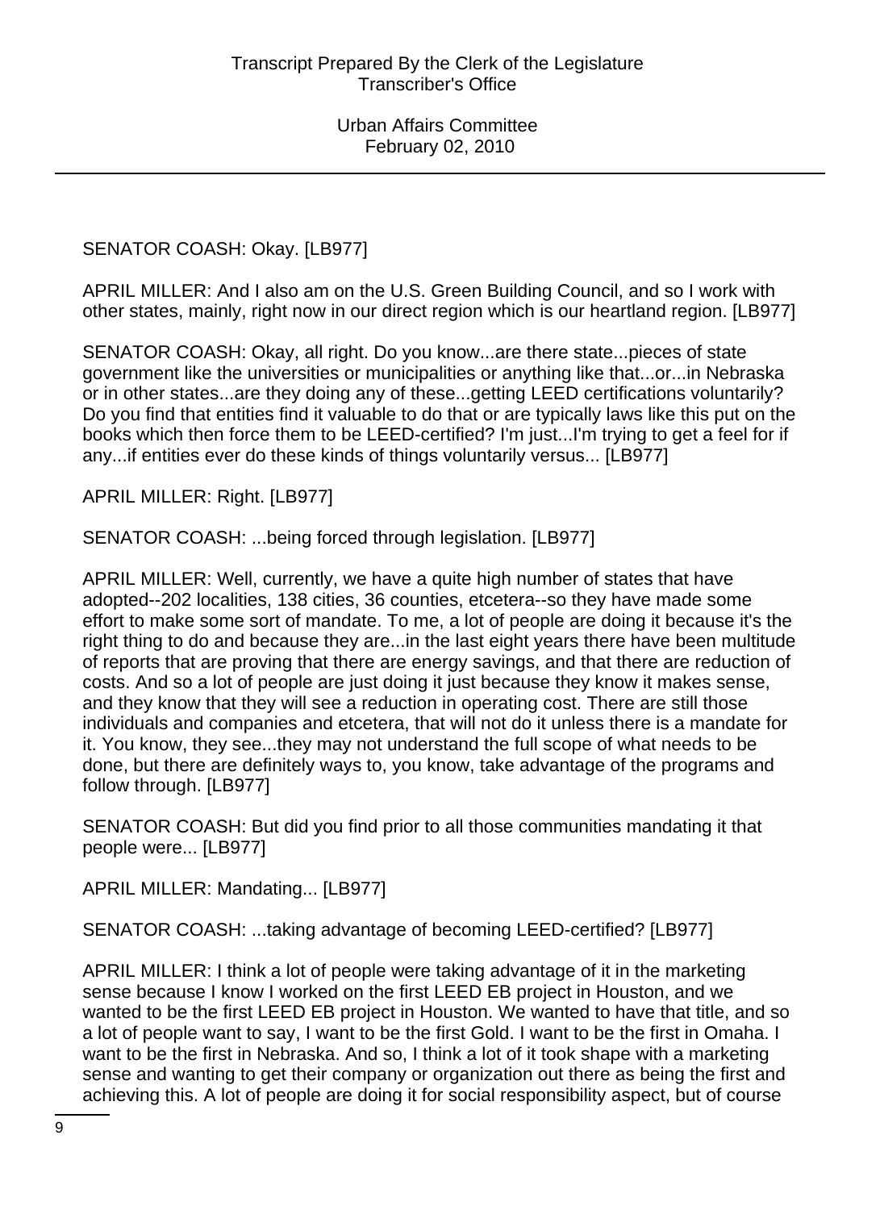SENATOR COASH: Okay. [LB977]

APRIL MILLER: And I also am on the U.S. Green Building Council, and so I work with other states, mainly, right now in our direct region which is our heartland region. [LB977]

SENATOR COASH: Okay, all right. Do you know...are there state...pieces of state government like the universities or municipalities or anything like that...or...in Nebraska or in other states...are they doing any of these...getting LEED certifications voluntarily? Do you find that entities find it valuable to do that or are typically laws like this put on the books which then force them to be LEED-certified? I'm just...I'm trying to get a feel for if any...if entities ever do these kinds of things voluntarily versus... [LB977]

APRIL MILLER: Right. [LB977]

SENATOR COASH: ...being forced through legislation. [LB977]

APRIL MILLER: Well, currently, we have a quite high number of states that have adopted--202 localities, 138 cities, 36 counties, etcetera--so they have made some effort to make some sort of mandate. To me, a lot of people are doing it because it's the right thing to do and because they are...in the last eight years there have been multitude of reports that are proving that there are energy savings, and that there are reduction of costs. And so a lot of people are just doing it just because they know it makes sense, and they know that they will see a reduction in operating cost. There are still those individuals and companies and etcetera, that will not do it unless there is a mandate for it. You know, they see...they may not understand the full scope of what needs to be done, but there are definitely ways to, you know, take advantage of the programs and follow through. [LB977]

SENATOR COASH: But did you find prior to all those communities mandating it that people were... [LB977]

APRIL MILLER: Mandating... [LB977]

SENATOR COASH: ...taking advantage of becoming LEED-certified? [LB977]

APRIL MILLER: I think a lot of people were taking advantage of it in the marketing sense because I know I worked on the first LEED EB project in Houston, and we wanted to be the first LEED EB project in Houston. We wanted to have that title, and so a lot of people want to say, I want to be the first Gold. I want to be the first in Omaha. I want to be the first in Nebraska. And so, I think a lot of it took shape with a marketing sense and wanting to get their company or organization out there as being the first and achieving this. A lot of people are doing it for social responsibility aspect, but of course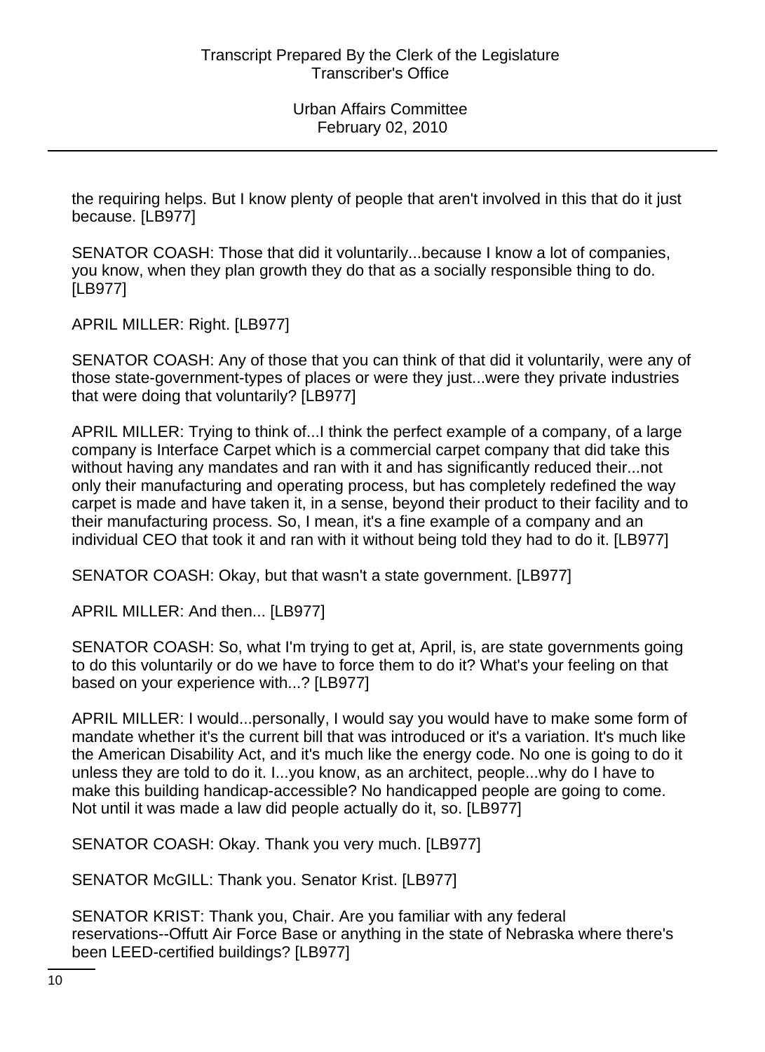the requiring helps. But I know plenty of people that aren't involved in this that do it just because. [LB977]

SENATOR COASH: Those that did it voluntarily...because I know a lot of companies, you know, when they plan growth they do that as a socially responsible thing to do. [LB977]

APRIL MILLER: Right. [LB977]

SENATOR COASH: Any of those that you can think of that did it voluntarily, were any of those state-government-types of places or were they just...were they private industries that were doing that voluntarily? [LB977]

APRIL MILLER: Trying to think of...I think the perfect example of a company, of a large company is Interface Carpet which is a commercial carpet company that did take this without having any mandates and ran with it and has significantly reduced their...not only their manufacturing and operating process, but has completely redefined the way carpet is made and have taken it, in a sense, beyond their product to their facility and to their manufacturing process. So, I mean, it's a fine example of a company and an individual CEO that took it and ran with it without being told they had to do it. [LB977]

SENATOR COASH: Okay, but that wasn't a state government. [LB977]

APRIL MILLER: And then... [LB977]

SENATOR COASH: So, what I'm trying to get at, April, is, are state governments going to do this voluntarily or do we have to force them to do it? What's your feeling on that based on your experience with...? [LB977]

APRIL MILLER: I would...personally, I would say you would have to make some form of mandate whether it's the current bill that was introduced or it's a variation. It's much like the American Disability Act, and it's much like the energy code. No one is going to do it unless they are told to do it. I...you know, as an architect, people...why do I have to make this building handicap-accessible? No handicapped people are going to come. Not until it was made a law did people actually do it, so. [LB977]

SENATOR COASH: Okay. Thank you very much. [LB977]

SENATOR McGILL: Thank you. Senator Krist. [LB977]

SENATOR KRIST: Thank you, Chair. Are you familiar with any federal reservations--Offutt Air Force Base or anything in the state of Nebraska where there's been LEED-certified buildings? [LB977]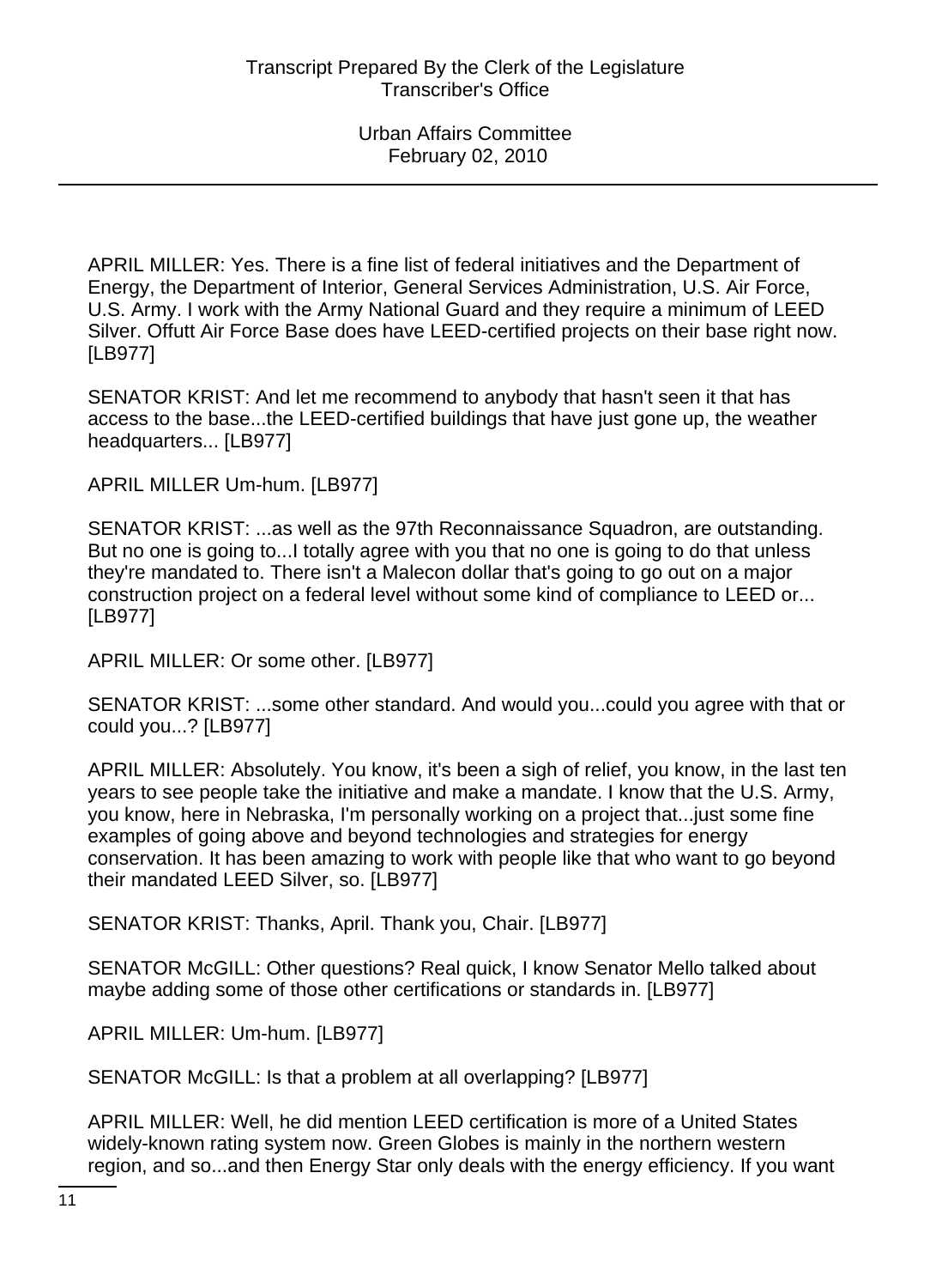APRIL MILLER: Yes. There is a fine list of federal initiatives and the Department of Energy, the Department of Interior, General Services Administration, U.S. Air Force, U.S. Army. I work with the Army National Guard and they require a minimum of LEED Silver. Offutt Air Force Base does have LEED-certified projects on their base right now. [LB977]

SENATOR KRIST: And let me recommend to anybody that hasn't seen it that has access to the base...the LEED-certified buildings that have just gone up, the weather headquarters... [LB977]

APRIL MILLER Um-hum. [LB977]

SENATOR KRIST: ...as well as the 97th Reconnaissance Squadron, are outstanding. But no one is going to...I totally agree with you that no one is going to do that unless they're mandated to. There isn't a Malecon dollar that's going to go out on a major construction project on a federal level without some kind of compliance to LEED or... [LB977]

APRIL MILLER: Or some other. [LB977]

SENATOR KRIST: ...some other standard. And would you...could you agree with that or could you...? [LB977]

APRIL MILLER: Absolutely. You know, it's been a sigh of relief, you know, in the last ten years to see people take the initiative and make a mandate. I know that the U.S. Army, you know, here in Nebraska, I'm personally working on a project that...just some fine examples of going above and beyond technologies and strategies for energy conservation. It has been amazing to work with people like that who want to go beyond their mandated LEED Silver, so. [LB977]

SENATOR KRIST: Thanks, April. Thank you, Chair. [LB977]

SENATOR McGILL: Other questions? Real quick, I know Senator Mello talked about maybe adding some of those other certifications or standards in. [LB977]

APRIL MILLER: Um-hum. [LB977]

SENATOR McGILL: Is that a problem at all overlapping? [LB977]

APRIL MILLER: Well, he did mention LEED certification is more of a United States widely-known rating system now. Green Globes is mainly in the northern western region, and so...and then Energy Star only deals with the energy efficiency. If you want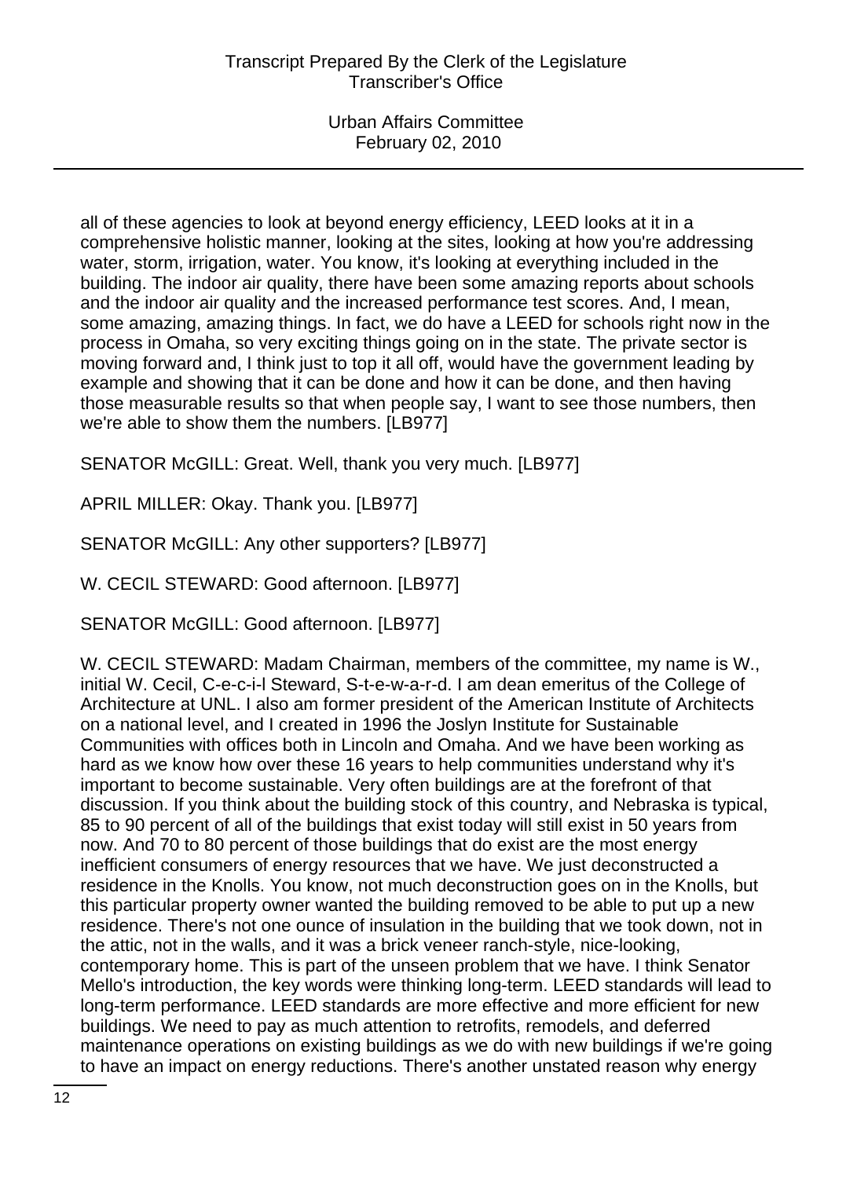all of these agencies to look at beyond energy efficiency, LEED looks at it in a comprehensive holistic manner, looking at the sites, looking at how you're addressing water, storm, irrigation, water. You know, it's looking at everything included in the building. The indoor air quality, there have been some amazing reports about schools and the indoor air quality and the increased performance test scores. And, I mean, some amazing, amazing things. In fact, we do have a LEED for schools right now in the process in Omaha, so very exciting things going on in the state. The private sector is moving forward and, I think just to top it all off, would have the government leading by example and showing that it can be done and how it can be done, and then having those measurable results so that when people say, I want to see those numbers, then we're able to show them the numbers. [LB977]

SENATOR McGILL: Great. Well, thank you very much. [LB977]

APRIL MILLER: Okay. Thank you. [LB977]

SENATOR McGILL: Any other supporters? [LB977]

W. CECIL STEWARD: Good afternoon. [LB977]

SENATOR McGILL: Good afternoon. [LB977]

W. CECIL STEWARD: Madam Chairman, members of the committee, my name is W., initial W. Cecil, C-e-c-i-l Steward, S-t-e-w-a-r-d. I am dean emeritus of the College of Architecture at UNL. I also am former president of the American Institute of Architects on a national level, and I created in 1996 the Joslyn Institute for Sustainable Communities with offices both in Lincoln and Omaha. And we have been working as hard as we know how over these 16 years to help communities understand why it's important to become sustainable. Very often buildings are at the forefront of that discussion. If you think about the building stock of this country, and Nebraska is typical, 85 to 90 percent of all of the buildings that exist today will still exist in 50 years from now. And 70 to 80 percent of those buildings that do exist are the most energy inefficient consumers of energy resources that we have. We just deconstructed a residence in the Knolls. You know, not much deconstruction goes on in the Knolls, but this particular property owner wanted the building removed to be able to put up a new residence. There's not one ounce of insulation in the building that we took down, not in the attic, not in the walls, and it was a brick veneer ranch-style, nice-looking, contemporary home. This is part of the unseen problem that we have. I think Senator Mello's introduction, the key words were thinking long-term. LEED standards will lead to long-term performance. LEED standards are more effective and more efficient for new buildings. We need to pay as much attention to retrofits, remodels, and deferred maintenance operations on existing buildings as we do with new buildings if we're going to have an impact on energy reductions. There's another unstated reason why energy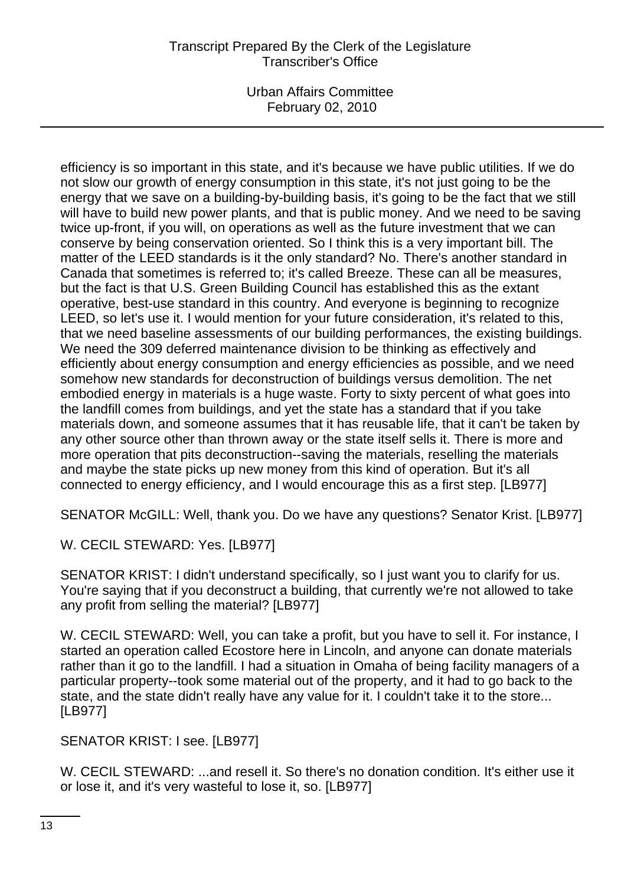efficiency is so important in this state, and it's because we have public utilities. If we do not slow our growth of energy consumption in this state, it's not just going to be the energy that we save on a building-by-building basis, it's going to be the fact that we still will have to build new power plants, and that is public money. And we need to be saving twice up-front, if you will, on operations as well as the future investment that we can conserve by being conservation oriented. So I think this is a very important bill. The matter of the LEED standards is it the only standard? No. There's another standard in Canada that sometimes is referred to; it's called Breeze. These can all be measures, but the fact is that U.S. Green Building Council has established this as the extant operative, best-use standard in this country. And everyone is beginning to recognize LEED, so let's use it. I would mention for your future consideration, it's related to this, that we need baseline assessments of our building performances, the existing buildings. We need the 309 deferred maintenance division to be thinking as effectively and efficiently about energy consumption and energy efficiencies as possible, and we need somehow new standards for deconstruction of buildings versus demolition. The net embodied energy in materials is a huge waste. Forty to sixty percent of what goes into the landfill comes from buildings, and yet the state has a standard that if you take materials down, and someone assumes that it has reusable life, that it can't be taken by any other source other than thrown away or the state itself sells it. There is more and more operation that pits deconstruction--saving the materials, reselling the materials and maybe the state picks up new money from this kind of operation. But it's all connected to energy efficiency, and I would encourage this as a first step. [LB977]

SENATOR McGILL: Well, thank you. Do we have any questions? Senator Krist. [LB977]

W. CECIL STEWARD: Yes. [LB977]

SENATOR KRIST: I didn't understand specifically, so I just want you to clarify for us. You're saying that if you deconstruct a building, that currently we're not allowed to take any profit from selling the material? [LB977]

W. CECIL STEWARD: Well, you can take a profit, but you have to sell it. For instance, I started an operation called Ecostore here in Lincoln, and anyone can donate materials rather than it go to the landfill. I had a situation in Omaha of being facility managers of a particular property--took some material out of the property, and it had to go back to the state, and the state didn't really have any value for it. I couldn't take it to the store... [LB977]

SENATOR KRIST: I see. [LB977]

W. CECIL STEWARD: ...and resell it. So there's no donation condition. It's either use it or lose it, and it's very wasteful to lose it, so. [LB977]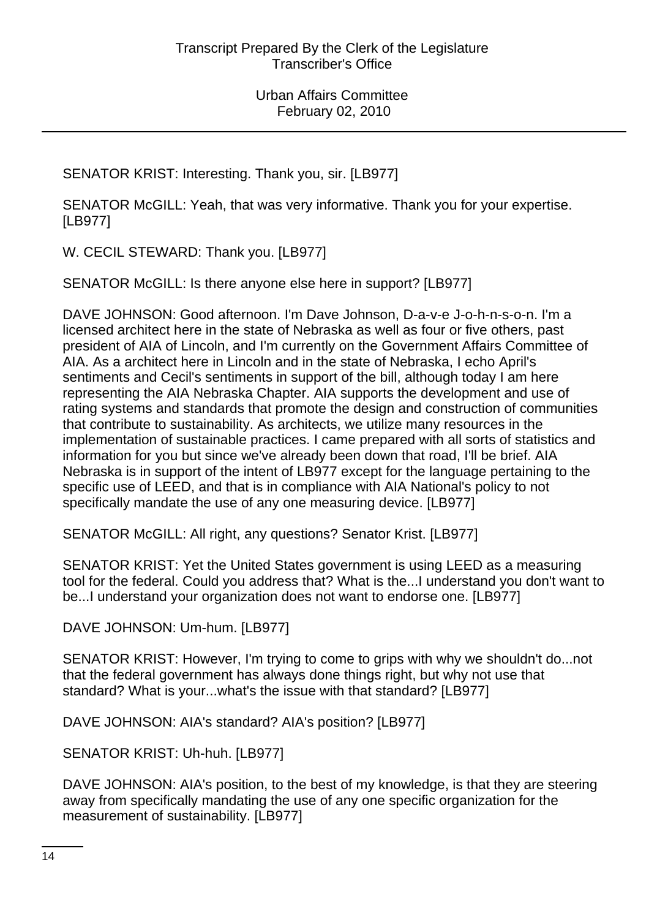SENATOR KRIST: Interesting. Thank you, sir. [LB977]

SENATOR McGILL: Yeah, that was very informative. Thank you for your expertise. [LB977]

W. CECIL STEWARD: Thank you. [LB977]

SENATOR McGILL: Is there anyone else here in support? [LB977]

DAVE JOHNSON: Good afternoon. I'm Dave Johnson, D-a-v-e J-o-h-n-s-o-n. I'm a licensed architect here in the state of Nebraska as well as four or five others, past president of AIA of Lincoln, and I'm currently on the Government Affairs Committee of AIA. As a architect here in Lincoln and in the state of Nebraska, I echo April's sentiments and Cecil's sentiments in support of the bill, although today I am here representing the AIA Nebraska Chapter. AIA supports the development and use of rating systems and standards that promote the design and construction of communities that contribute to sustainability. As architects, we utilize many resources in the implementation of sustainable practices. I came prepared with all sorts of statistics and information for you but since we've already been down that road, I'll be brief. AIA Nebraska is in support of the intent of LB977 except for the language pertaining to the specific use of LEED, and that is in compliance with AIA National's policy to not specifically mandate the use of any one measuring device. [LB977]

SENATOR McGILL: All right, any questions? Senator Krist. [LB977]

SENATOR KRIST: Yet the United States government is using LEED as a measuring tool for the federal. Could you address that? What is the...I understand you don't want to be...I understand your organization does not want to endorse one. [LB977]

DAVE JOHNSON: Um-hum. [LB977]

SENATOR KRIST: However, I'm trying to come to grips with why we shouldn't do...not that the federal government has always done things right, but why not use that standard? What is your...what's the issue with that standard? [LB977]

DAVE JOHNSON: AIA's standard? AIA's position? [LB977]

SENATOR KRIST: Uh-huh. [LB977]

DAVE JOHNSON: AIA's position, to the best of my knowledge, is that they are steering away from specifically mandating the use of any one specific organization for the measurement of sustainability. [LB977]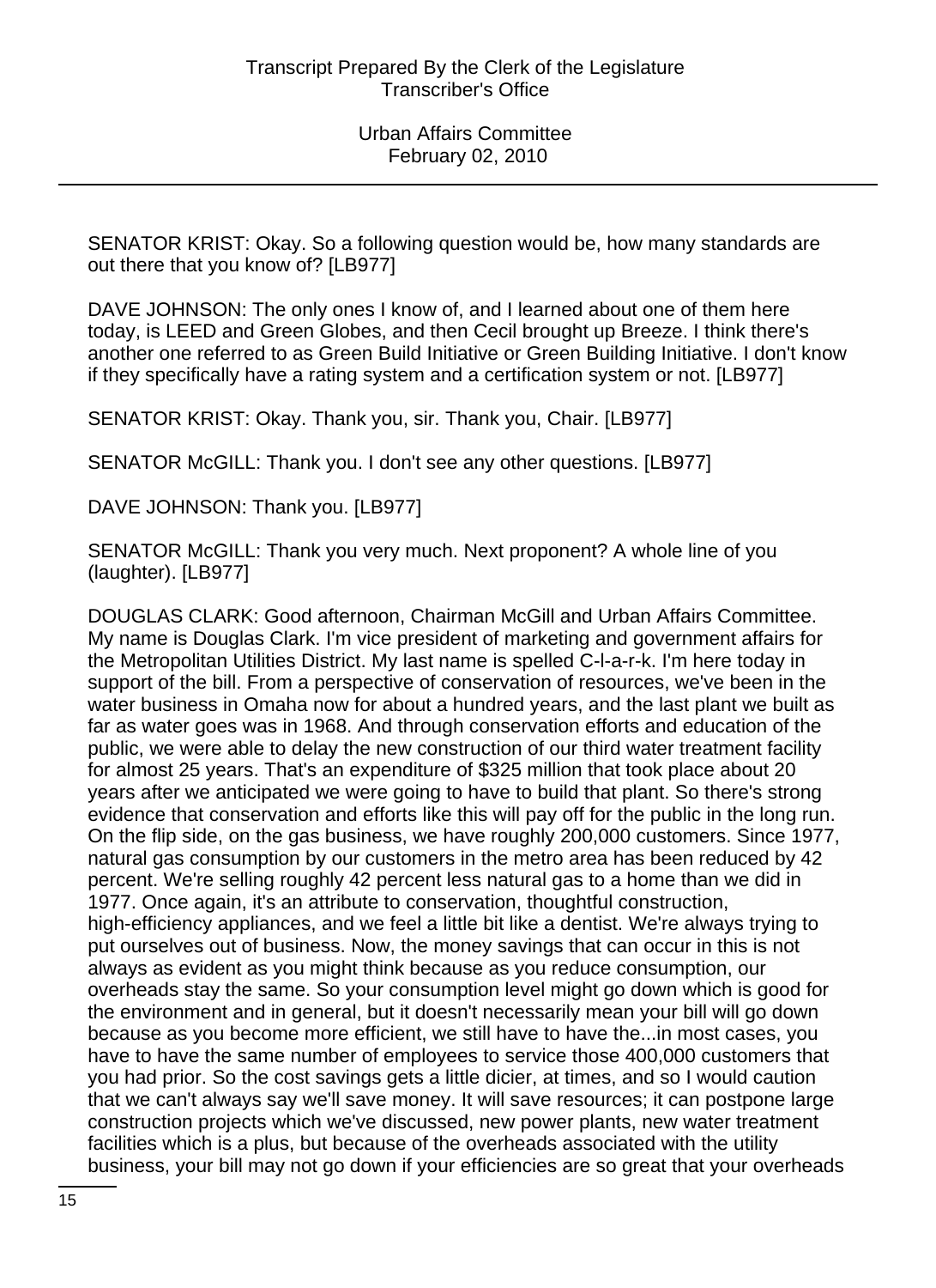SENATOR KRIST: Okay. So a following question would be, how many standards are out there that you know of? [LB977]

DAVE JOHNSON: The only ones I know of, and I learned about one of them here today, is LEED and Green Globes, and then Cecil brought up Breeze. I think there's another one referred to as Green Build Initiative or Green Building Initiative. I don't know if they specifically have a rating system and a certification system or not. [LB977]

SENATOR KRIST: Okay. Thank you, sir. Thank you, Chair. [LB977]

SENATOR McGILL: Thank you. I don't see any other questions. [LB977]

DAVE JOHNSON: Thank you. [LB977]

SENATOR McGILL: Thank you very much. Next proponent? A whole line of you (laughter). [LB977]

DOUGLAS CLARK: Good afternoon, Chairman McGill and Urban Affairs Committee. My name is Douglas Clark. I'm vice president of marketing and government affairs for the Metropolitan Utilities District. My last name is spelled C-l-a-r-k. I'm here today in support of the bill. From a perspective of conservation of resources, we've been in the water business in Omaha now for about a hundred years, and the last plant we built as far as water goes was in 1968. And through conservation efforts and education of the public, we were able to delay the new construction of our third water treatment facility for almost 25 years. That's an expenditure of $325 million that took place about 20 years after we anticipated we were going to have to build that plant. So there's strong evidence that conservation and efforts like this will pay off for the public in the long run. On the flip side, on the gas business, we have roughly 200,000 customers. Since 1977, natural gas consumption by our customers in the metro area has been reduced by 42 percent. We're selling roughly 42 percent less natural gas to a home than we did in 1977. Once again, it's an attribute to conservation, thoughtful construction, high-efficiency appliances, and we feel a little bit like a dentist. We're always trying to put ourselves out of business. Now, the money savings that can occur in this is not always as evident as you might think because as you reduce consumption, our overheads stay the same. So your consumption level might go down which is good for the environment and in general, but it doesn't necessarily mean your bill will go down because as you become more efficient, we still have to have the...in most cases, you have to have the same number of employees to service those 400,000 customers that you had prior. So the cost savings gets a little dicier, at times, and so I would caution that we can't always say we'll save money. It will save resources; it can postpone large construction projects which we've discussed, new power plants, new water treatment facilities which is a plus, but because of the overheads associated with the utility business, your bill may not go down if your efficiencies are so great that your overheads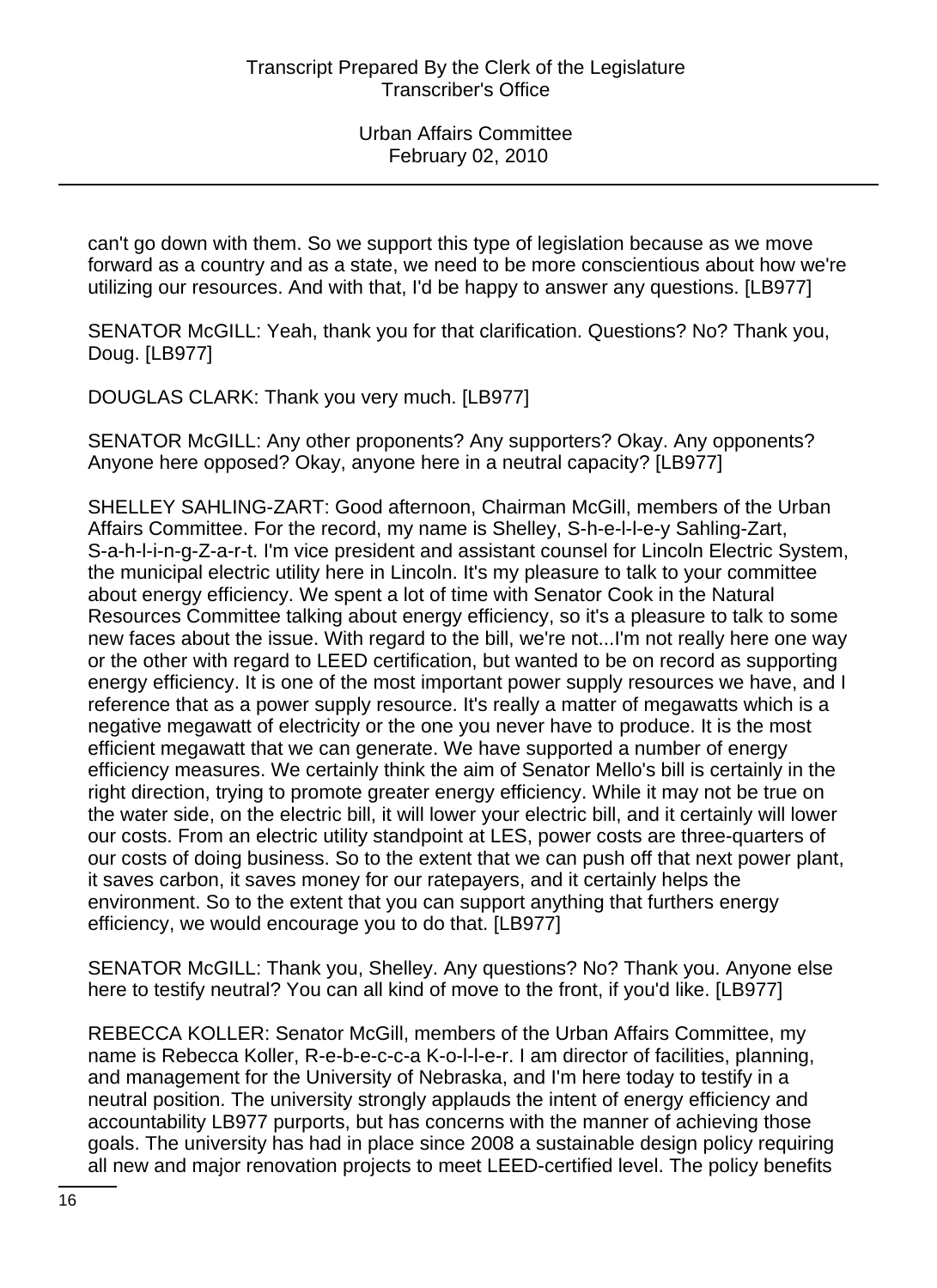can't go down with them. So we support this type of legislation because as we move forward as a country and as a state, we need to be more conscientious about how we're utilizing our resources. And with that, I'd be happy to answer any questions. [LB977]

SENATOR McGILL: Yeah, thank you for that clarification. Questions? No? Thank you, Doug. [LB977]

DOUGLAS CLARK: Thank you very much. [LB977]

SENATOR McGILL: Any other proponents? Any supporters? Okay. Any opponents? Anyone here opposed? Okay, anyone here in a neutral capacity? [LB977]

SHELLEY SAHLING-ZART: Good afternoon, Chairman McGill, members of the Urban Affairs Committee. For the record, my name is Shelley, S-h-e-l-l-e-y Sahling-Zart, S-a-h-l-i-n-g-Z-a-r-t. I'm vice president and assistant counsel for Lincoln Electric System, the municipal electric utility here in Lincoln. It's my pleasure to talk to your committee about energy efficiency. We spent a lot of time with Senator Cook in the Natural Resources Committee talking about energy efficiency, so it's a pleasure to talk to some new faces about the issue. With regard to the bill, we're not...I'm not really here one way or the other with regard to LEED certification, but wanted to be on record as supporting energy efficiency. It is one of the most important power supply resources we have, and I reference that as a power supply resource. It's really a matter of megawatts which is a negative megawatt of electricity or the one you never have to produce. It is the most efficient megawatt that we can generate. We have supported a number of energy efficiency measures. We certainly think the aim of Senator Mello's bill is certainly in the right direction, trying to promote greater energy efficiency. While it may not be true on the water side, on the electric bill, it will lower your electric bill, and it certainly will lower our costs. From an electric utility standpoint at LES, power costs are three-quarters of our costs of doing business. So to the extent that we can push off that next power plant, it saves carbon, it saves money for our ratepayers, and it certainly helps the environment. So to the extent that you can support anything that furthers energy efficiency, we would encourage you to do that. [LB977]

SENATOR McGILL: Thank you, Shelley. Any questions? No? Thank you. Anyone else here to testify neutral? You can all kind of move to the front, if you'd like. [LB977]

REBECCA KOLLER: Senator McGill, members of the Urban Affairs Committee, my name is Rebecca Koller, R-e-b-e-c-c-a K-o-l-l-e-r. I am director of facilities, planning, and management for the University of Nebraska, and I'm here today to testify in a neutral position. The university strongly applauds the intent of energy efficiency and accountability LB977 purports, but has concerns with the manner of achieving those goals. The university has had in place since 2008 a sustainable design policy requiring all new and major renovation projects to meet LEED-certified level. The policy benefits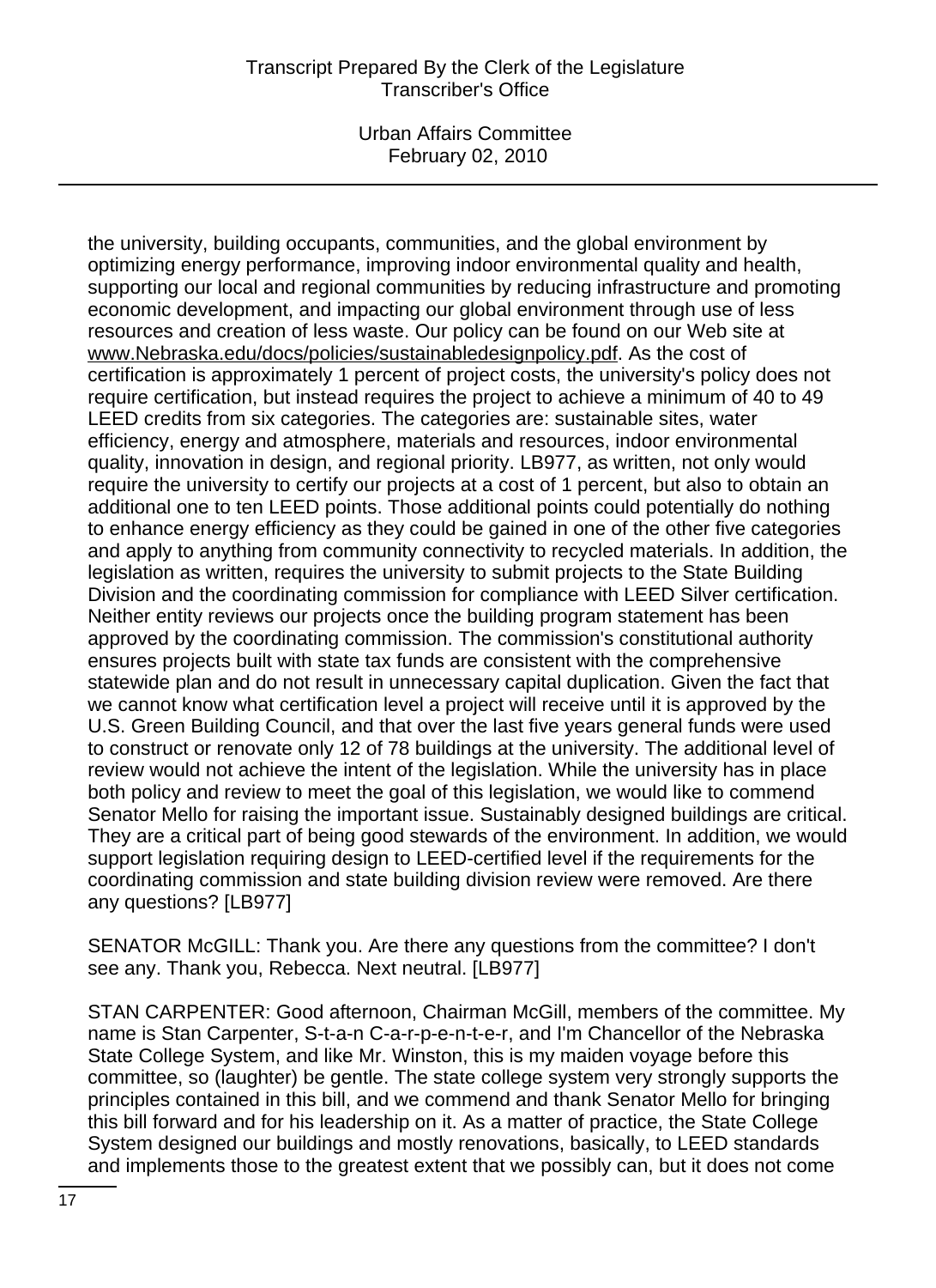the university, building occupants, communities, and the global environment by optimizing energy performance, improving indoor environmental quality and health, supporting our local and regional communities by reducing infrastructure and promoting economic development, and impacting our global environment through use of less resources and creation of less waste. Our policy can be found on our Web site at www.Nebraska.edu/docs/policies/sustainabledesignpolicy.pdf. As the cost of certification is approximately 1 percent of project costs, the university's policy does not require certification, but instead requires the project to achieve a minimum of 40 to 49 LEED credits from six categories. The categories are: sustainable sites, water efficiency, energy and atmosphere, materials and resources, indoor environmental quality, innovation in design, and regional priority. LB977, as written, not only would require the university to certify our projects at a cost of 1 percent, but also to obtain an additional one to ten LEED points. Those additional points could potentially do nothing to enhance energy efficiency as they could be gained in one of the other five categories and apply to anything from community connectivity to recycled materials. In addition, the legislation as written, requires the university to submit projects to the State Building Division and the coordinating commission for compliance with LEED Silver certification. Neither entity reviews our projects once the building program statement has been approved by the coordinating commission. The commission's constitutional authority ensures projects built with state tax funds are consistent with the comprehensive statewide plan and do not result in unnecessary capital duplication. Given the fact that we cannot know what certification level a project will receive until it is approved by the U.S. Green Building Council, and that over the last five years general funds were used to construct or renovate only 12 of 78 buildings at the university. The additional level of review would not achieve the intent of the legislation. While the university has in place both policy and review to meet the goal of this legislation, we would like to commend Senator Mello for raising the important issue. Sustainably designed buildings are critical. They are a critical part of being good stewards of the environment. In addition, we would support legislation requiring design to LEED-certified level if the requirements for the coordinating commission and state building division review were removed. Are there any questions? [LB977]

SENATOR McGILL: Thank you. Are there any questions from the committee? I don't see any. Thank you, Rebecca. Next neutral. [LB977]

STAN CARPENTER: Good afternoon, Chairman McGill, members of the committee. My name is Stan Carpenter, S-t-a-n C-a-r-p-e-n-t-e-r, and I'm Chancellor of the Nebraska State College System, and like Mr. Winston, this is my maiden voyage before this committee, so (laughter) be gentle. The state college system very strongly supports the principles contained in this bill, and we commend and thank Senator Mello for bringing this bill forward and for his leadership on it. As a matter of practice, the State College System designed our buildings and mostly renovations, basically, to LEED standards and implements those to the greatest extent that we possibly can, but it does not come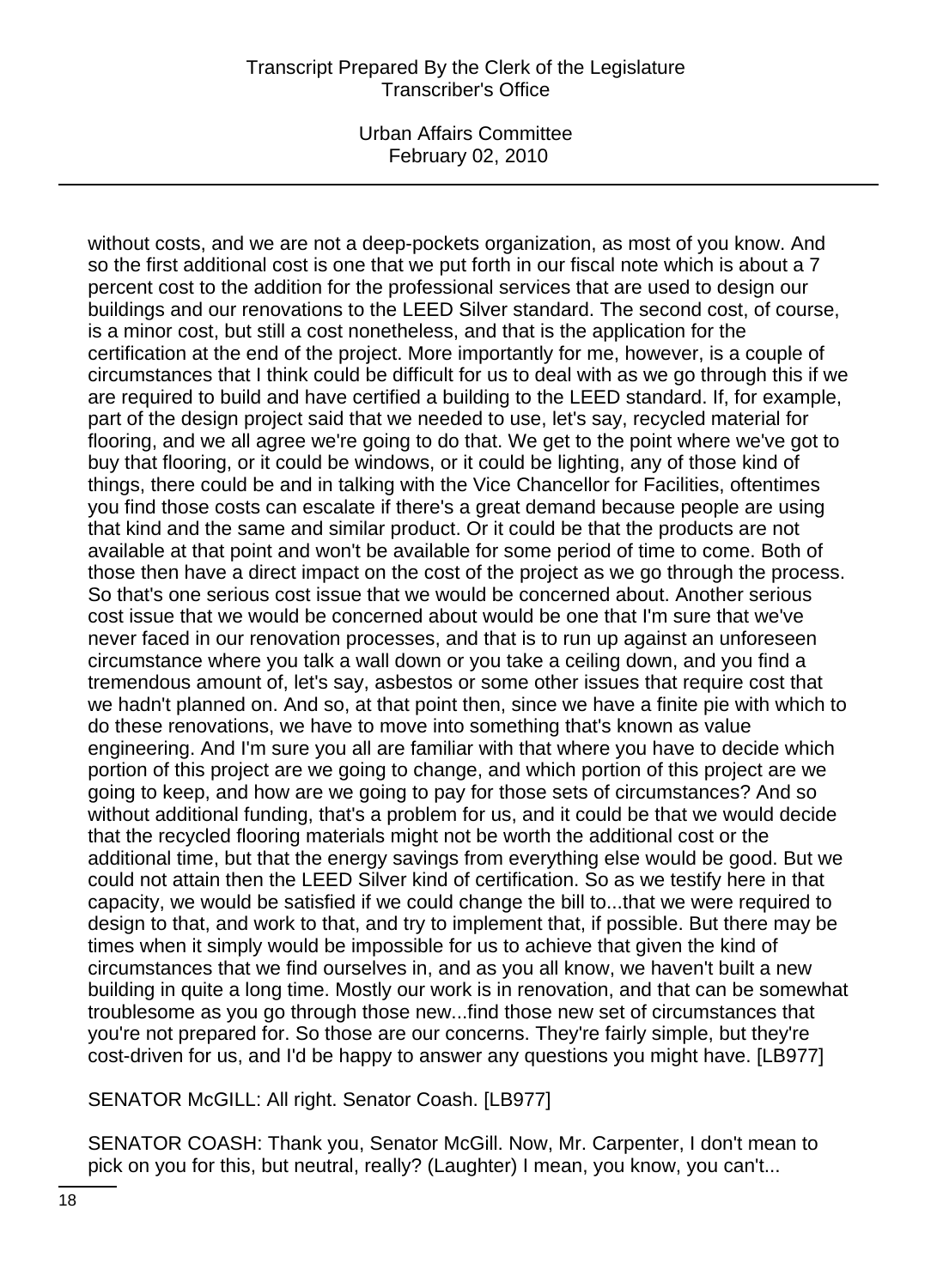without costs, and we are not a deep-pockets organization, as most of you know. And so the first additional cost is one that we put forth in our fiscal note which is about a 7 percent cost to the addition for the professional services that are used to design our buildings and our renovations to the LEED Silver standard. The second cost, of course, is a minor cost, but still a cost nonetheless, and that is the application for the certification at the end of the project. More importantly for me, however, is a couple of circumstances that I think could be difficult for us to deal with as we go through this if we are required to build and have certified a building to the LEED standard. If, for example, part of the design project said that we needed to use, let's say, recycled material for flooring, and we all agree we're going to do that. We get to the point where we've got to buy that flooring, or it could be windows, or it could be lighting, any of those kind of things, there could be and in talking with the Vice Chancellor for Facilities, oftentimes you find those costs can escalate if there's a great demand because people are using that kind and the same and similar product. Or it could be that the products are not available at that point and won't be available for some period of time to come. Both of those then have a direct impact on the cost of the project as we go through the process. So that's one serious cost issue that we would be concerned about. Another serious cost issue that we would be concerned about would be one that I'm sure that we've never faced in our renovation processes, and that is to run up against an unforeseen circumstance where you talk a wall down or you take a ceiling down, and you find a tremendous amount of, let's say, asbestos or some other issues that require cost that we hadn't planned on. And so, at that point then, since we have a finite pie with which to do these renovations, we have to move into something that's known as value engineering. And I'm sure you all are familiar with that where you have to decide which portion of this project are we going to change, and which portion of this project are we going to keep, and how are we going to pay for those sets of circumstances? And so without additional funding, that's a problem for us, and it could be that we would decide that the recycled flooring materials might not be worth the additional cost or the additional time, but that the energy savings from everything else would be good. But we could not attain then the LEED Silver kind of certification. So as we testify here in that capacity, we would be satisfied if we could change the bill to...that we were required to design to that, and work to that, and try to implement that, if possible. But there may be times when it simply would be impossible for us to achieve that given the kind of circumstances that we find ourselves in, and as you all know, we haven't built a new building in quite a long time. Mostly our work is in renovation, and that can be somewhat troublesome as you go through those new...find those new set of circumstances that you're not prepared for. So those are our concerns. They're fairly simple, but they're cost-driven for us, and I'd be happy to answer any questions you might have. [LB977]

SENATOR McGILL: All right. Senator Coash. [LB977]

SENATOR COASH: Thank you, Senator McGill. Now, Mr. Carpenter, I don't mean to pick on you for this, but neutral, really? (Laughter) I mean, you know, you can't...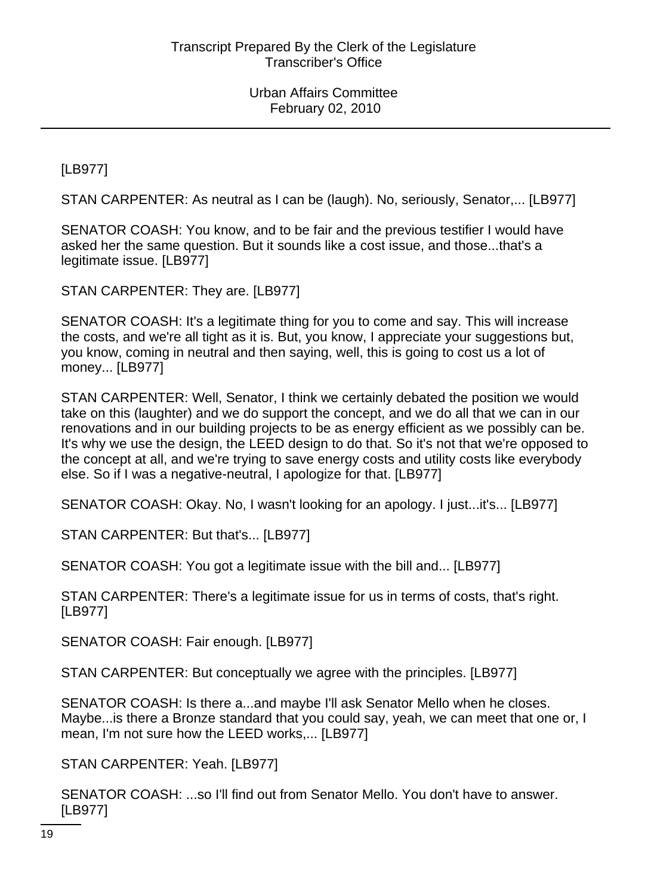[LB977]

STAN CARPENTER: As neutral as I can be (laugh). No, seriously, Senator,... [LB977]

SENATOR COASH: You know, and to be fair and the previous testifier I would have asked her the same question. But it sounds like a cost issue, and those...that's a legitimate issue. [LB977]

STAN CARPENTER: They are. [LB977]

SENATOR COASH: It's a legitimate thing for you to come and say. This will increase the costs, and we're all tight as it is. But, you know, I appreciate your suggestions but, you know, coming in neutral and then saying, well, this is going to cost us a lot of money... [LB977]

STAN CARPENTER: Well, Senator, I think we certainly debated the position we would take on this (laughter) and we do support the concept, and we do all that we can in our renovations and in our building projects to be as energy efficient as we possibly can be. It's why we use the design, the LEED design to do that. So it's not that we're opposed to the concept at all, and we're trying to save energy costs and utility costs like everybody else. So if I was a negative-neutral, I apologize for that. [LB977]

SENATOR COASH: Okay. No, I wasn't looking for an apology. I just...it's... [LB977]

STAN CARPENTER: But that's... [LB977]

SENATOR COASH: You got a legitimate issue with the bill and... [LB977]

STAN CARPENTER: There's a legitimate issue for us in terms of costs, that's right. [LB977]

SENATOR COASH: Fair enough. [LB977]

STAN CARPENTER: But conceptually we agree with the principles. [LB977]

SENATOR COASH: Is there a...and maybe I'll ask Senator Mello when he closes. Maybe...is there a Bronze standard that you could say, yeah, we can meet that one or, I mean, I'm not sure how the LEED works,... [LB977]

STAN CARPENTER: Yeah. [LB977]

SENATOR COASH: ...so I'll find out from Senator Mello. You don't have to answer. [LB977]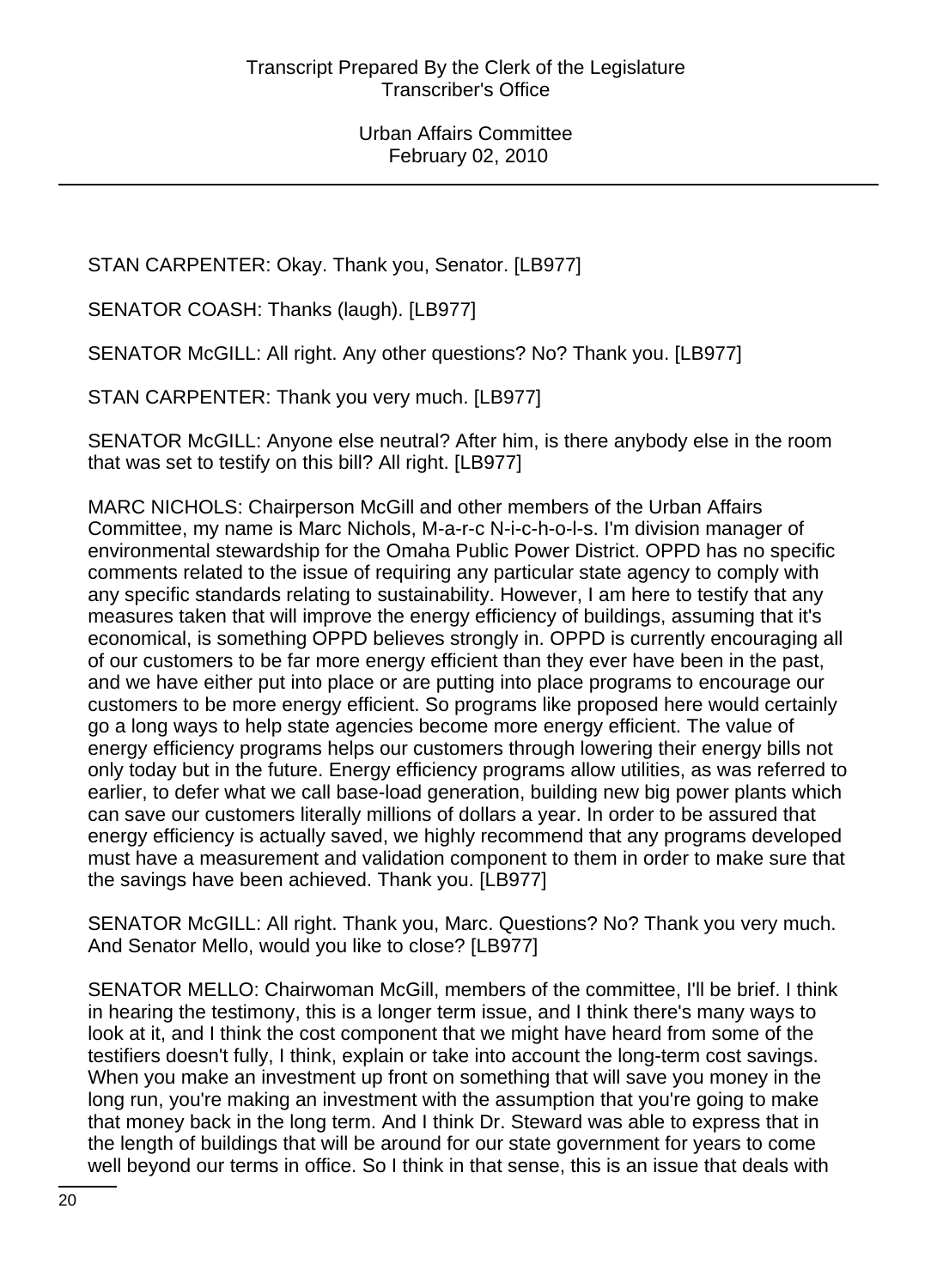STAN CARPENTER: Okay. Thank you, Senator. [LB977]

SENATOR COASH: Thanks (laugh). [LB977]

SENATOR McGILL: All right. Any other questions? No? Thank you. [LB977]

STAN CARPENTER: Thank you very much. [LB977]

SENATOR McGILL: Anyone else neutral? After him, is there anybody else in the room that was set to testify on this bill? All right. [LB977]

MARC NICHOLS: Chairperson McGill and other members of the Urban Affairs Committee, my name is Marc Nichols, M-a-r-c N-i-c-h-o-l-s. I'm division manager of environmental stewardship for the Omaha Public Power District. OPPD has no specific comments related to the issue of requiring any particular state agency to comply with any specific standards relating to sustainability. However, I am here to testify that any measures taken that will improve the energy efficiency of buildings, assuming that it's economical, is something OPPD believes strongly in. OPPD is currently encouraging all of our customers to be far more energy efficient than they ever have been in the past, and we have either put into place or are putting into place programs to encourage our customers to be more energy efficient. So programs like proposed here would certainly go a long ways to help state agencies become more energy efficient. The value of energy efficiency programs helps our customers through lowering their energy bills not only today but in the future. Energy efficiency programs allow utilities, as was referred to earlier, to defer what we call base-load generation, building new big power plants which can save our customers literally millions of dollars a year. In order to be assured that energy efficiency is actually saved, we highly recommend that any programs developed must have a measurement and validation component to them in order to make sure that the savings have been achieved. Thank you. [LB977]

SENATOR McGILL: All right. Thank you, Marc. Questions? No? Thank you very much. And Senator Mello, would you like to close? [LB977]

SENATOR MELLO: Chairwoman McGill, members of the committee, I'll be brief. I think in hearing the testimony, this is a longer term issue, and I think there's many ways to look at it, and I think the cost component that we might have heard from some of the testifiers doesn't fully, I think, explain or take into account the long-term cost savings. When you make an investment up front on something that will save you money in the long run, you're making an investment with the assumption that you're going to make that money back in the long term. And I think Dr. Steward was able to express that in the length of buildings that will be around for our state government for years to come well beyond our terms in office. So I think in that sense, this is an issue that deals with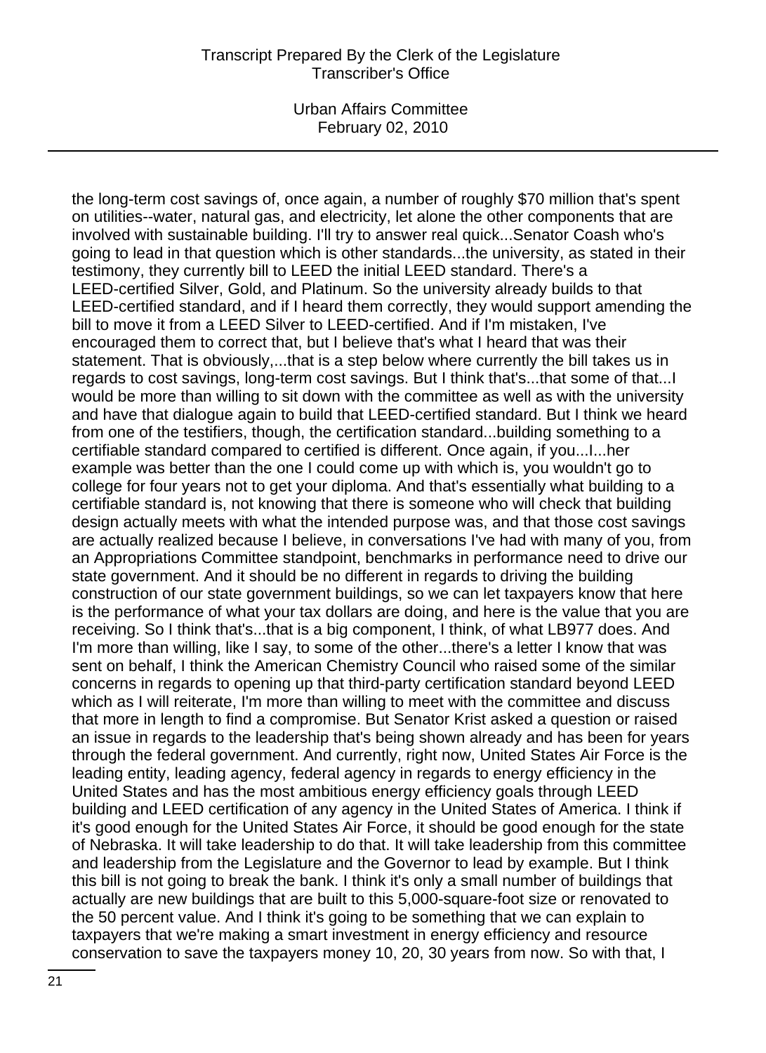the long-term cost savings of, once again, a number of roughly $70 million that's spent on utilities--water, natural gas, and electricity, let alone the other components that are involved with sustainable building. I'll try to answer real quick...Senator Coash who's going to lead in that question which is other standards...the university, as stated in their testimony, they currently bill to LEED the initial LEED standard. There's a LEED-certified Silver, Gold, and Platinum. So the university already builds to that LEED-certified standard, and if I heard them correctly, they would support amending the bill to move it from a LEED Silver to LEED-certified. And if I'm mistaken, I've encouraged them to correct that, but I believe that's what I heard that was their statement. That is obviously,...that is a step below where currently the bill takes us in regards to cost savings, long-term cost savings. But I think that's...that some of that...I would be more than willing to sit down with the committee as well as with the university and have that dialogue again to build that LEED-certified standard. But I think we heard from one of the testifiers, though, the certification standard...building something to a certifiable standard compared to certified is different. Once again, if you...I...her example was better than the one I could come up with which is, you wouldn't go to college for four years not to get your diploma. And that's essentially what building to a certifiable standard is, not knowing that there is someone who will check that building design actually meets with what the intended purpose was, and that those cost savings are actually realized because I believe, in conversations I've had with many of you, from an Appropriations Committee standpoint, benchmarks in performance need to drive our state government. And it should be no different in regards to driving the building construction of our state government buildings, so we can let taxpayers know that here is the performance of what your tax dollars are doing, and here is the value that you are receiving. So I think that's...that is a big component, I think, of what LB977 does. And I'm more than willing, like I say, to some of the other...there's a letter I know that was sent on behalf, I think the American Chemistry Council who raised some of the similar concerns in regards to opening up that third-party certification standard beyond LEED which as I will reiterate, I'm more than willing to meet with the committee and discuss that more in length to find a compromise. But Senator Krist asked a question or raised an issue in regards to the leadership that's being shown already and has been for years through the federal government. And currently, right now, United States Air Force is the leading entity, leading agency, federal agency in regards to energy efficiency in the United States and has the most ambitious energy efficiency goals through LEED building and LEED certification of any agency in the United States of America. I think if it's good enough for the United States Air Force, it should be good enough for the state of Nebraska. It will take leadership to do that. It will take leadership from this committee and leadership from the Legislature and the Governor to lead by example. But I think this bill is not going to break the bank. I think it's only a small number of buildings that actually are new buildings that are built to this 5,000-square-foot size or renovated to the 50 percent value. And I think it's going to be something that we can explain to taxpayers that we're making a smart investment in energy efficiency and resource conservation to save the taxpayers money 10, 20, 30 years from now. So with that, I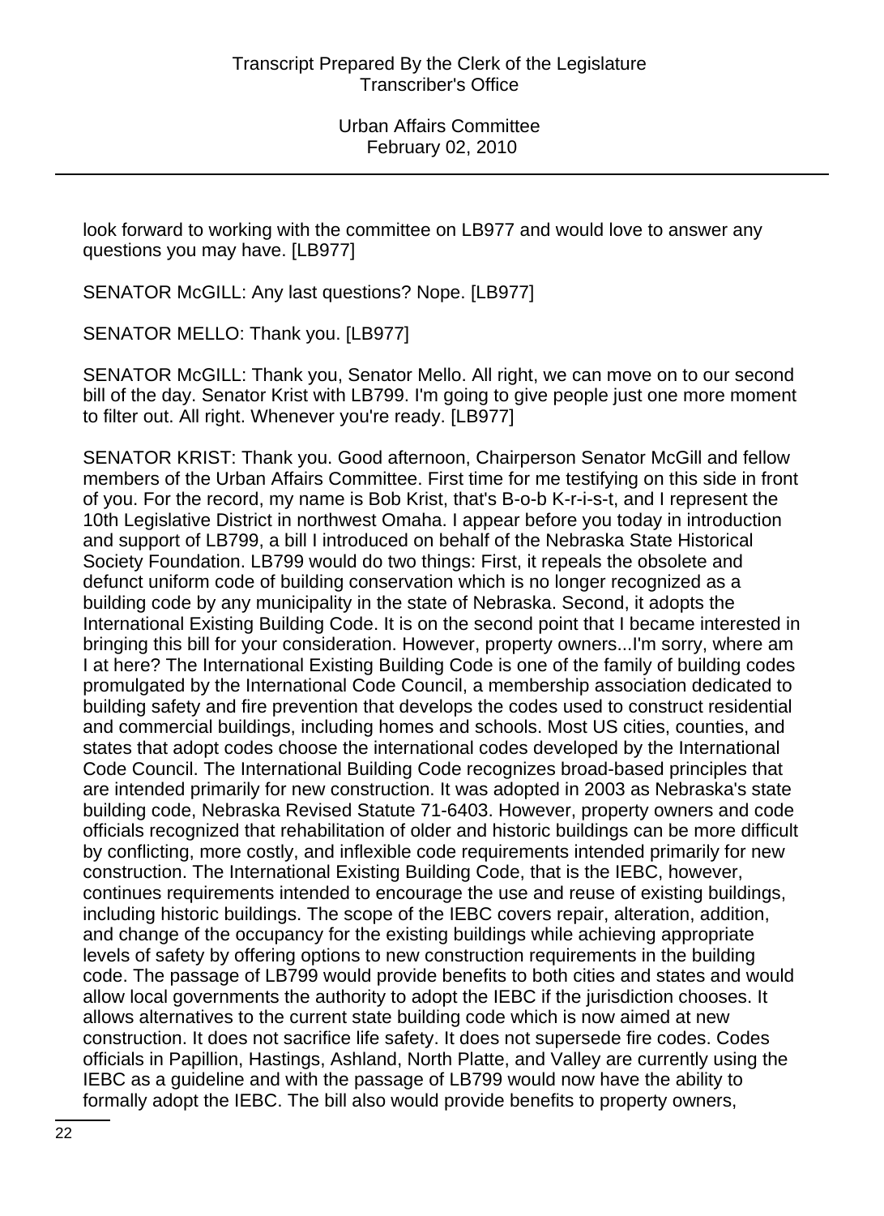look forward to working with the committee on LB977 and would love to answer any questions you may have. [LB977]

SENATOR McGILL: Any last questions? Nope. [LB977]

SENATOR MELLO: Thank you. [LB977]

SENATOR McGILL: Thank you, Senator Mello. All right, we can move on to our second bill of the day. Senator Krist with LB799. I'm going to give people just one more moment to filter out. All right. Whenever you're ready. [LB977]

SENATOR KRIST: Thank you. Good afternoon, Chairperson Senator McGill and fellow members of the Urban Affairs Committee. First time for me testifying on this side in front of you. For the record, my name is Bob Krist, that's B-o-b K-r-i-s-t, and I represent the 10th Legislative District in northwest Omaha. I appear before you today in introduction and support of LB799, a bill I introduced on behalf of the Nebraska State Historical Society Foundation. LB799 would do two things: First, it repeals the obsolete and defunct uniform code of building conservation which is no longer recognized as a building code by any municipality in the state of Nebraska. Second, it adopts the International Existing Building Code. It is on the second point that I became interested in bringing this bill for your consideration. However, property owners...I'm sorry, where am I at here? The International Existing Building Code is one of the family of building codes promulgated by the International Code Council, a membership association dedicated to building safety and fire prevention that develops the codes used to construct residential and commercial buildings, including homes and schools. Most US cities, counties, and states that adopt codes choose the international codes developed by the International Code Council. The International Building Code recognizes broad-based principles that are intended primarily for new construction. It was adopted in 2003 as Nebraska's state building code, Nebraska Revised Statute 71-6403. However, property owners and code officials recognized that rehabilitation of older and historic buildings can be more difficult by conflicting, more costly, and inflexible code requirements intended primarily for new construction. The International Existing Building Code, that is the IEBC, however, continues requirements intended to encourage the use and reuse of existing buildings, including historic buildings. The scope of the IEBC covers repair, alteration, addition, and change of the occupancy for the existing buildings while achieving appropriate levels of safety by offering options to new construction requirements in the building code. The passage of LB799 would provide benefits to both cities and states and would allow local governments the authority to adopt the IEBC if the jurisdiction chooses. It allows alternatives to the current state building code which is now aimed at new construction. It does not sacrifice life safety. It does not supersede fire codes. Codes officials in Papillion, Hastings, Ashland, North Platte, and Valley are currently using the IEBC as a guideline and with the passage of LB799 would now have the ability to formally adopt the IEBC. The bill also would provide benefits to property owners,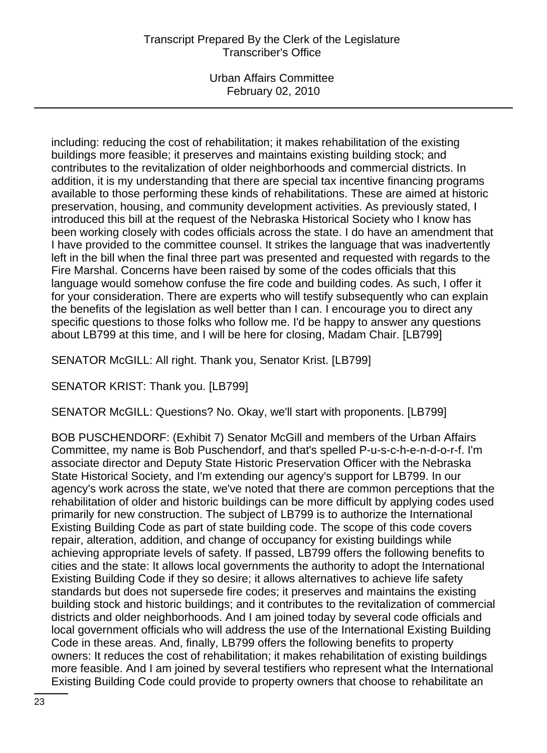including: reducing the cost of rehabilitation; it makes rehabilitation of the existing buildings more feasible; it preserves and maintains existing building stock; and contributes to the revitalization of older neighborhoods and commercial districts. In addition, it is my understanding that there are special tax incentive financing programs available to those performing these kinds of rehabilitations. These are aimed at historic preservation, housing, and community development activities. As previously stated, I introduced this bill at the request of the Nebraska Historical Society who I know has been working closely with codes officials across the state. I do have an amendment that I have provided to the committee counsel. It strikes the language that was inadvertently left in the bill when the final three part was presented and requested with regards to the Fire Marshal. Concerns have been raised by some of the codes officials that this language would somehow confuse the fire code and building codes. As such, I offer it for your consideration. There are experts who will testify subsequently who can explain the benefits of the legislation as well better than I can. I encourage you to direct any specific questions to those folks who follow me. I'd be happy to answer any questions about LB799 at this time, and I will be here for closing, Madam Chair. [LB799]

SENATOR McGILL: All right. Thank you, Senator Krist. [LB799]

SENATOR KRIST: Thank you. [LB799]

SENATOR McGILL: Questions? No. Okay, we'll start with proponents. [LB799]

BOB PUSCHENDORF: (Exhibit 7) Senator McGill and members of the Urban Affairs Committee, my name is Bob Puschendorf, and that's spelled P-u-s-c-h-e-n-d-o-r-f. I'm associate director and Deputy State Historic Preservation Officer with the Nebraska State Historical Society, and I'm extending our agency's support for LB799. In our agency's work across the state, we've noted that there are common perceptions that the rehabilitation of older and historic buildings can be more difficult by applying codes used primarily for new construction. The subject of LB799 is to authorize the International Existing Building Code as part of state building code. The scope of this code covers repair, alteration, addition, and change of occupancy for existing buildings while achieving appropriate levels of safety. If passed, LB799 offers the following benefits to cities and the state: It allows local governments the authority to adopt the International Existing Building Code if they so desire; it allows alternatives to achieve life safety standards but does not supersede fire codes; it preserves and maintains the existing building stock and historic buildings; and it contributes to the revitalization of commercial districts and older neighborhoods. And I am joined today by several code officials and local government officials who will address the use of the International Existing Building Code in these areas. And, finally, LB799 offers the following benefits to property owners: It reduces the cost of rehabilitation; it makes rehabilitation of existing buildings more feasible. And I am joined by several testifiers who represent what the International Existing Building Code could provide to property owners that choose to rehabilitate an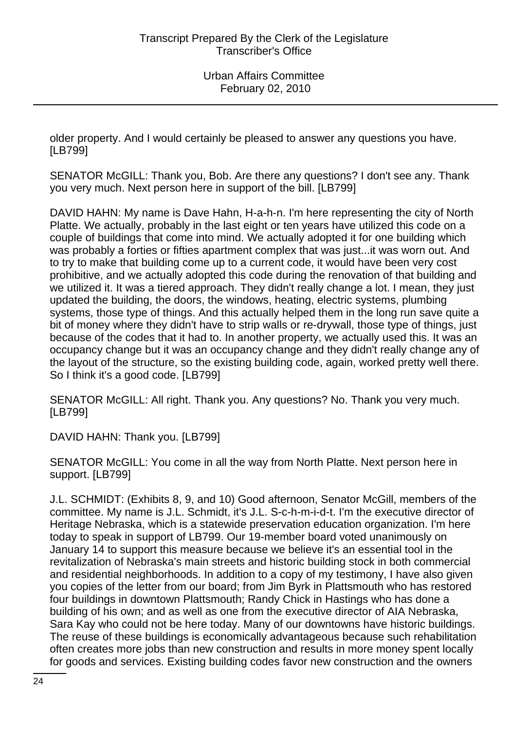older property. And I would certainly be pleased to answer any questions you have. [LB799]

SENATOR McGILL: Thank you, Bob. Are there any questions? I don't see any. Thank you very much. Next person here in support of the bill. [LB799]

DAVID HAHN: My name is Dave Hahn, H-a-h-n. I'm here representing the city of North Platte. We actually, probably in the last eight or ten years have utilized this code on a couple of buildings that come into mind. We actually adopted it for one building which was probably a forties or fifties apartment complex that was just...it was worn out. And to try to make that building come up to a current code, it would have been very cost prohibitive, and we actually adopted this code during the renovation of that building and we utilized it. It was a tiered approach. They didn't really change a lot. I mean, they just updated the building, the doors, the windows, heating, electric systems, plumbing systems, those type of things. And this actually helped them in the long run save quite a bit of money where they didn't have to strip walls or re-drywall, those type of things, just because of the codes that it had to. In another property, we actually used this. It was an occupancy change but it was an occupancy change and they didn't really change any of the layout of the structure, so the existing building code, again, worked pretty well there. So I think it's a good code. [LB799]

SENATOR McGILL: All right. Thank you. Any questions? No. Thank you very much. [LB799]

DAVID HAHN: Thank you. [LB799]

SENATOR McGILL: You come in all the way from North Platte. Next person here in support. [LB799]

J.L. SCHMIDT: (Exhibits 8, 9, and 10) Good afternoon, Senator McGill, members of the committee. My name is J.L. Schmidt, it's J.L. S-c-h-m-i-d-t. I'm the executive director of Heritage Nebraska, which is a statewide preservation education organization. I'm here today to speak in support of LB799. Our 19-member board voted unanimously on January 14 to support this measure because we believe it's an essential tool in the revitalization of Nebraska's main streets and historic building stock in both commercial and residential neighborhoods. In addition to a copy of my testimony, I have also given you copies of the letter from our board; from Jim Byrk in Plattsmouth who has restored four buildings in downtown Plattsmouth; Randy Chick in Hastings who has done a building of his own; and as well as one from the executive director of AIA Nebraska, Sara Kay who could not be here today. Many of our downtowns have historic buildings. The reuse of these buildings is economically advantageous because such rehabilitation often creates more jobs than new construction and results in more money spent locally for goods and services. Existing building codes favor new construction and the owners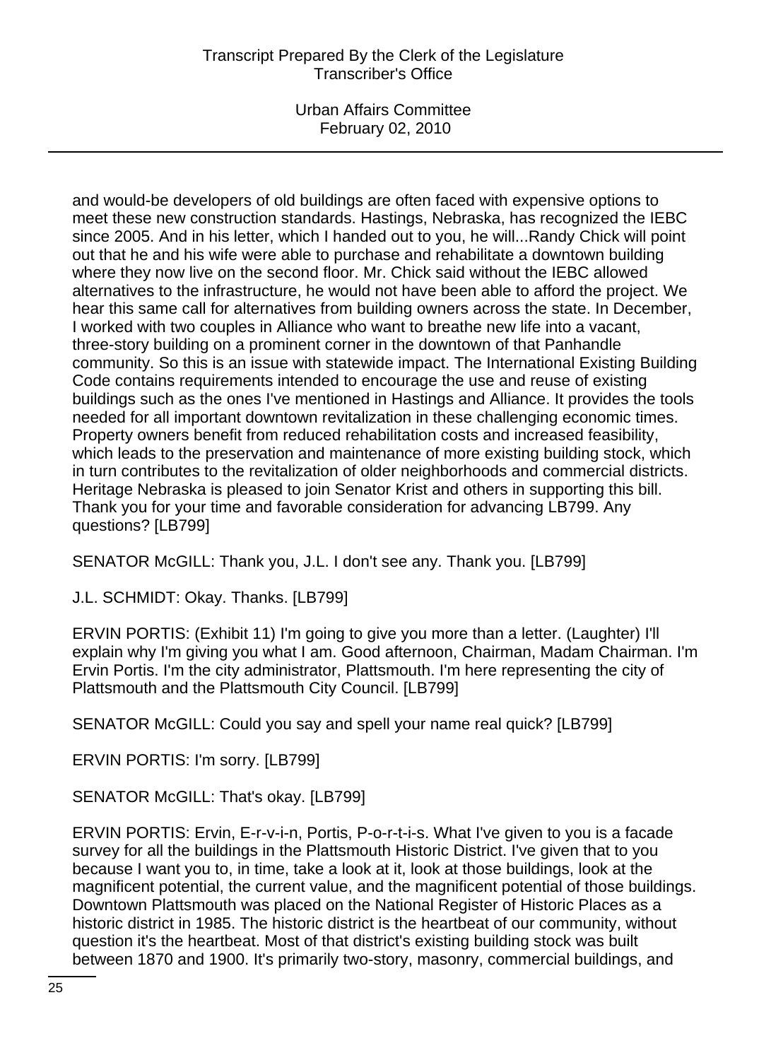and would-be developers of old buildings are often faced with expensive options to meet these new construction standards. Hastings, Nebraska, has recognized the IEBC since 2005. And in his letter, which I handed out to you, he will...Randy Chick will point out that he and his wife were able to purchase and rehabilitate a downtown building where they now live on the second floor. Mr. Chick said without the IEBC allowed alternatives to the infrastructure, he would not have been able to afford the project. We hear this same call for alternatives from building owners across the state. In December, I worked with two couples in Alliance who want to breathe new life into a vacant, three-story building on a prominent corner in the downtown of that Panhandle community. So this is an issue with statewide impact. The International Existing Building Code contains requirements intended to encourage the use and reuse of existing buildings such as the ones I've mentioned in Hastings and Alliance. It provides the tools needed for all important downtown revitalization in these challenging economic times. Property owners benefit from reduced rehabilitation costs and increased feasibility, which leads to the preservation and maintenance of more existing building stock, which in turn contributes to the revitalization of older neighborhoods and commercial districts. Heritage Nebraska is pleased to join Senator Krist and others in supporting this bill. Thank you for your time and favorable consideration for advancing LB799. Any questions? [LB799]

SENATOR McGILL: Thank you, J.L. I don't see any. Thank you. [LB799]

J.L. SCHMIDT: Okay. Thanks. [LB799]

ERVIN PORTIS: (Exhibit 11) I'm going to give you more than a letter. (Laughter) I'll explain why I'm giving you what I am. Good afternoon, Chairman, Madam Chairman. I'm Ervin Portis. I'm the city administrator, Plattsmouth. I'm here representing the city of Plattsmouth and the Plattsmouth City Council. [LB799]

SENATOR McGILL: Could you say and spell your name real quick? [LB799]

ERVIN PORTIS: I'm sorry. [LB799]

SENATOR McGILL: That's okay. [LB799]

ERVIN PORTIS: Ervin, E-r-v-i-n, Portis, P-o-r-t-i-s. What I've given to you is a facade survey for all the buildings in the Plattsmouth Historic District. I've given that to you because I want you to, in time, take a look at it, look at those buildings, look at the magnificent potential, the current value, and the magnificent potential of those buildings. Downtown Plattsmouth was placed on the National Register of Historic Places as a historic district in 1985. The historic district is the heartbeat of our community, without question it's the heartbeat. Most of that district's existing building stock was built between 1870 and 1900. It's primarily two-story, masonry, commercial buildings, and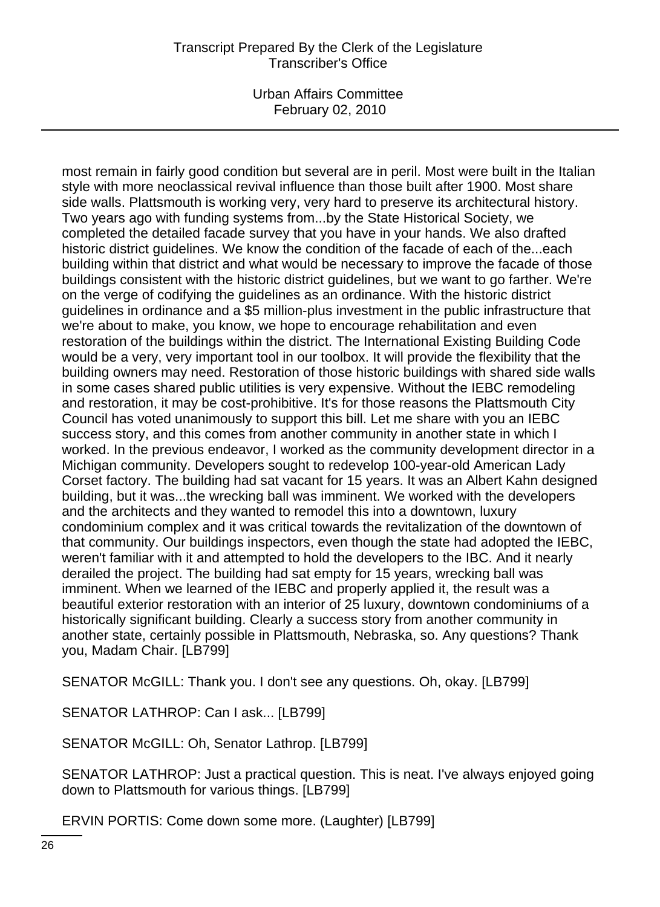most remain in fairly good condition but several are in peril. Most were built in the Italian style with more neoclassical revival influence than those built after 1900. Most share side walls. Plattsmouth is working very, very hard to preserve its architectural history. Two years ago with funding systems from...by the State Historical Society, we completed the detailed facade survey that you have in your hands. We also drafted historic district guidelines. We know the condition of the facade of each of the...each building within that district and what would be necessary to improve the facade of those buildings consistent with the historic district guidelines, but we want to go farther. We're on the verge of codifying the guidelines as an ordinance. With the historic district guidelines in ordinance and a $5 million-plus investment in the public infrastructure that we're about to make, you know, we hope to encourage rehabilitation and even restoration of the buildings within the district. The International Existing Building Code would be a very, very important tool in our toolbox. It will provide the flexibility that the building owners may need. Restoration of those historic buildings with shared side walls in some cases shared public utilities is very expensive. Without the IEBC remodeling and restoration, it may be cost-prohibitive. It's for those reasons the Plattsmouth City Council has voted unanimously to support this bill. Let me share with you an IEBC success story, and this comes from another community in another state in which I worked. In the previous endeavor, I worked as the community development director in a Michigan community. Developers sought to redevelop 100-year-old American Lady Corset factory. The building had sat vacant for 15 years. It was an Albert Kahn designed building, but it was...the wrecking ball was imminent. We worked with the developers and the architects and they wanted to remodel this into a downtown, luxury condominium complex and it was critical towards the revitalization of the downtown of that community. Our buildings inspectors, even though the state had adopted the IEBC, weren't familiar with it and attempted to hold the developers to the IBC. And it nearly derailed the project. The building had sat empty for 15 years, wrecking ball was imminent. When we learned of the IEBC and properly applied it, the result was a beautiful exterior restoration with an interior of 25 luxury, downtown condominiums of a historically significant building. Clearly a success story from another community in another state, certainly possible in Plattsmouth, Nebraska, so. Any questions? Thank you, Madam Chair. [LB799]

SENATOR McGILL: Thank you. I don't see any questions. Oh, okay. [LB799]

SENATOR LATHROP: Can I ask... [LB799]

SENATOR McGILL: Oh, Senator Lathrop. [LB799]

SENATOR LATHROP: Just a practical question. This is neat. I've always enjoyed going down to Plattsmouth for various things. [LB799]

ERVIN PORTIS: Come down some more. (Laughter) [LB799]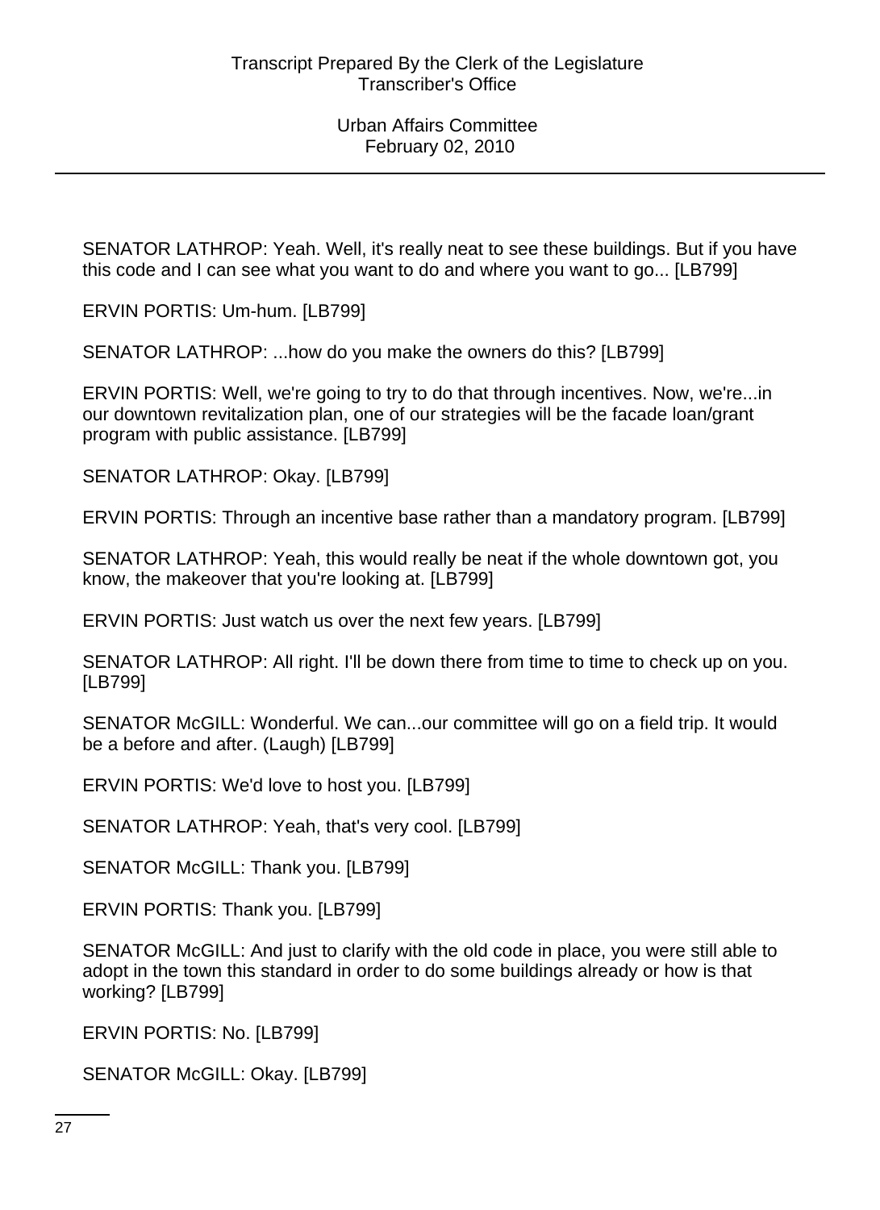SENATOR LATHROP: Yeah. Well, it's really neat to see these buildings. But if you have this code and I can see what you want to do and where you want to go... [LB799]

ERVIN PORTIS: Um-hum. [LB799]

SENATOR LATHROP: ...how do you make the owners do this? [LB799]

ERVIN PORTIS: Well, we're going to try to do that through incentives. Now, we're...in our downtown revitalization plan, one of our strategies will be the facade loan/grant program with public assistance. [LB799]

SENATOR LATHROP: Okay. [LB799]

ERVIN PORTIS: Through an incentive base rather than a mandatory program. [LB799]

SENATOR LATHROP: Yeah, this would really be neat if the whole downtown got, you know, the makeover that you're looking at. [LB799]

ERVIN PORTIS: Just watch us over the next few years. [LB799]

SENATOR LATHROP: All right. I'll be down there from time to time to check up on you. [LB799]

SENATOR McGILL: Wonderful. We can...our committee will go on a field trip. It would be a before and after. (Laugh) [LB799]

ERVIN PORTIS: We'd love to host you. [LB799]

SENATOR LATHROP: Yeah, that's very cool. [LB799]

SENATOR McGILL: Thank you. [LB799]

ERVIN PORTIS: Thank you. [LB799]

SENATOR McGILL: And just to clarify with the old code in place, you were still able to adopt in the town this standard in order to do some buildings already or how is that working? [LB799]

ERVIN PORTIS: No. [LB799]

SENATOR McGILL: Okay. [LB799]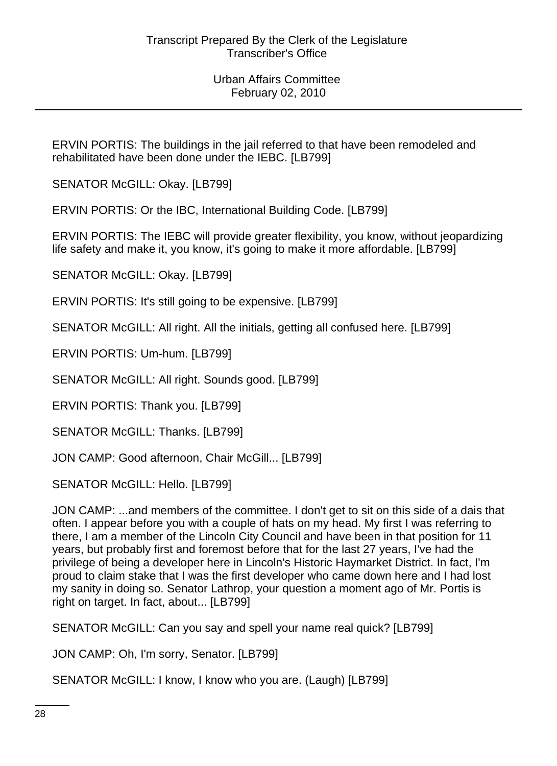ERVIN PORTIS: The buildings in the jail referred to that have been remodeled and rehabilitated have been done under the IEBC. [LB799]

SENATOR McGILL: Okay. [LB799]

ERVIN PORTIS: Or the IBC, International Building Code. [LB799]

ERVIN PORTIS: The IEBC will provide greater flexibility, you know, without jeopardizing life safety and make it, you know, it's going to make it more affordable. [LB799]

SENATOR McGILL: Okay. [LB799]

ERVIN PORTIS: It's still going to be expensive. [LB799]

SENATOR McGILL: All right. All the initials, getting all confused here. [LB799]

ERVIN PORTIS: Um-hum. [LB799]

SENATOR McGILL: All right. Sounds good. [LB799]

ERVIN PORTIS: Thank you. [LB799]

SENATOR McGILL: Thanks. [LB799]

JON CAMP: Good afternoon, Chair McGill... [LB799]

SENATOR McGILL: Hello. [LB799]

JON CAMP: ...and members of the committee. I don't get to sit on this side of a dais that often. I appear before you with a couple of hats on my head. My first I was referring to there, I am a member of the Lincoln City Council and have been in that position for 11 years, but probably first and foremost before that for the last 27 years, I've had the privilege of being a developer here in Lincoln's Historic Haymarket District. In fact, I'm proud to claim stake that I was the first developer who came down here and I had lost my sanity in doing so. Senator Lathrop, your question a moment ago of Mr. Portis is right on target. In fact, about... [LB799]

SENATOR McGILL: Can you say and spell your name real quick? [LB799]

JON CAMP: Oh, I'm sorry, Senator. [LB799]

SENATOR McGILL: I know, I know who you are. (Laugh) [LB799]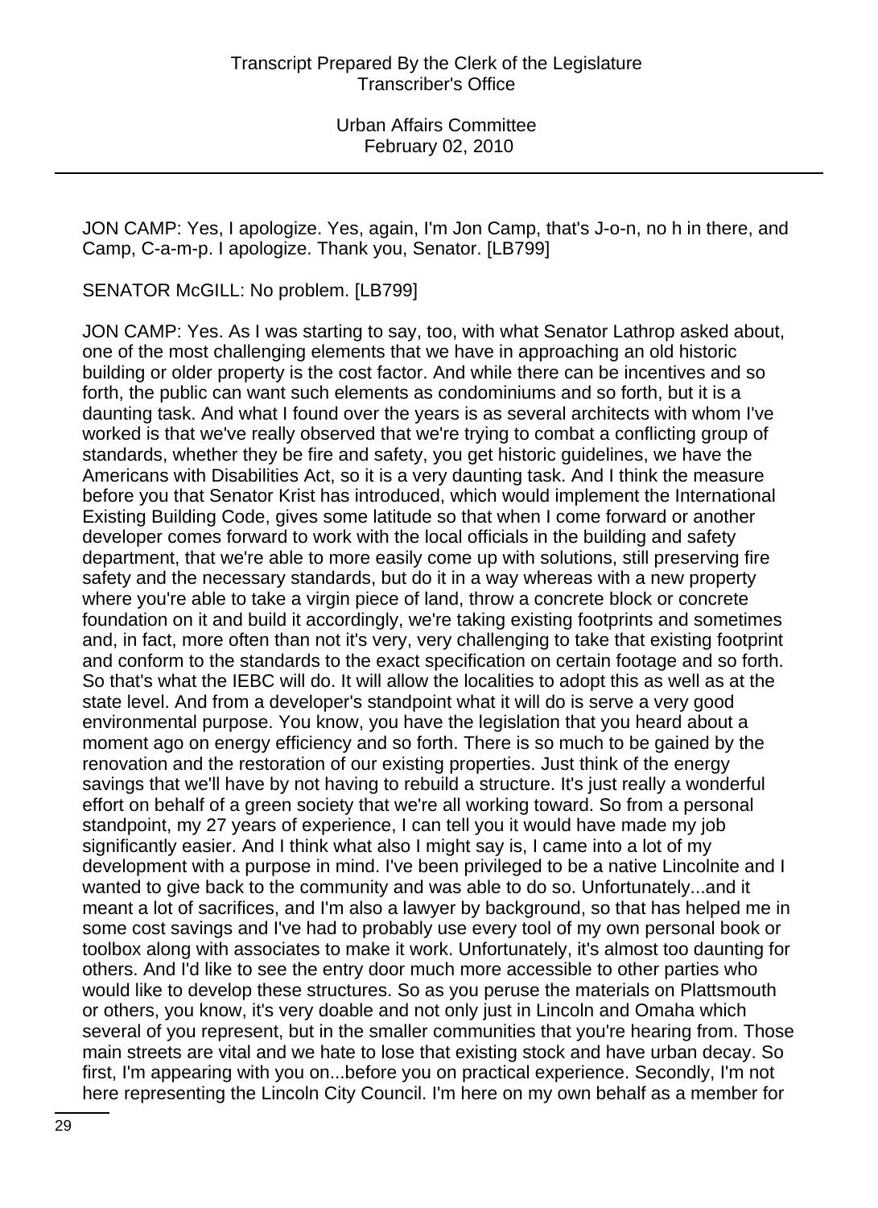JON CAMP: Yes, I apologize. Yes, again, I'm Jon Camp, that's J-o-n, no h in there, and Camp, C-a-m-p. I apologize. Thank you, Senator. [LB799]

SENATOR McGILL: No problem. [LB799]

JON CAMP: Yes. As I was starting to say, too, with what Senator Lathrop asked about, one of the most challenging elements that we have in approaching an old historic building or older property is the cost factor. And while there can be incentives and so forth, the public can want such elements as condominiums and so forth, but it is a daunting task. And what I found over the years is as several architects with whom I've worked is that we've really observed that we're trying to combat a conflicting group of standards, whether they be fire and safety, you get historic guidelines, we have the Americans with Disabilities Act, so it is a very daunting task. And I think the measure before you that Senator Krist has introduced, which would implement the International Existing Building Code, gives some latitude so that when I come forward or another developer comes forward to work with the local officials in the building and safety department, that we're able to more easily come up with solutions, still preserving fire safety and the necessary standards, but do it in a way whereas with a new property where you're able to take a virgin piece of land, throw a concrete block or concrete foundation on it and build it accordingly, we're taking existing footprints and sometimes and, in fact, more often than not it's very, very challenging to take that existing footprint and conform to the standards to the exact specification on certain footage and so forth. So that's what the IEBC will do. It will allow the localities to adopt this as well as at the state level. And from a developer's standpoint what it will do is serve a very good environmental purpose. You know, you have the legislation that you heard about a moment ago on energy efficiency and so forth. There is so much to be gained by the renovation and the restoration of our existing properties. Just think of the energy savings that we'll have by not having to rebuild a structure. It's just really a wonderful effort on behalf of a green society that we're all working toward. So from a personal standpoint, my 27 years of experience, I can tell you it would have made my job significantly easier. And I think what also I might say is, I came into a lot of my development with a purpose in mind. I've been privileged to be a native Lincolnite and I wanted to give back to the community and was able to do so. Unfortunately...and it meant a lot of sacrifices, and I'm also a lawyer by background, so that has helped me in some cost savings and I've had to probably use every tool of my own personal book or toolbox along with associates to make it work. Unfortunately, it's almost too daunting for others. And I'd like to see the entry door much more accessible to other parties who would like to develop these structures. So as you peruse the materials on Plattsmouth or others, you know, it's very doable and not only just in Lincoln and Omaha which several of you represent, but in the smaller communities that you're hearing from. Those main streets are vital and we hate to lose that existing stock and have urban decay. So first, I'm appearing with you on...before you on practical experience. Secondly, I'm not here representing the Lincoln City Council. I'm here on my own behalf as a member for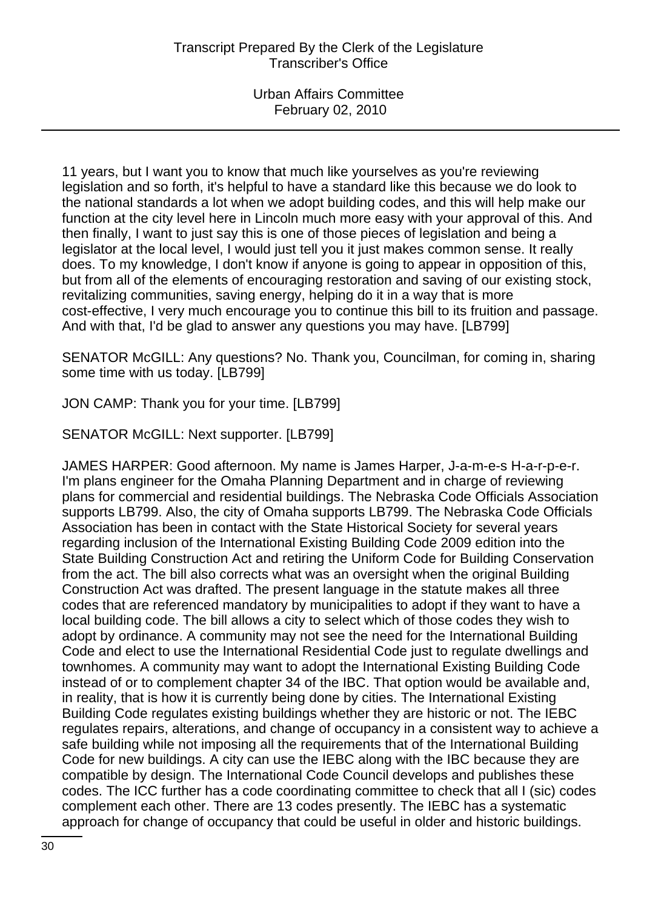11 years, but I want you to know that much like yourselves as you're reviewing legislation and so forth, it's helpful to have a standard like this because we do look to the national standards a lot when we adopt building codes, and this will help make our function at the city level here in Lincoln much more easy with your approval of this. And then finally, I want to just say this is one of those pieces of legislation and being a legislator at the local level, I would just tell you it just makes common sense. It really does. To my knowledge, I don't know if anyone is going to appear in opposition of this, but from all of the elements of encouraging restoration and saving of our existing stock, revitalizing communities, saving energy, helping do it in a way that is more cost-effective, I very much encourage you to continue this bill to its fruition and passage. And with that, I'd be glad to answer any questions you may have. [LB799]

SENATOR McGILL: Any questions? No. Thank you, Councilman, for coming in, sharing some time with us today. [LB799]

JON CAMP: Thank you for your time. [LB799]

SENATOR McGILL: Next supporter. [LB799]

JAMES HARPER: Good afternoon. My name is James Harper, J-a-m-e-s H-a-r-p-e-r. I'm plans engineer for the Omaha Planning Department and in charge of reviewing plans for commercial and residential buildings. The Nebraska Code Officials Association supports LB799. Also, the city of Omaha supports LB799. The Nebraska Code Officials Association has been in contact with the State Historical Society for several years regarding inclusion of the International Existing Building Code 2009 edition into the State Building Construction Act and retiring the Uniform Code for Building Conservation from the act. The bill also corrects what was an oversight when the original Building Construction Act was drafted. The present language in the statute makes all three codes that are referenced mandatory by municipalities to adopt if they want to have a local building code. The bill allows a city to select which of those codes they wish to adopt by ordinance. A community may not see the need for the International Building Code and elect to use the International Residential Code just to regulate dwellings and townhomes. A community may want to adopt the International Existing Building Code instead of or to complement chapter 34 of the IBC. That option would be available and, in reality, that is how it is currently being done by cities. The International Existing Building Code regulates existing buildings whether they are historic or not. The IEBC regulates repairs, alterations, and change of occupancy in a consistent way to achieve a safe building while not imposing all the requirements that of the International Building Code for new buildings. A city can use the IEBC along with the IBC because they are compatible by design. The International Code Council develops and publishes these codes. The ICC further has a code coordinating committee to check that all I (sic) codes complement each other. There are 13 codes presently. The IEBC has a systematic approach for change of occupancy that could be useful in older and historic buildings.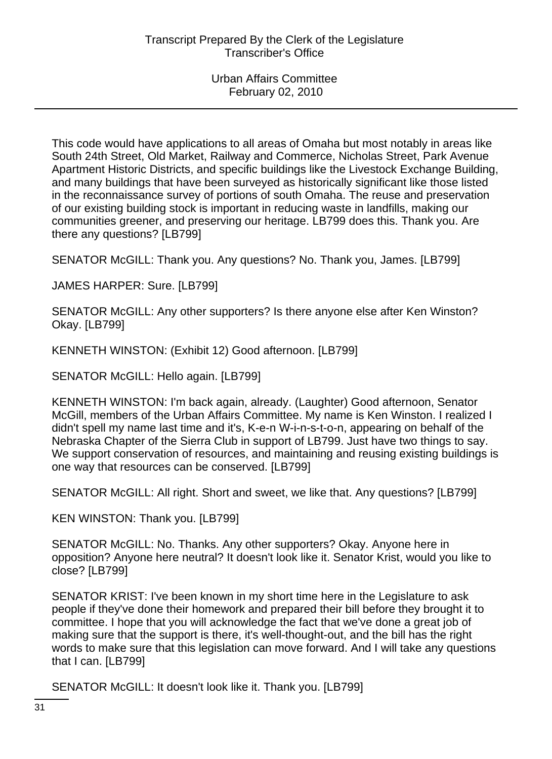This code would have applications to all areas of Omaha but most notably in areas like South 24th Street, Old Market, Railway and Commerce, Nicholas Street, Park Avenue Apartment Historic Districts, and specific buildings like the Livestock Exchange Building, and many buildings that have been surveyed as historically significant like those listed in the reconnaissance survey of portions of south Omaha. The reuse and preservation of our existing building stock is important in reducing waste in landfills, making our communities greener, and preserving our heritage. LB799 does this. Thank you. Are there any questions? [LB799]

SENATOR McGILL: Thank you. Any questions? No. Thank you, James. [LB799]

JAMES HARPER: Sure. [LB799]

SENATOR McGILL: Any other supporters? Is there anyone else after Ken Winston? Okay. [LB799]

KENNETH WINSTON: (Exhibit 12) Good afternoon. [LB799]

SENATOR McGILL: Hello again. [LB799]

KENNETH WINSTON: I'm back again, already. (Laughter) Good afternoon, Senator McGill, members of the Urban Affairs Committee. My name is Ken Winston. I realized I didn't spell my name last time and it's, K-e-n W-i-n-s-t-o-n, appearing on behalf of the Nebraska Chapter of the Sierra Club in support of LB799. Just have two things to say. We support conservation of resources, and maintaining and reusing existing buildings is one way that resources can be conserved. [LB799]

SENATOR McGILL: All right. Short and sweet, we like that. Any questions? [LB799]

KEN WINSTON: Thank you. [LB799]

SENATOR McGILL: No. Thanks. Any other supporters? Okay. Anyone here in opposition? Anyone here neutral? It doesn't look like it. Senator Krist, would you like to close? [LB799]

SENATOR KRIST: I've been known in my short time here in the Legislature to ask people if they've done their homework and prepared their bill before they brought it to committee. I hope that you will acknowledge the fact that we've done a great job of making sure that the support is there, it's well-thought-out, and the bill has the right words to make sure that this legislation can move forward. And I will take any questions that I can. [LB799]

SENATOR McGILL: It doesn't look like it. Thank you. [LB799]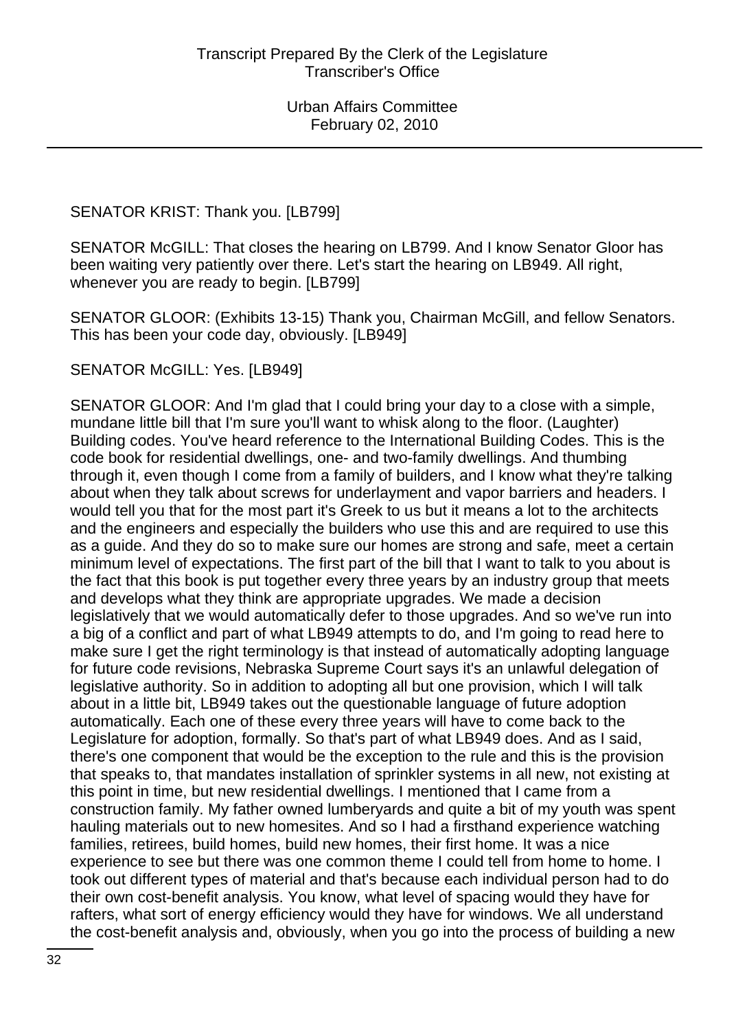SENATOR KRIST: Thank you. [LB799]

SENATOR McGILL: That closes the hearing on LB799. And I know Senator Gloor has been waiting very patiently over there. Let's start the hearing on LB949. All right, whenever you are ready to begin. [LB799]

SENATOR GLOOR: (Exhibits 13-15) Thank you, Chairman McGill, and fellow Senators. This has been your code day, obviously. [LB949]

SENATOR McGILL: Yes. [LB949]

SENATOR GLOOR: And I'm glad that I could bring your day to a close with a simple, mundane little bill that I'm sure you'll want to whisk along to the floor. (Laughter) Building codes. You've heard reference to the International Building Codes. This is the code book for residential dwellings, one- and two-family dwellings. And thumbing through it, even though I come from a family of builders, and I know what they're talking about when they talk about screws for underlayment and vapor barriers and headers. I would tell you that for the most part it's Greek to us but it means a lot to the architects and the engineers and especially the builders who use this and are required to use this as a guide. And they do so to make sure our homes are strong and safe, meet a certain minimum level of expectations. The first part of the bill that I want to talk to you about is the fact that this book is put together every three years by an industry group that meets and develops what they think are appropriate upgrades. We made a decision legislatively that we would automatically defer to those upgrades. And so we've run into a big of a conflict and part of what LB949 attempts to do, and I'm going to read here to make sure I get the right terminology is that instead of automatically adopting language for future code revisions, Nebraska Supreme Court says it's an unlawful delegation of legislative authority. So in addition to adopting all but one provision, which I will talk about in a little bit, LB949 takes out the questionable language of future adoption automatically. Each one of these every three years will have to come back to the Legislature for adoption, formally. So that's part of what LB949 does. And as I said, there's one component that would be the exception to the rule and this is the provision that speaks to, that mandates installation of sprinkler systems in all new, not existing at this point in time, but new residential dwellings. I mentioned that I came from a construction family. My father owned lumberyards and quite a bit of my youth was spent hauling materials out to new homesites. And so I had a firsthand experience watching families, retirees, build homes, build new homes, their first home. It was a nice experience to see but there was one common theme I could tell from home to home. I took out different types of material and that's because each individual person had to do their own cost-benefit analysis. You know, what level of spacing would they have for rafters, what sort of energy efficiency would they have for windows. We all understand the cost-benefit analysis and, obviously, when you go into the process of building a new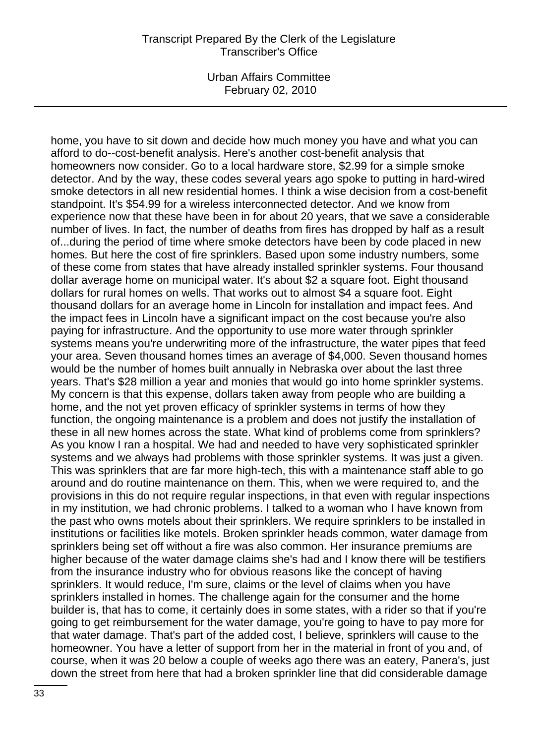home, you have to sit down and decide how much money you have and what you can afford to do--cost-benefit analysis. Here's another cost-benefit analysis that homeowners now consider. Go to a local hardware store, $2.99 for a simple smoke detector. And by the way, these codes several years ago spoke to putting in hard-wired smoke detectors in all new residential homes. I think a wise decision from a cost-benefit standpoint. It's $54.99 for a wireless interconnected detector. And we know from experience now that these have been in for about 20 years, that we save a considerable number of lives. In fact, the number of deaths from fires has dropped by half as a result of...during the period of time where smoke detectors have been by code placed in new homes. But here the cost of fire sprinklers. Based upon some industry numbers, some of these come from states that have already installed sprinkler systems. Four thousand dollar average home on municipal water. It's about $2 a square foot. Eight thousand dollars for rural homes on wells. That works out to almost $4 a square foot. Eight thousand dollars for an average home in Lincoln for installation and impact fees. And the impact fees in Lincoln have a significant impact on the cost because you're also paying for infrastructure. And the opportunity to use more water through sprinkler systems means you're underwriting more of the infrastructure, the water pipes that feed your area. Seven thousand homes times an average of $4,000. Seven thousand homes would be the number of homes built annually in Nebraska over about the last three years. That's $28 million a year and monies that would go into home sprinkler systems. My concern is that this expense, dollars taken away from people who are building a home, and the not yet proven efficacy of sprinkler systems in terms of how they function, the ongoing maintenance is a problem and does not justify the installation of these in all new homes across the state. What kind of problems come from sprinklers? As you know I ran a hospital. We had and needed to have very sophisticated sprinkler systems and we always had problems with those sprinkler systems. It was just a given. This was sprinklers that are far more high-tech, this with a maintenance staff able to go around and do routine maintenance on them. This, when we were required to, and the provisions in this do not require regular inspections, in that even with regular inspections in my institution, we had chronic problems. I talked to a woman who I have known from the past who owns motels about their sprinklers. We require sprinklers to be installed in institutions or facilities like motels. Broken sprinkler heads common, water damage from sprinklers being set off without a fire was also common. Her insurance premiums are higher because of the water damage claims she's had and I know there will be testifiers from the insurance industry who for obvious reasons like the concept of having sprinklers. It would reduce, I'm sure, claims or the level of claims when you have sprinklers installed in homes. The challenge again for the consumer and the home builder is, that has to come, it certainly does in some states, with a rider so that if you're going to get reimbursement for the water damage, you're going to have to pay more for that water damage. That's part of the added cost, I believe, sprinklers will cause to the homeowner. You have a letter of support from her in the material in front of you and, of course, when it was 20 below a couple of weeks ago there was an eatery, Panera's, just down the street from here that had a broken sprinkler line that did considerable damage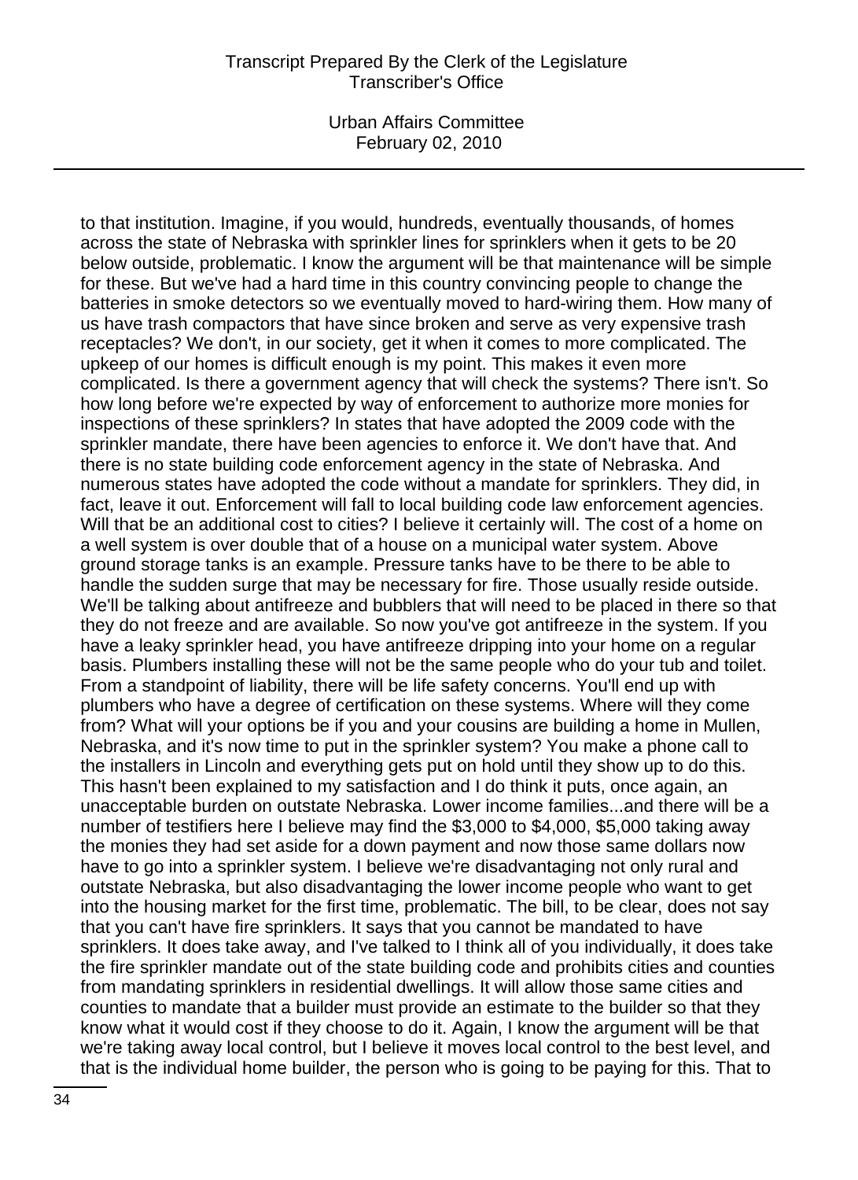to that institution. Imagine, if you would, hundreds, eventually thousands, of homes across the state of Nebraska with sprinkler lines for sprinklers when it gets to be 20 below outside, problematic. I know the argument will be that maintenance will be simple for these. But we've had a hard time in this country convincing people to change the batteries in smoke detectors so we eventually moved to hard-wiring them. How many of us have trash compactors that have since broken and serve as very expensive trash receptacles? We don't, in our society, get it when it comes to more complicated. The upkeep of our homes is difficult enough is my point. This makes it even more complicated. Is there a government agency that will check the systems? There isn't. So how long before we're expected by way of enforcement to authorize more monies for inspections of these sprinklers? In states that have adopted the 2009 code with the sprinkler mandate, there have been agencies to enforce it. We don't have that. And there is no state building code enforcement agency in the state of Nebraska. And numerous states have adopted the code without a mandate for sprinklers. They did, in fact, leave it out. Enforcement will fall to local building code law enforcement agencies. Will that be an additional cost to cities? I believe it certainly will. The cost of a home on a well system is over double that of a house on a municipal water system. Above ground storage tanks is an example. Pressure tanks have to be there to be able to handle the sudden surge that may be necessary for fire. Those usually reside outside. We'll be talking about antifreeze and bubblers that will need to be placed in there so that they do not freeze and are available. So now you've got antifreeze in the system. If you have a leaky sprinkler head, you have antifreeze dripping into your home on a regular basis. Plumbers installing these will not be the same people who do your tub and toilet. From a standpoint of liability, there will be life safety concerns. You'll end up with plumbers who have a degree of certification on these systems. Where will they come from? What will your options be if you and your cousins are building a home in Mullen, Nebraska, and it's now time to put in the sprinkler system? You make a phone call to the installers in Lincoln and everything gets put on hold until they show up to do this. This hasn't been explained to my satisfaction and I do think it puts, once again, an unacceptable burden on outstate Nebraska. Lower income families...and there will be a number of testifiers here I believe may find the $3,000 to $4,000, $5,000 taking away the monies they had set aside for a down payment and now those same dollars now have to go into a sprinkler system. I believe we're disadvantaging not only rural and outstate Nebraska, but also disadvantaging the lower income people who want to get into the housing market for the first time, problematic. The bill, to be clear, does not say that you can't have fire sprinklers. It says that you cannot be mandated to have sprinklers. It does take away, and I've talked to I think all of you individually, it does take the fire sprinkler mandate out of the state building code and prohibits cities and counties from mandating sprinklers in residential dwellings. It will allow those same cities and counties to mandate that a builder must provide an estimate to the builder so that they know what it would cost if they choose to do it. Again, I know the argument will be that we're taking away local control, but I believe it moves local control to the best level, and that is the individual home builder, the person who is going to be paying for this. That to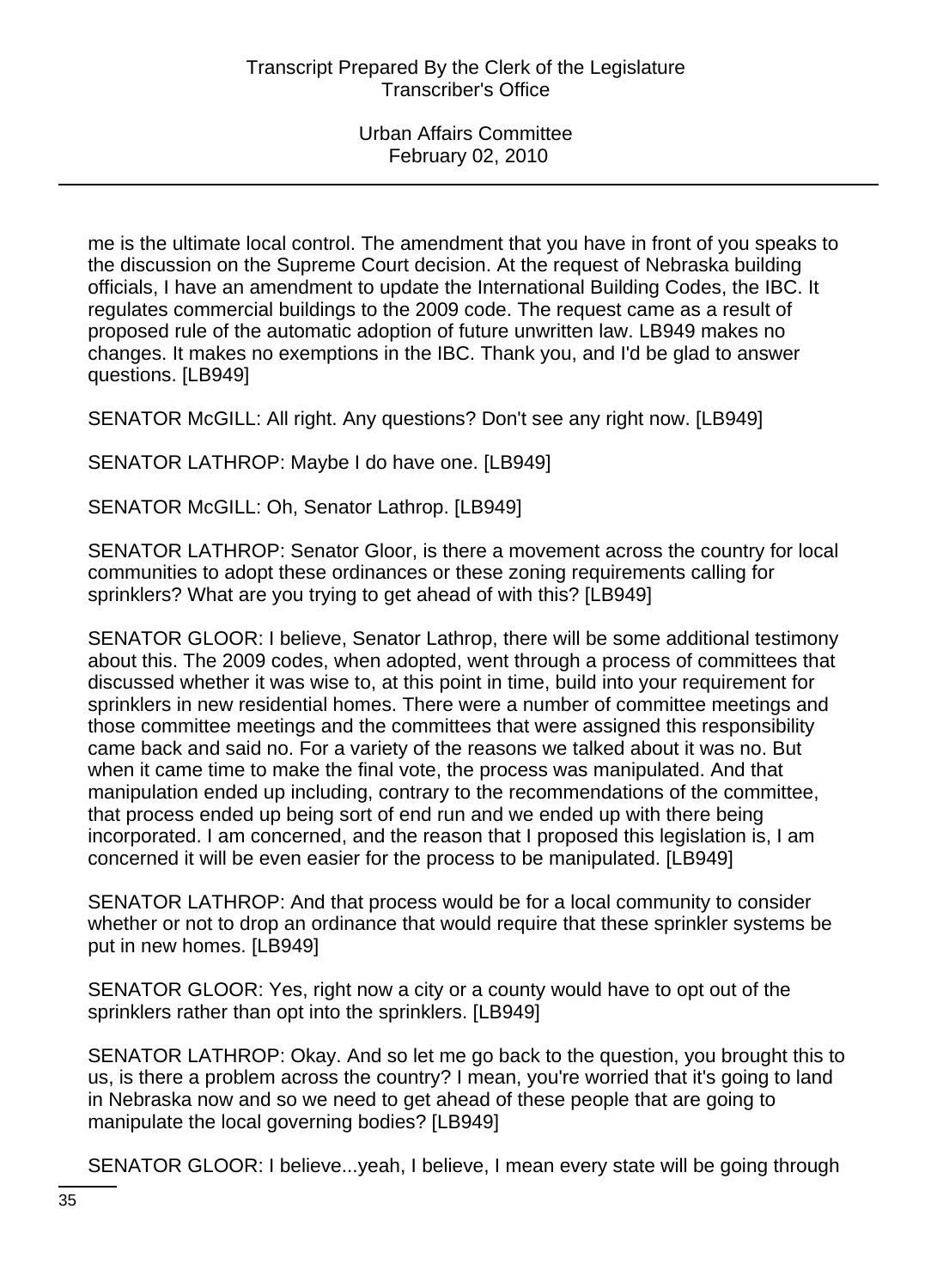me is the ultimate local control. The amendment that you have in front of you speaks to the discussion on the Supreme Court decision. At the request of Nebraska building officials, I have an amendment to update the International Building Codes, the IBC. It regulates commercial buildings to the 2009 code. The request came as a result of proposed rule of the automatic adoption of future unwritten law. LB949 makes no changes. It makes no exemptions in the IBC. Thank you, and I'd be glad to answer questions. [LB949]

SENATOR McGILL: All right. Any questions? Don't see any right now. [LB949]

SENATOR LATHROP: Maybe I do have one. [LB949]

SENATOR McGILL: Oh, Senator Lathrop. [LB949]

SENATOR LATHROP: Senator Gloor, is there a movement across the country for local communities to adopt these ordinances or these zoning requirements calling for sprinklers? What are you trying to get ahead of with this? [LB949]

SENATOR GLOOR: I believe, Senator Lathrop, there will be some additional testimony about this. The 2009 codes, when adopted, went through a process of committees that discussed whether it was wise to, at this point in time, build into your requirement for sprinklers in new residential homes. There were a number of committee meetings and those committee meetings and the committees that were assigned this responsibility came back and said no. For a variety of the reasons we talked about it was no. But when it came time to make the final vote, the process was manipulated. And that manipulation ended up including, contrary to the recommendations of the committee, that process ended up being sort of end run and we ended up with there being incorporated. I am concerned, and the reason that I proposed this legislation is, I am concerned it will be even easier for the process to be manipulated. [LB949]

SENATOR LATHROP: And that process would be for a local community to consider whether or not to drop an ordinance that would require that these sprinkler systems be put in new homes. [LB949]

SENATOR GLOOR: Yes, right now a city or a county would have to opt out of the sprinklers rather than opt into the sprinklers. [LB949]

SENATOR LATHROP: Okay. And so let me go back to the question, you brought this to us, is there a problem across the country? I mean, you're worried that it's going to land in Nebraska now and so we need to get ahead of these people that are going to manipulate the local governing bodies? [LB949]

SENATOR GLOOR: I believe...yeah, I believe, I mean every state will be going through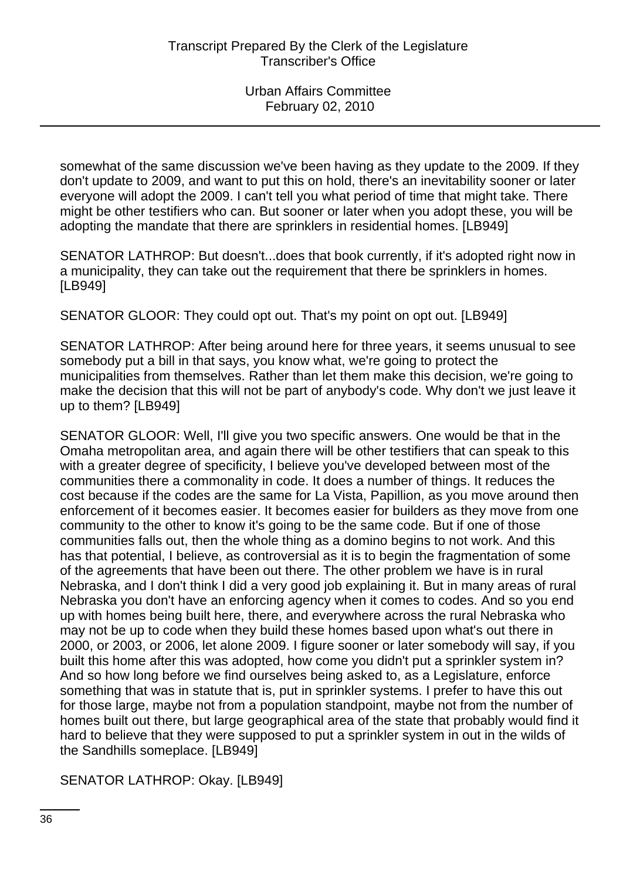somewhat of the same discussion we've been having as they update to the 2009. If they don't update to 2009, and want to put this on hold, there's an inevitability sooner or later everyone will adopt the 2009. I can't tell you what period of time that might take. There might be other testifiers who can. But sooner or later when you adopt these, you will be adopting the mandate that there are sprinklers in residential homes. [LB949]

SENATOR LATHROP: But doesn't...does that book currently, if it's adopted right now in a municipality, they can take out the requirement that there be sprinklers in homes. [LB949]

SENATOR GLOOR: They could opt out. That's my point on opt out. [LB949]

SENATOR LATHROP: After being around here for three years, it seems unusual to see somebody put a bill in that says, you know what, we're going to protect the municipalities from themselves. Rather than let them make this decision, we're going to make the decision that this will not be part of anybody's code. Why don't we just leave it up to them? [LB949]

SENATOR GLOOR: Well, I'll give you two specific answers. One would be that in the Omaha metropolitan area, and again there will be other testifiers that can speak to this with a greater degree of specificity, I believe you've developed between most of the communities there a commonality in code. It does a number of things. It reduces the cost because if the codes are the same for La Vista, Papillion, as you move around then enforcement of it becomes easier. It becomes easier for builders as they move from one community to the other to know it's going to be the same code. But if one of those communities falls out, then the whole thing as a domino begins to not work. And this has that potential, I believe, as controversial as it is to begin the fragmentation of some of the agreements that have been out there. The other problem we have is in rural Nebraska, and I don't think I did a very good job explaining it. But in many areas of rural Nebraska you don't have an enforcing agency when it comes to codes. And so you end up with homes being built here, there, and everywhere across the rural Nebraska who may not be up to code when they build these homes based upon what's out there in 2000, or 2003, or 2006, let alone 2009. I figure sooner or later somebody will say, if you built this home after this was adopted, how come you didn't put a sprinkler system in? And so how long before we find ourselves being asked to, as a Legislature, enforce something that was in statute that is, put in sprinkler systems. I prefer to have this out for those large, maybe not from a population standpoint, maybe not from the number of homes built out there, but large geographical area of the state that probably would find it hard to believe that they were supposed to put a sprinkler system in out in the wilds of the Sandhills someplace. [LB949]

SENATOR LATHROP: Okay. [LB949]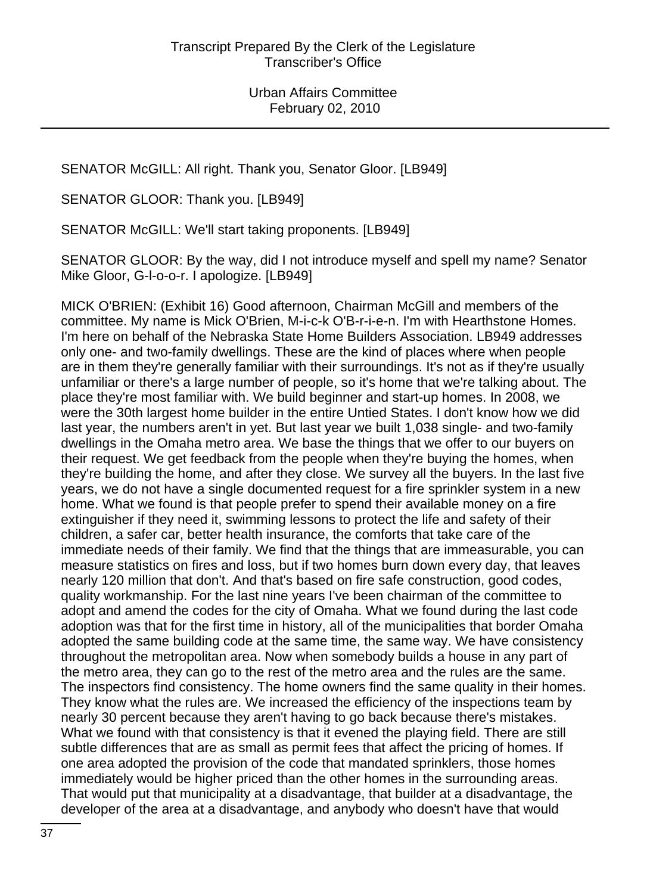SENATOR McGILL: All right. Thank you, Senator Gloor. [LB949]

SENATOR GLOOR: Thank you. [LB949]

SENATOR McGILL: We'll start taking proponents. [LB949]

SENATOR GLOOR: By the way, did I not introduce myself and spell my name? Senator Mike Gloor, G-l-o-o-r. I apologize. [LB949]

MICK O'BRIEN: (Exhibit 16) Good afternoon, Chairman McGill and members of the committee. My name is Mick O'Brien, M-i-c-k O'B-r-i-e-n. I'm with Hearthstone Homes. I'm here on behalf of the Nebraska State Home Builders Association. LB949 addresses only one- and two-family dwellings. These are the kind of places where when people are in them they're generally familiar with their surroundings. It's not as if they're usually unfamiliar or there's a large number of people, so it's home that we're talking about. The place they're most familiar with. We build beginner and start-up homes. In 2008, we were the 30th largest home builder in the entire Untied States. I don't know how we did last year, the numbers aren't in yet. But last year we built 1,038 single- and two-family dwellings in the Omaha metro area. We base the things that we offer to our buyers on their request. We get feedback from the people when they're buying the homes, when they're building the home, and after they close. We survey all the buyers. In the last five years, we do not have a single documented request for a fire sprinkler system in a new home. What we found is that people prefer to spend their available money on a fire extinguisher if they need it, swimming lessons to protect the life and safety of their children, a safer car, better health insurance, the comforts that take care of the immediate needs of their family. We find that the things that are immeasurable, you can measure statistics on fires and loss, but if two homes burn down every day, that leaves nearly 120 million that don't. And that's based on fire safe construction, good codes, quality workmanship. For the last nine years I've been chairman of the committee to adopt and amend the codes for the city of Omaha. What we found during the last code adoption was that for the first time in history, all of the municipalities that border Omaha adopted the same building code at the same time, the same way. We have consistency throughout the metropolitan area. Now when somebody builds a house in any part of the metro area, they can go to the rest of the metro area and the rules are the same. The inspectors find consistency. The home owners find the same quality in their homes. They know what the rules are. We increased the efficiency of the inspections team by nearly 30 percent because they aren't having to go back because there's mistakes. What we found with that consistency is that it evened the playing field. There are still subtle differences that are as small as permit fees that affect the pricing of homes. If one area adopted the provision of the code that mandated sprinklers, those homes immediately would be higher priced than the other homes in the surrounding areas. That would put that municipality at a disadvantage, that builder at a disadvantage, the developer of the area at a disadvantage, and anybody who doesn't have that would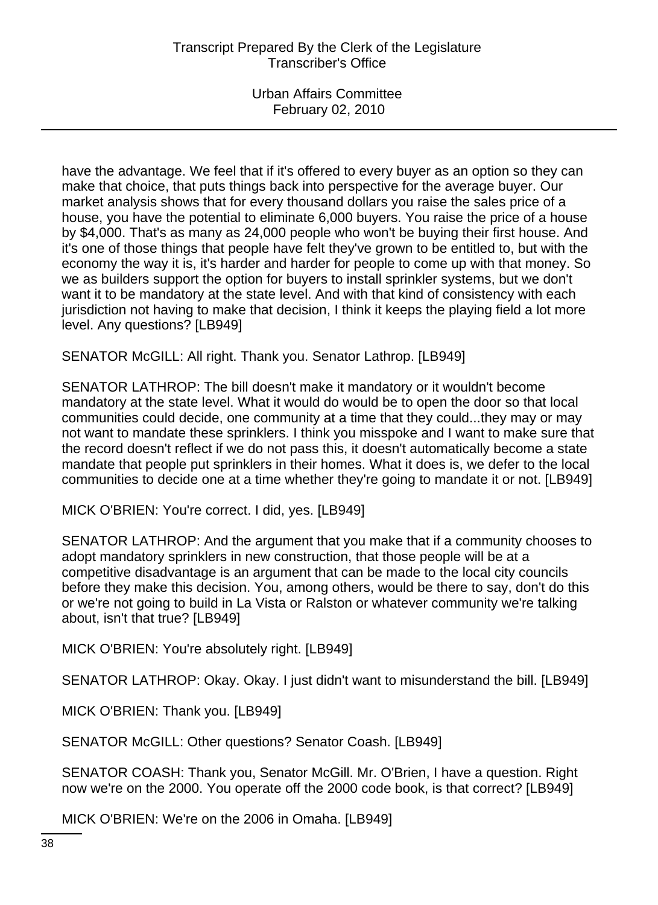have the advantage. We feel that if it's offered to every buyer as an option so they can make that choice, that puts things back into perspective for the average buyer. Our market analysis shows that for every thousand dollars you raise the sales price of a house, you have the potential to eliminate 6,000 buyers. You raise the price of a house by $4,000. That's as many as 24,000 people who won't be buying their first house. And it's one of those things that people have felt they've grown to be entitled to, but with the economy the way it is, it's harder and harder for people to come up with that money. So we as builders support the option for buyers to install sprinkler systems, but we don't want it to be mandatory at the state level. And with that kind of consistency with each jurisdiction not having to make that decision, I think it keeps the playing field a lot more level. Any questions? [LB949]

SENATOR McGILL: All right. Thank you. Senator Lathrop. [LB949]

SENATOR LATHROP: The bill doesn't make it mandatory or it wouldn't become mandatory at the state level. What it would do would be to open the door so that local communities could decide, one community at a time that they could...they may or may not want to mandate these sprinklers. I think you misspoke and I want to make sure that the record doesn't reflect if we do not pass this, it doesn't automatically become a state mandate that people put sprinklers in their homes. What it does is, we defer to the local communities to decide one at a time whether they're going to mandate it or not. [LB949]

MICK O'BRIEN: You're correct. I did, yes. [LB949]

SENATOR LATHROP: And the argument that you make that if a community chooses to adopt mandatory sprinklers in new construction, that those people will be at a competitive disadvantage is an argument that can be made to the local city councils before they make this decision. You, among others, would be there to say, don't do this or we're not going to build in La Vista or Ralston or whatever community we're talking about, isn't that true? [LB949]

MICK O'BRIEN: You're absolutely right. [LB949]

SENATOR LATHROP: Okay. Okay. I just didn't want to misunderstand the bill. [LB949]

MICK O'BRIEN: Thank you. [LB949]

SENATOR McGILL: Other questions? Senator Coash. [LB949]

SENATOR COASH: Thank you, Senator McGill. Mr. O'Brien, I have a question. Right now we're on the 2000. You operate off the 2000 code book, is that correct? [LB949]

MICK O'BRIEN: We're on the 2006 in Omaha. [LB949]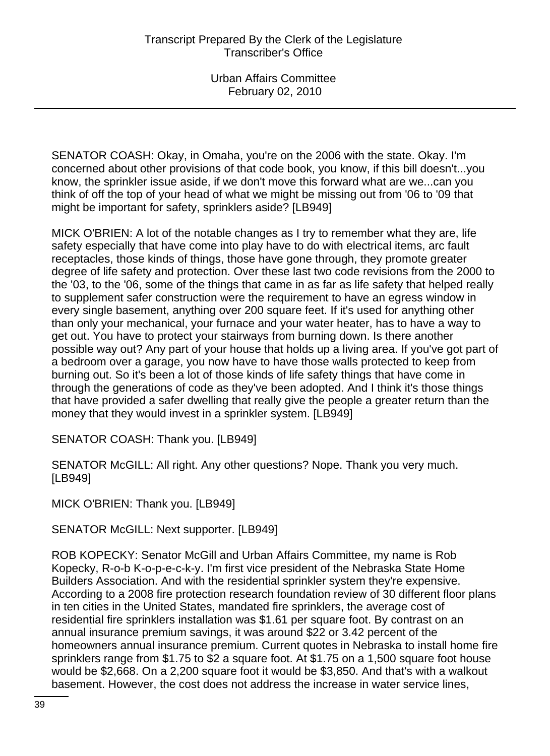SENATOR COASH: Okay, in Omaha, you're on the 2006 with the state. Okay. I'm concerned about other provisions of that code book, you know, if this bill doesn't...you know, the sprinkler issue aside, if we don't move this forward what are we...can you think of off the top of your head of what we might be missing out from '06 to '09 that might be important for safety, sprinklers aside? [LB949]

MICK O'BRIEN: A lot of the notable changes as I try to remember what they are, life safety especially that have come into play have to do with electrical items, arc fault receptacles, those kinds of things, those have gone through, they promote greater degree of life safety and protection. Over these last two code revisions from the 2000 to the '03, to the '06, some of the things that came in as far as life safety that helped really to supplement safer construction were the requirement to have an egress window in every single basement, anything over 200 square feet. If it's used for anything other than only your mechanical, your furnace and your water heater, has to have a way to get out. You have to protect your stairways from burning down. Is there another possible way out? Any part of your house that holds up a living area. If you've got part of a bedroom over a garage, you now have to have those walls protected to keep from burning out. So it's been a lot of those kinds of life safety things that have come in through the generations of code as they've been adopted. And I think it's those things that have provided a safer dwelling that really give the people a greater return than the money that they would invest in a sprinkler system. [LB949]

SENATOR COASH: Thank you. [LB949]

SENATOR McGILL: All right. Any other questions? Nope. Thank you very much. [LB949]

MICK O'BRIEN: Thank you. [LB949]

SENATOR McGILL: Next supporter. [LB949]

ROB KOPECKY: Senator McGill and Urban Affairs Committee, my name is Rob Kopecky, R-o-b K-o-p-e-c-k-y. I'm first vice president of the Nebraska State Home Builders Association. And with the residential sprinkler system they're expensive. According to a 2008 fire protection research foundation review of 30 different floor plans in ten cities in the United States, mandated fire sprinklers, the average cost of residential fire sprinklers installation was $1.61 per square foot. By contrast on an annual insurance premium savings, it was around $22 or 3.42 percent of the homeowners annual insurance premium. Current quotes in Nebraska to install home fire sprinklers range from $1.75 to $2 a square foot. At $1.75 on a 1,500 square foot house would be $2,668. On a 2,200 square foot it would be $3,850. And that's with a walkout basement. However, the cost does not address the increase in water service lines,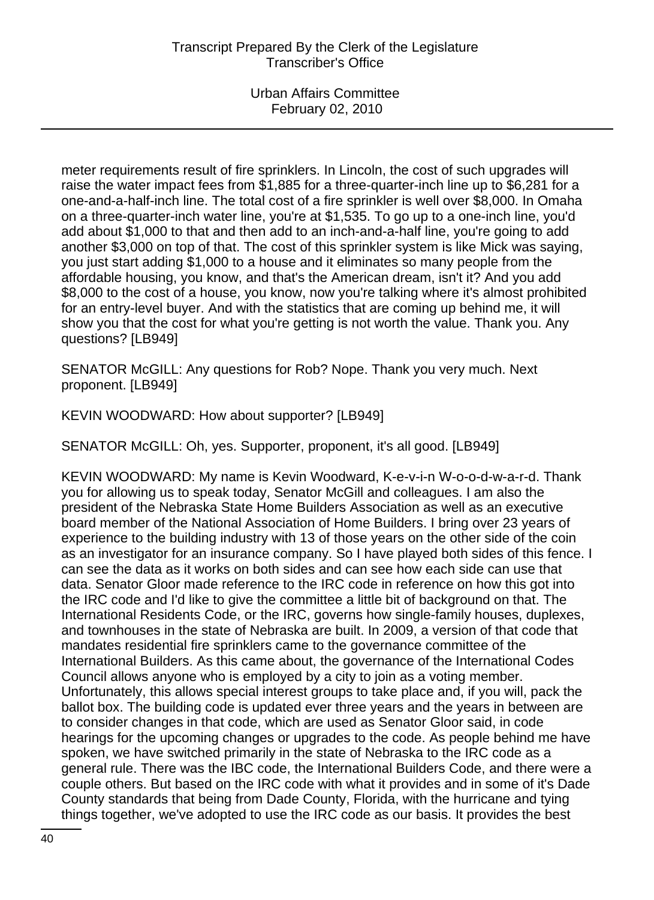meter requirements result of fire sprinklers. In Lincoln, the cost of such upgrades will raise the water impact fees from $1,885 for a three-quarter-inch line up to $6,281 for a one-and-a-half-inch line. The total cost of a fire sprinkler is well over $8,000. In Omaha on a three-quarter-inch water line, you're at $1,535. To go up to a one-inch line, you'd add about $1,000 to that and then add to an inch-and-a-half line, you're going to add another $3,000 on top of that. The cost of this sprinkler system is like Mick was saying, you just start adding $1,000 to a house and it eliminates so many people from the affordable housing, you know, and that's the American dream, isn't it? And you add $8,000 to the cost of a house, you know, now you're talking where it's almost prohibited for an entry-level buyer. And with the statistics that are coming up behind me, it will show you that the cost for what you're getting is not worth the value. Thank you. Any questions? [LB949]

SENATOR McGILL: Any questions for Rob? Nope. Thank you very much. Next proponent. [LB949]

KEVIN WOODWARD: How about supporter? [LB949]

SENATOR McGILL: Oh, yes. Supporter, proponent, it's all good. [LB949]

KEVIN WOODWARD: My name is Kevin Woodward, K-e-v-i-n W-o-o-d-w-a-r-d. Thank you for allowing us to speak today, Senator McGill and colleagues. I am also the president of the Nebraska State Home Builders Association as well as an executive board member of the National Association of Home Builders. I bring over 23 years of experience to the building industry with 13 of those years on the other side of the coin as an investigator for an insurance company. So I have played both sides of this fence. I can see the data as it works on both sides and can see how each side can use that data. Senator Gloor made reference to the IRC code in reference on how this got into the IRC code and I'd like to give the committee a little bit of background on that. The International Residents Code, or the IRC, governs how single-family houses, duplexes, and townhouses in the state of Nebraska are built. In 2009, a version of that code that mandates residential fire sprinklers came to the governance committee of the International Builders. As this came about, the governance of the International Codes Council allows anyone who is employed by a city to join as a voting member. Unfortunately, this allows special interest groups to take place and, if you will, pack the ballot box. The building code is updated ever three years and the years in between are to consider changes in that code, which are used as Senator Gloor said, in code hearings for the upcoming changes or upgrades to the code. As people behind me have spoken, we have switched primarily in the state of Nebraska to the IRC code as a general rule. There was the IBC code, the International Builders Code, and there were a couple others. But based on the IRC code with what it provides and in some of it's Dade County standards that being from Dade County, Florida, with the hurricane and tying things together, we've adopted to use the IRC code as our basis. It provides the best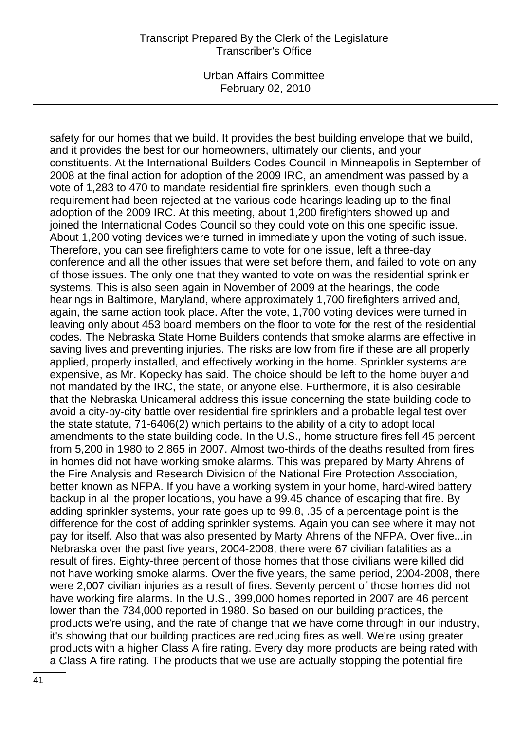safety for our homes that we build. It provides the best building envelope that we build, and it provides the best for our homeowners, ultimately our clients, and your constituents. At the International Builders Codes Council in Minneapolis in September of 2008 at the final action for adoption of the 2009 IRC, an amendment was passed by a vote of 1,283 to 470 to mandate residential fire sprinklers, even though such a requirement had been rejected at the various code hearings leading up to the final adoption of the 2009 IRC. At this meeting, about 1,200 firefighters showed up and joined the International Codes Council so they could vote on this one specific issue. About 1,200 voting devices were turned in immediately upon the voting of such issue. Therefore, you can see firefighters came to vote for one issue, left a three-day conference and all the other issues that were set before them, and failed to vote on any of those issues. The only one that they wanted to vote on was the residential sprinkler systems. This is also seen again in November of 2009 at the hearings, the code hearings in Baltimore, Maryland, where approximately 1,700 firefighters arrived and, again, the same action took place. After the vote, 1,700 voting devices were turned in leaving only about 453 board members on the floor to vote for the rest of the residential codes. The Nebraska State Home Builders contends that smoke alarms are effective in saving lives and preventing injuries. The risks are low from fire if these are all properly applied, properly installed, and effectively working in the home. Sprinkler systems are expensive, as Mr. Kopecky has said. The choice should be left to the home buyer and not mandated by the IRC, the state, or anyone else. Furthermore, it is also desirable that the Nebraska Unicameral address this issue concerning the state building code to avoid a city-by-city battle over residential fire sprinklers and a probable legal test over the state statute, 71-6406(2) which pertains to the ability of a city to adopt local amendments to the state building code. In the U.S., home structure fires fell 45 percent from 5,200 in 1980 to 2,865 in 2007. Almost two-thirds of the deaths resulted from fires in homes did not have working smoke alarms. This was prepared by Marty Ahrens of the Fire Analysis and Research Division of the National Fire Protection Association, better known as NFPA. If you have a working system in your home, hard-wired battery backup in all the proper locations, you have a 99.45 chance of escaping that fire. By adding sprinkler systems, your rate goes up to 99.8, .35 of a percentage point is the difference for the cost of adding sprinkler systems. Again you can see where it may not pay for itself. Also that was also presented by Marty Ahrens of the NFPA. Over five...in Nebraska over the past five years, 2004-2008, there were 67 civilian fatalities as a result of fires. Eighty-three percent of those homes that those civilians were killed did not have working smoke alarms. Over the five years, the same period, 2004-2008, there were 2,007 civilian injuries as a result of fires. Seventy percent of those homes did not have working fire alarms. In the U.S., 399,000 homes reported in 2007 are 46 percent lower than the 734,000 reported in 1980. So based on our building practices, the products we're using, and the rate of change that we have come through in our industry, it's showing that our building practices are reducing fires as well. We're using greater products with a higher Class A fire rating. Every day more products are being rated with a Class A fire rating. The products that we use are actually stopping the potential fire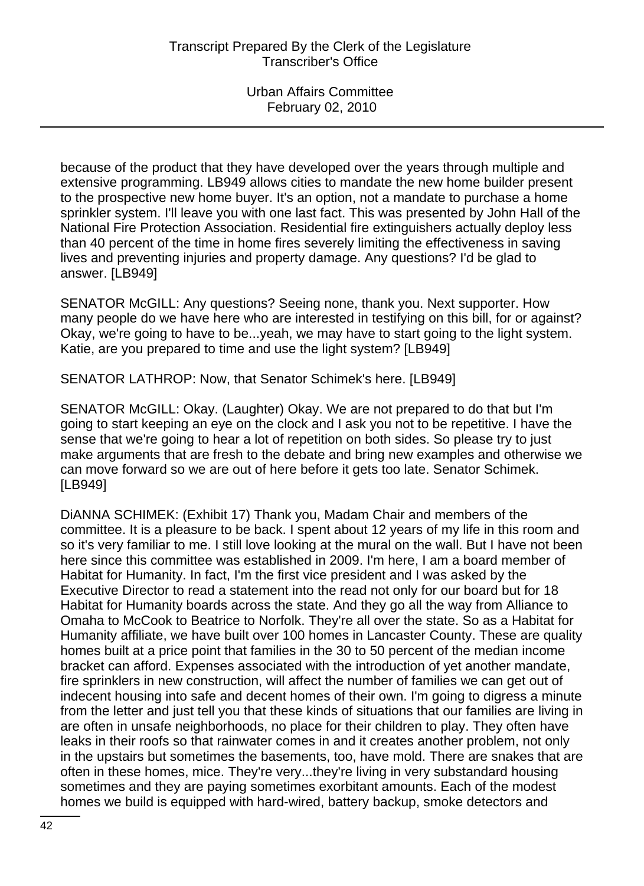because of the product that they have developed over the years through multiple and extensive programming. LB949 allows cities to mandate the new home builder present to the prospective new home buyer. It's an option, not a mandate to purchase a home sprinkler system. I'll leave you with one last fact. This was presented by John Hall of the National Fire Protection Association. Residential fire extinguishers actually deploy less than 40 percent of the time in home fires severely limiting the effectiveness in saving lives and preventing injuries and property damage. Any questions? I'd be glad to answer. [LB949]

SENATOR McGILL: Any questions? Seeing none, thank you. Next supporter. How many people do we have here who are interested in testifying on this bill, for or against? Okay, we're going to have to be...yeah, we may have to start going to the light system. Katie, are you prepared to time and use the light system? [LB949]

SENATOR LATHROP: Now, that Senator Schimek's here. [LB949]

SENATOR McGILL: Okay. (Laughter) Okay. We are not prepared to do that but I'm going to start keeping an eye on the clock and I ask you not to be repetitive. I have the sense that we're going to hear a lot of repetition on both sides. So please try to just make arguments that are fresh to the debate and bring new examples and otherwise we can move forward so we are out of here before it gets too late. Senator Schimek. [LB949]

DiANNA SCHIMEK: (Exhibit 17) Thank you, Madam Chair and members of the committee. It is a pleasure to be back. I spent about 12 years of my life in this room and so it's very familiar to me. I still love looking at the mural on the wall. But I have not been here since this committee was established in 2009. I'm here, I am a board member of Habitat for Humanity. In fact, I'm the first vice president and I was asked by the Executive Director to read a statement into the read not only for our board but for 18 Habitat for Humanity boards across the state. And they go all the way from Alliance to Omaha to McCook to Beatrice to Norfolk. They're all over the state. So as a Habitat for Humanity affiliate, we have built over 100 homes in Lancaster County. These are quality homes built at a price point that families in the 30 to 50 percent of the median income bracket can afford. Expenses associated with the introduction of yet another mandate, fire sprinklers in new construction, will affect the number of families we can get out of indecent housing into safe and decent homes of their own. I'm going to digress a minute from the letter and just tell you that these kinds of situations that our families are living in are often in unsafe neighborhoods, no place for their children to play. They often have leaks in their roofs so that rainwater comes in and it creates another problem, not only in the upstairs but sometimes the basements, too, have mold. There are snakes that are often in these homes, mice. They're very...they're living in very substandard housing sometimes and they are paying sometimes exorbitant amounts. Each of the modest homes we build is equipped with hard-wired, battery backup, smoke detectors and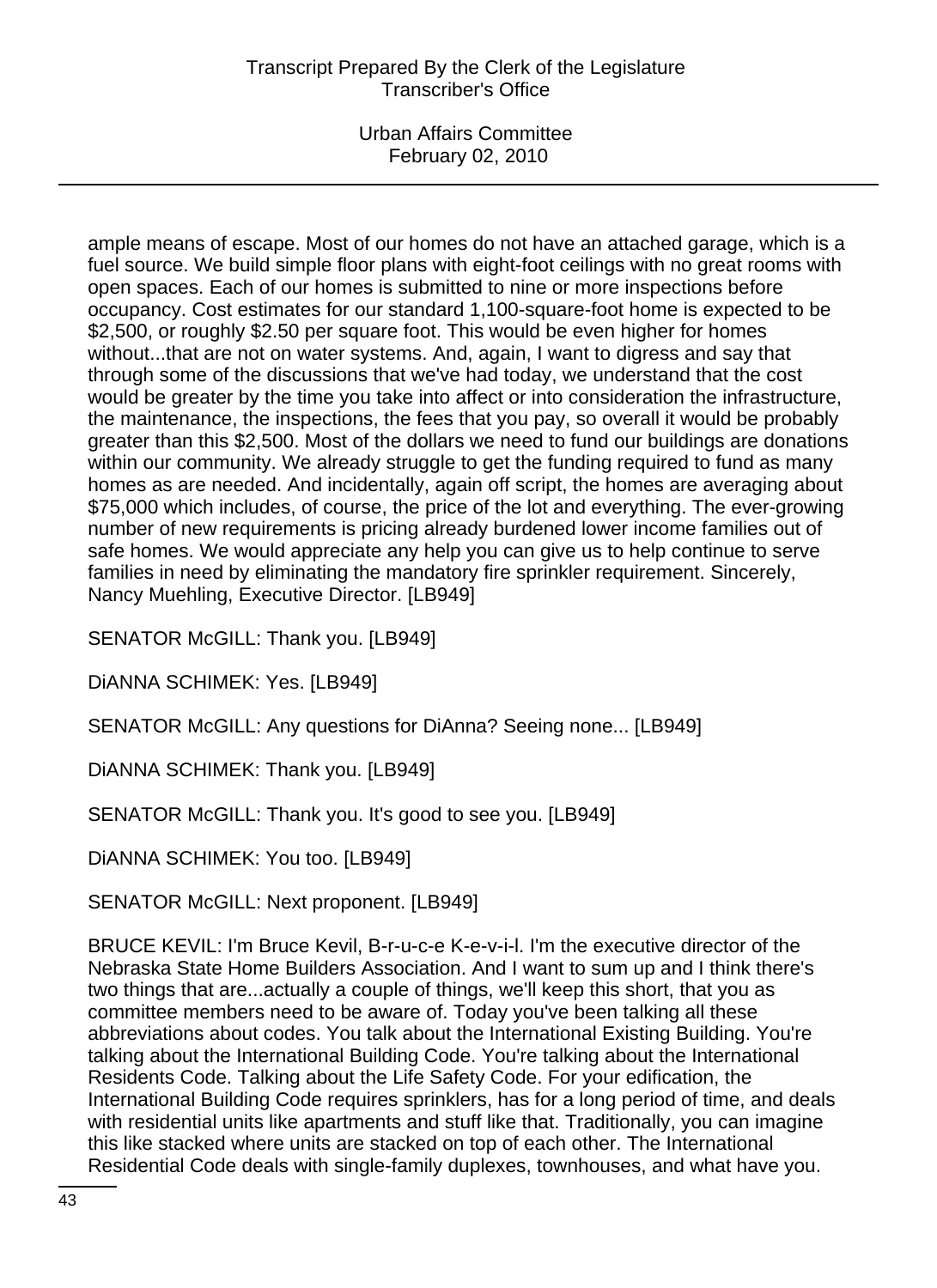ample means of escape. Most of our homes do not have an attached garage, which is a fuel source. We build simple floor plans with eight-foot ceilings with no great rooms with open spaces. Each of our homes is submitted to nine or more inspections before occupancy. Cost estimates for our standard 1,100-square-foot home is expected to be $2,500, or roughly $2.50 per square foot. This would be even higher for homes without...that are not on water systems. And, again, I want to digress and say that through some of the discussions that we've had today, we understand that the cost would be greater by the time you take into affect or into consideration the infrastructure, the maintenance, the inspections, the fees that you pay, so overall it would be probably greater than this $2,500. Most of the dollars we need to fund our buildings are donations within our community. We already struggle to get the funding required to fund as many homes as are needed. And incidentally, again off script, the homes are averaging about $75,000 which includes, of course, the price of the lot and everything. The ever-growing number of new requirements is pricing already burdened lower income families out of safe homes. We would appreciate any help you can give us to help continue to serve families in need by eliminating the mandatory fire sprinkler requirement. Sincerely, Nancy Muehling, Executive Director. [LB949]

SENATOR McGILL: Thank you. [LB949]

DiANNA SCHIMEK: Yes. [LB949]

SENATOR McGILL: Any questions for DiAnna? Seeing none... [LB949]

DiANNA SCHIMEK: Thank you. [LB949]

SENATOR McGILL: Thank you. It's good to see you. [LB949]

DiANNA SCHIMEK: You too. [LB949]

SENATOR McGILL: Next proponent. [LB949]

BRUCE KEVIL: I'm Bruce Kevil, B-r-u-c-e K-e-v-i-l. I'm the executive director of the Nebraska State Home Builders Association. And I want to sum up and I think there's two things that are...actually a couple of things, we'll keep this short, that you as committee members need to be aware of. Today you've been talking all these abbreviations about codes. You talk about the International Existing Building. You're talking about the International Building Code. You're talking about the International Residents Code. Talking about the Life Safety Code. For your edification, the International Building Code requires sprinklers, has for a long period of time, and deals with residential units like apartments and stuff like that. Traditionally, you can imagine this like stacked where units are stacked on top of each other. The International Residential Code deals with single-family duplexes, townhouses, and what have you.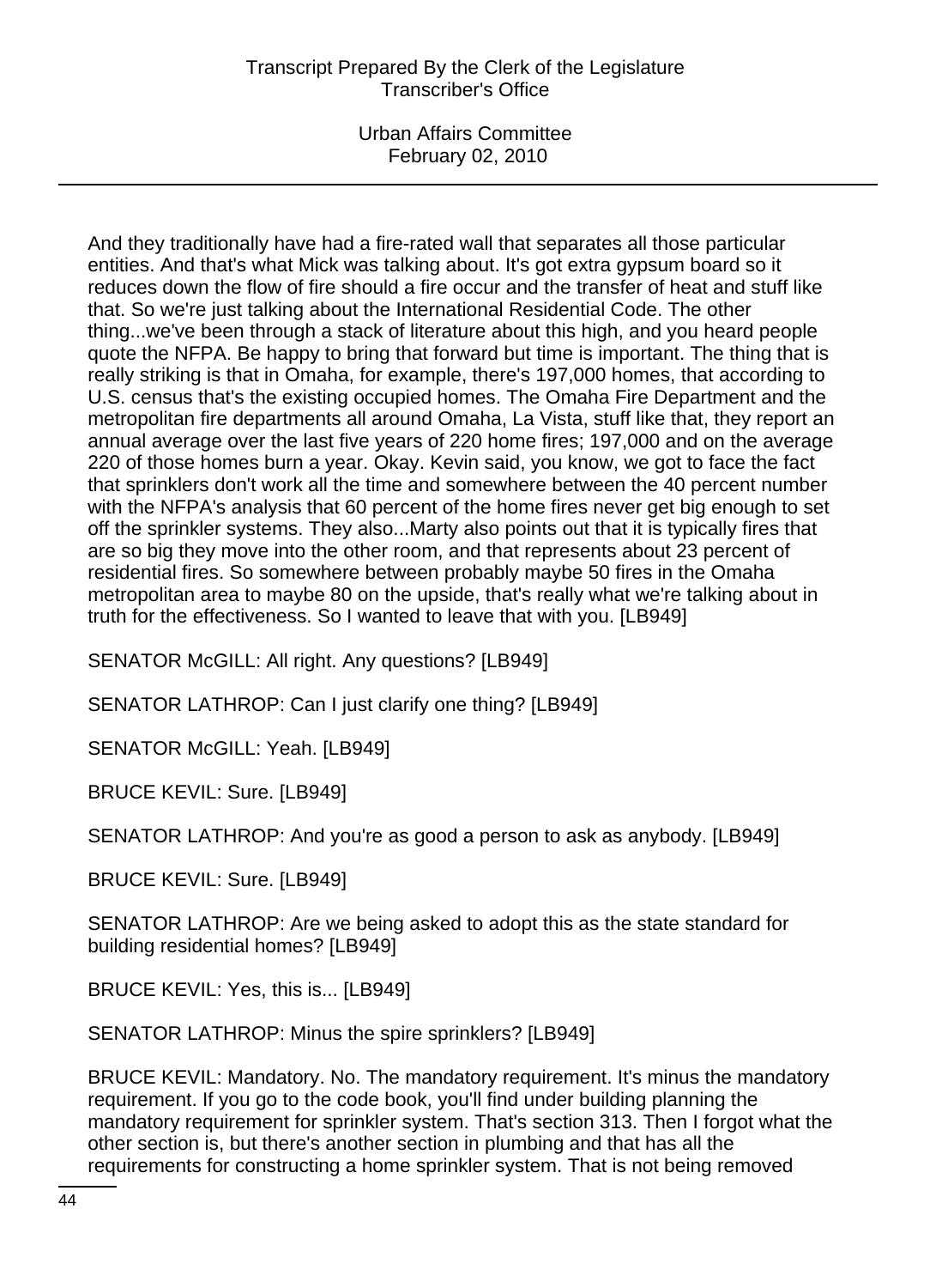And they traditionally have had a fire-rated wall that separates all those particular entities. And that's what Mick was talking about. It's got extra gypsum board so it reduces down the flow of fire should a fire occur and the transfer of heat and stuff like that. So we're just talking about the International Residential Code. The other thing...we've been through a stack of literature about this high, and you heard people quote the NFPA. Be happy to bring that forward but time is important. The thing that is really striking is that in Omaha, for example, there's 197,000 homes, that according to U.S. census that's the existing occupied homes. The Omaha Fire Department and the metropolitan fire departments all around Omaha, La Vista, stuff like that, they report an annual average over the last five years of 220 home fires; 197,000 and on the average 220 of those homes burn a year. Okay. Kevin said, you know, we got to face the fact that sprinklers don't work all the time and somewhere between the 40 percent number with the NFPA's analysis that 60 percent of the home fires never get big enough to set off the sprinkler systems. They also...Marty also points out that it is typically fires that are so big they move into the other room, and that represents about 23 percent of residential fires. So somewhere between probably maybe 50 fires in the Omaha metropolitan area to maybe 80 on the upside, that's really what we're talking about in truth for the effectiveness. So I wanted to leave that with you. [LB949]

SENATOR McGILL: All right. Any questions? [LB949]

SENATOR LATHROP: Can I just clarify one thing? [LB949]

SENATOR McGILL: Yeah. [LB949]

BRUCE KEVIL: Sure. [LB949]

SENATOR LATHROP: And you're as good a person to ask as anybody. [LB949]

BRUCE KEVIL: Sure. [LB949]

SENATOR LATHROP: Are we being asked to adopt this as the state standard for building residential homes? [LB949]

BRUCE KEVIL: Yes, this is... [LB949]

SENATOR LATHROP: Minus the spire sprinklers? [LB949]

BRUCE KEVIL: Mandatory. No. The mandatory requirement. It's minus the mandatory requirement. If you go to the code book, you'll find under building planning the mandatory requirement for sprinkler system. That's section 313. Then I forgot what the other section is, but there's another section in plumbing and that has all the requirements for constructing a home sprinkler system. That is not being removed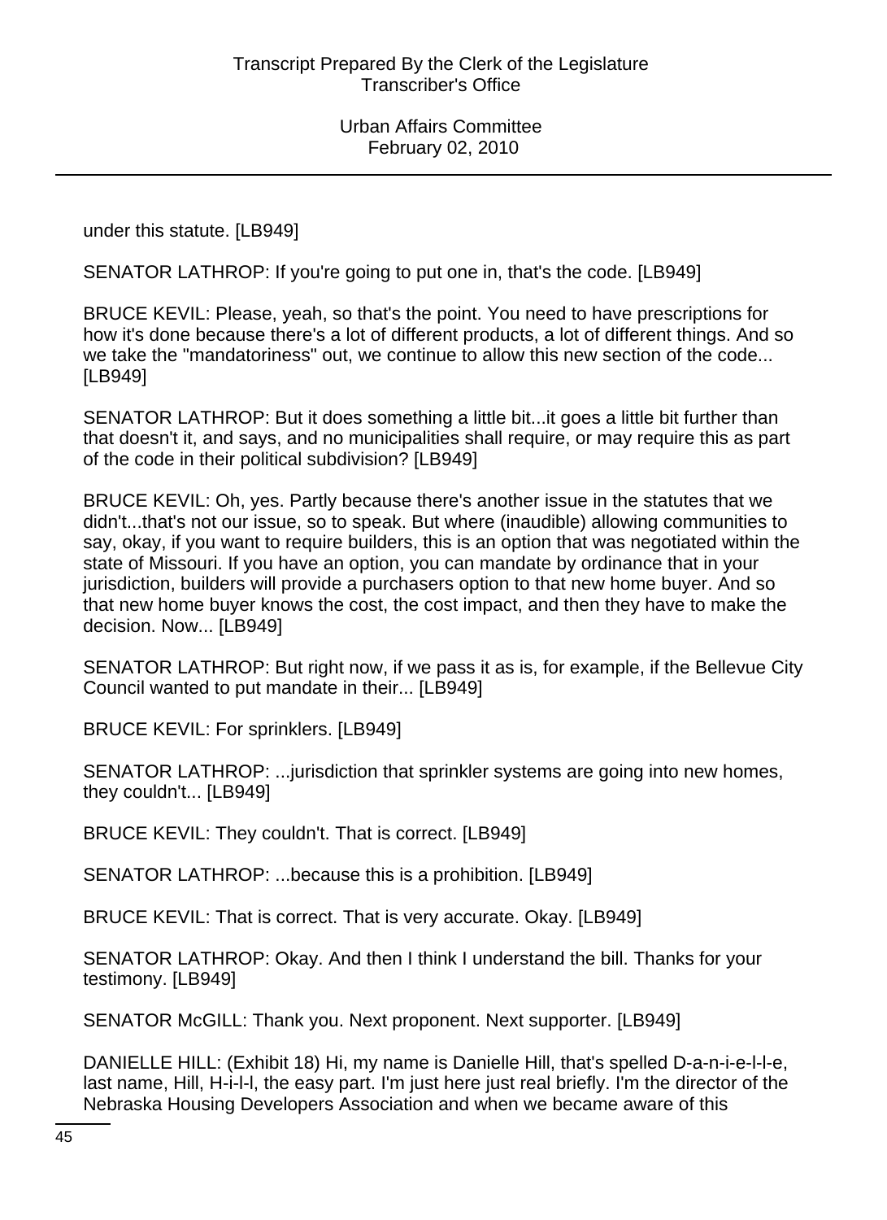under this statute. [LB949]

SENATOR LATHROP: If you're going to put one in, that's the code. [LB949]

BRUCE KEVIL: Please, yeah, so that's the point. You need to have prescriptions for how it's done because there's a lot of different products, a lot of different things. And so we take the "mandatoriness" out, we continue to allow this new section of the code... [LB949]

SENATOR LATHROP: But it does something a little bit...it goes a little bit further than that doesn't it, and says, and no municipalities shall require, or may require this as part of the code in their political subdivision? [LB949]

BRUCE KEVIL: Oh, yes. Partly because there's another issue in the statutes that we didn't...that's not our issue, so to speak. But where (inaudible) allowing communities to say, okay, if you want to require builders, this is an option that was negotiated within the state of Missouri. If you have an option, you can mandate by ordinance that in your jurisdiction, builders will provide a purchasers option to that new home buyer. And so that new home buyer knows the cost, the cost impact, and then they have to make the decision. Now... [LB949]

SENATOR LATHROP: But right now, if we pass it as is, for example, if the Bellevue City Council wanted to put mandate in their... [LB949]

BRUCE KEVIL: For sprinklers. [LB949]

SENATOR LATHROP: ...jurisdiction that sprinkler systems are going into new homes, they couldn't... [LB949]

BRUCE KEVIL: They couldn't. That is correct. [LB949]

SENATOR LATHROP: ...because this is a prohibition. [LB949]

BRUCE KEVIL: That is correct. That is very accurate. Okay. [LB949]

SENATOR LATHROP: Okay. And then I think I understand the bill. Thanks for your testimony. [LB949]

SENATOR McGILL: Thank you. Next proponent. Next supporter. [LB949]

DANIELLE HILL: (Exhibit 18) Hi, my name is Danielle Hill, that's spelled D-a-n-i-e-l-l-e, last name, Hill, H-i-l-l, the easy part. I'm just here just real briefly. I'm the director of the Nebraska Housing Developers Association and when we became aware of this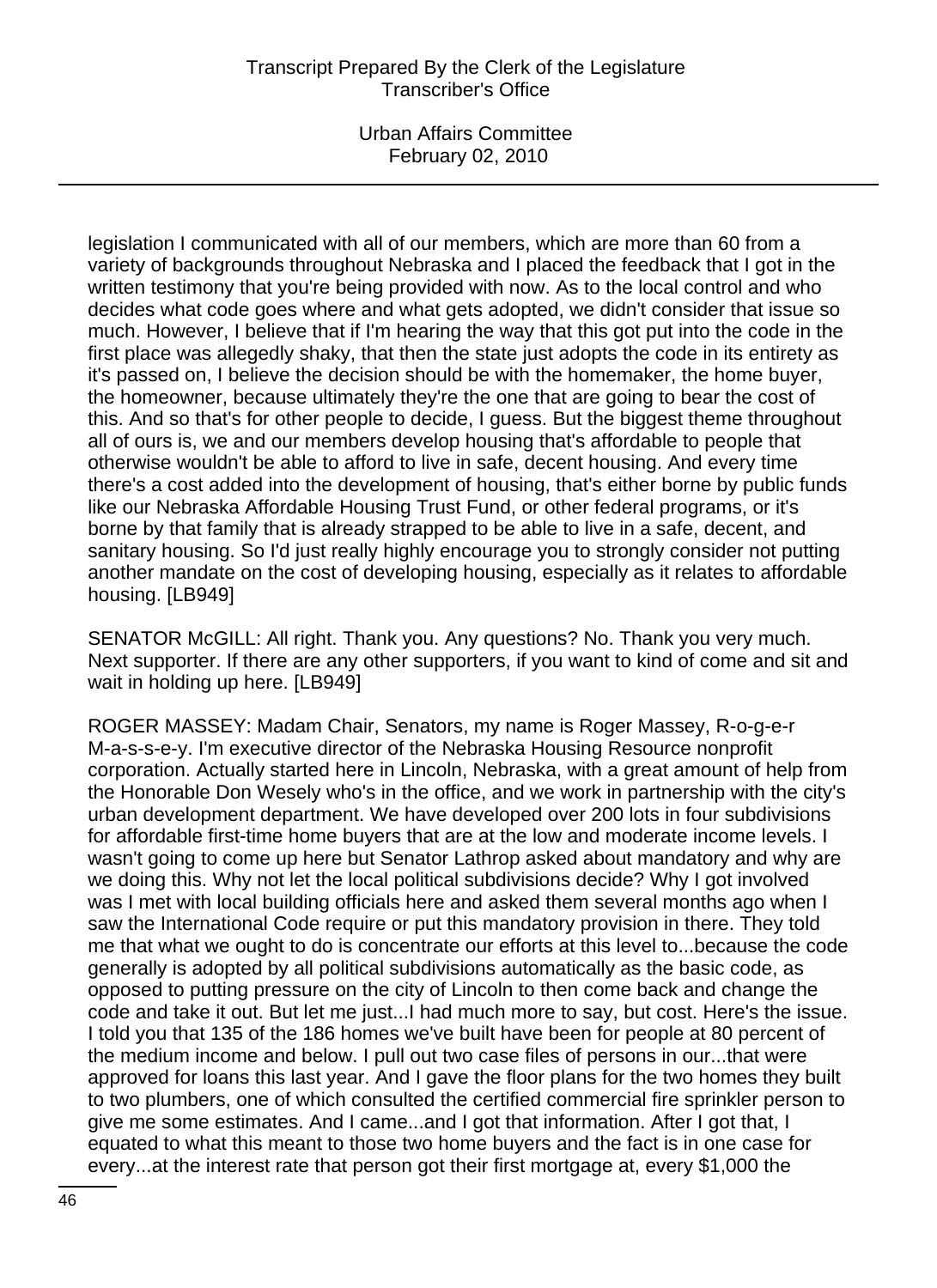legislation I communicated with all of our members, which are more than 60 from a variety of backgrounds throughout Nebraska and I placed the feedback that I got in the written testimony that you're being provided with now. As to the local control and who decides what code goes where and what gets adopted, we didn't consider that issue so much. However, I believe that if I'm hearing the way that this got put into the code in the first place was allegedly shaky, that then the state just adopts the code in its entirety as it's passed on, I believe the decision should be with the homemaker, the home buyer, the homeowner, because ultimately they're the one that are going to bear the cost of this. And so that's for other people to decide, I guess. But the biggest theme throughout all of ours is, we and our members develop housing that's affordable to people that otherwise wouldn't be able to afford to live in safe, decent housing. And every time there's a cost added into the development of housing, that's either borne by public funds like our Nebraska Affordable Housing Trust Fund, or other federal programs, or it's borne by that family that is already strapped to be able to live in a safe, decent, and sanitary housing. So I'd just really highly encourage you to strongly consider not putting another mandate on the cost of developing housing, especially as it relates to affordable housing. [LB949]

SENATOR McGILL: All right. Thank you. Any questions? No. Thank you very much. Next supporter. If there are any other supporters, if you want to kind of come and sit and wait in holding up here. [LB949]

ROGER MASSEY: Madam Chair, Senators, my name is Roger Massey, R-o-g-e-r M-a-s-s-e-y. I'm executive director of the Nebraska Housing Resource nonprofit corporation. Actually started here in Lincoln, Nebraska, with a great amount of help from the Honorable Don Wesely who's in the office, and we work in partnership with the city's urban development department. We have developed over 200 lots in four subdivisions for affordable first-time home buyers that are at the low and moderate income levels. I wasn't going to come up here but Senator Lathrop asked about mandatory and why are we doing this. Why not let the local political subdivisions decide? Why I got involved was I met with local building officials here and asked them several months ago when I saw the International Code require or put this mandatory provision in there. They told me that what we ought to do is concentrate our efforts at this level to...because the code generally is adopted by all political subdivisions automatically as the basic code, as opposed to putting pressure on the city of Lincoln to then come back and change the code and take it out. But let me just...I had much more to say, but cost. Here's the issue. I told you that 135 of the 186 homes we've built have been for people at 80 percent of the medium income and below. I pull out two case files of persons in our...that were approved for loans this last year. And I gave the floor plans for the two homes they built to two plumbers, one of which consulted the certified commercial fire sprinkler person to give me some estimates. And I came...and I got that information. After I got that, I equated to what this meant to those two home buyers and the fact is in one case for every...at the interest rate that person got their first mortgage at, every $1,000 the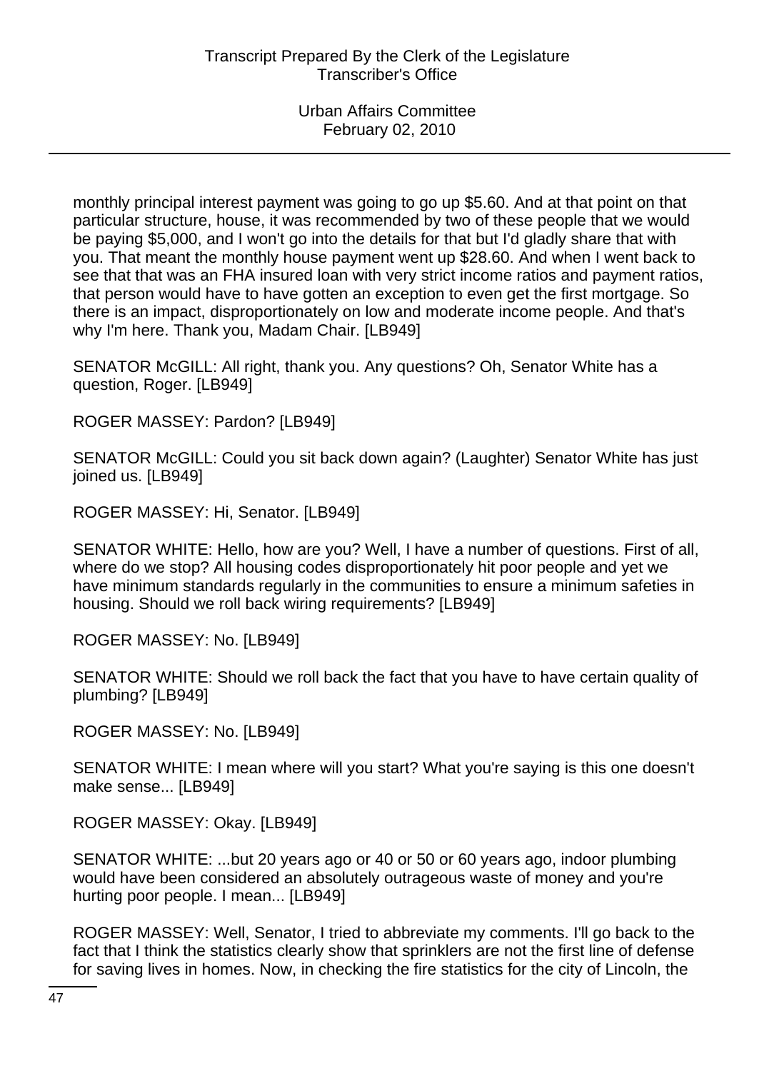monthly principal interest payment was going to go up $5.60. And at that point on that particular structure, house, it was recommended by two of these people that we would be paying $5,000, and I won't go into the details for that but I'd gladly share that with you. That meant the monthly house payment went up $28.60. And when I went back to see that that was an FHA insured loan with very strict income ratios and payment ratios, that person would have to have gotten an exception to even get the first mortgage. So there is an impact, disproportionately on low and moderate income people. And that's why I'm here. Thank you, Madam Chair. [LB949]

SENATOR McGILL: All right, thank you. Any questions? Oh, Senator White has a question, Roger. [LB949]

ROGER MASSEY: Pardon? [LB949]

SENATOR McGILL: Could you sit back down again? (Laughter) Senator White has just joined us. [LB949]

ROGER MASSEY: Hi, Senator. [LB949]

SENATOR WHITE: Hello, how are you? Well, I have a number of questions. First of all, where do we stop? All housing codes disproportionately hit poor people and yet we have minimum standards regularly in the communities to ensure a minimum safeties in housing. Should we roll back wiring requirements? [LB949]

ROGER MASSEY: No. [LB949]

SENATOR WHITE: Should we roll back the fact that you have to have certain quality of plumbing? [LB949]

ROGER MASSEY: No. [LB949]

SENATOR WHITE: I mean where will you start? What you're saying is this one doesn't make sense... [LB949]

ROGER MASSEY: Okay. [LB949]

SENATOR WHITE: ...but 20 years ago or 40 or 50 or 60 years ago, indoor plumbing would have been considered an absolutely outrageous waste of money and you're hurting poor people. I mean... [LB949]

ROGER MASSEY: Well, Senator, I tried to abbreviate my comments. I'll go back to the fact that I think the statistics clearly show that sprinklers are not the first line of defense for saving lives in homes. Now, in checking the fire statistics for the city of Lincoln, the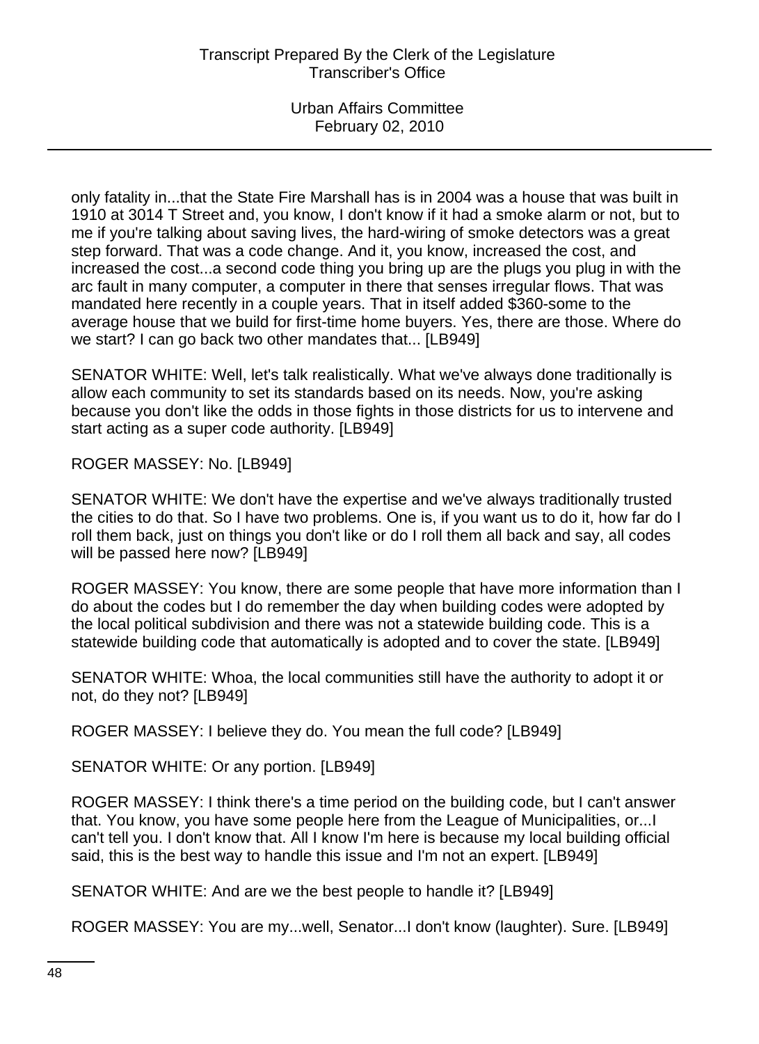only fatality in...that the State Fire Marshall has is in 2004 was a house that was built in 1910 at 3014 T Street and, you know, I don't know if it had a smoke alarm or not, but to me if you're talking about saving lives, the hard-wiring of smoke detectors was a great step forward. That was a code change. And it, you know, increased the cost, and increased the cost...a second code thing you bring up are the plugs you plug in with the arc fault in many computer, a computer in there that senses irregular flows. That was mandated here recently in a couple years. That in itself added $360-some to the average house that we build for first-time home buyers. Yes, there are those. Where do we start? I can go back two other mandates that... [LB949]

SENATOR WHITE: Well, let's talk realistically. What we've always done traditionally is allow each community to set its standards based on its needs. Now, you're asking because you don't like the odds in those fights in those districts for us to intervene and start acting as a super code authority. [LB949]

ROGER MASSEY: No. [LB949]

SENATOR WHITE: We don't have the expertise and we've always traditionally trusted the cities to do that. So I have two problems. One is, if you want us to do it, how far do I roll them back, just on things you don't like or do I roll them all back and say, all codes will be passed here now? [LB949]

ROGER MASSEY: You know, there are some people that have more information than I do about the codes but I do remember the day when building codes were adopted by the local political subdivision and there was not a statewide building code. This is a statewide building code that automatically is adopted and to cover the state. [LB949]

SENATOR WHITE: Whoa, the local communities still have the authority to adopt it or not, do they not? [LB949]

ROGER MASSEY: I believe they do. You mean the full code? [LB949]

SENATOR WHITE: Or any portion. [LB949]

ROGER MASSEY: I think there's a time period on the building code, but I can't answer that. You know, you have some people here from the League of Municipalities, or...I can't tell you. I don't know that. All I know I'm here is because my local building official said, this is the best way to handle this issue and I'm not an expert. [LB949]

SENATOR WHITE: And are we the best people to handle it? [LB949]

ROGER MASSEY: You are my...well, Senator...I don't know (laughter). Sure. [LB949]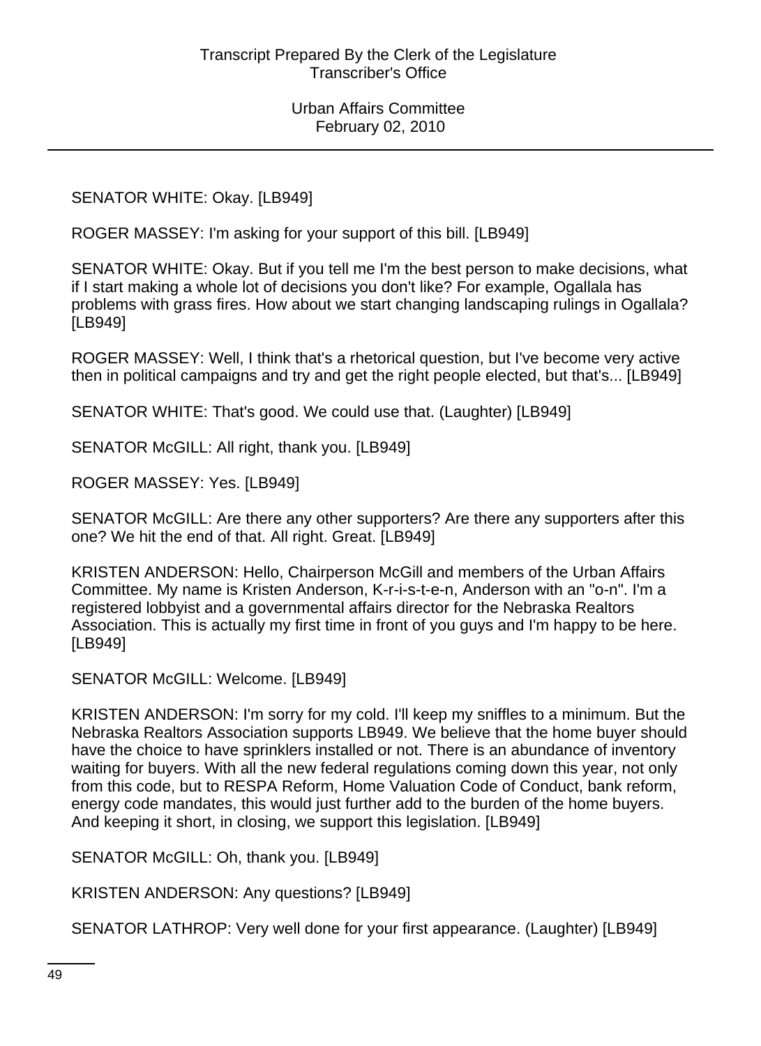SENATOR WHITE: Okay. [LB949]

ROGER MASSEY: I'm asking for your support of this bill. [LB949]

SENATOR WHITE: Okay. But if you tell me I'm the best person to make decisions, what if I start making a whole lot of decisions you don't like? For example, Ogallala has problems with grass fires. How about we start changing landscaping rulings in Ogallala? [LB949]

ROGER MASSEY: Well, I think that's a rhetorical question, but I've become very active then in political campaigns and try and get the right people elected, but that's... [LB949]

SENATOR WHITE: That's good. We could use that. (Laughter) [LB949]

SENATOR McGILL: All right, thank you. [LB949]

ROGER MASSEY: Yes. [LB949]

SENATOR McGILL: Are there any other supporters? Are there any supporters after this one? We hit the end of that. All right. Great. [LB949]

KRISTEN ANDERSON: Hello, Chairperson McGill and members of the Urban Affairs Committee. My name is Kristen Anderson, K-r-i-s-t-e-n, Anderson with an "o-n". I'm a registered lobbyist and a governmental affairs director for the Nebraska Realtors Association. This is actually my first time in front of you guys and I'm happy to be here. [LB949]

SENATOR McGILL: Welcome. [LB949]

KRISTEN ANDERSON: I'm sorry for my cold. I'll keep my sniffles to a minimum. But the Nebraska Realtors Association supports LB949. We believe that the home buyer should have the choice to have sprinklers installed or not. There is an abundance of inventory waiting for buyers. With all the new federal regulations coming down this year, not only from this code, but to RESPA Reform, Home Valuation Code of Conduct, bank reform, energy code mandates, this would just further add to the burden of the home buyers. And keeping it short, in closing, we support this legislation. [LB949]

SENATOR McGILL: Oh, thank you. [LB949]

KRISTEN ANDERSON: Any questions? [LB949]

SENATOR LATHROP: Very well done for your first appearance. (Laughter) [LB949]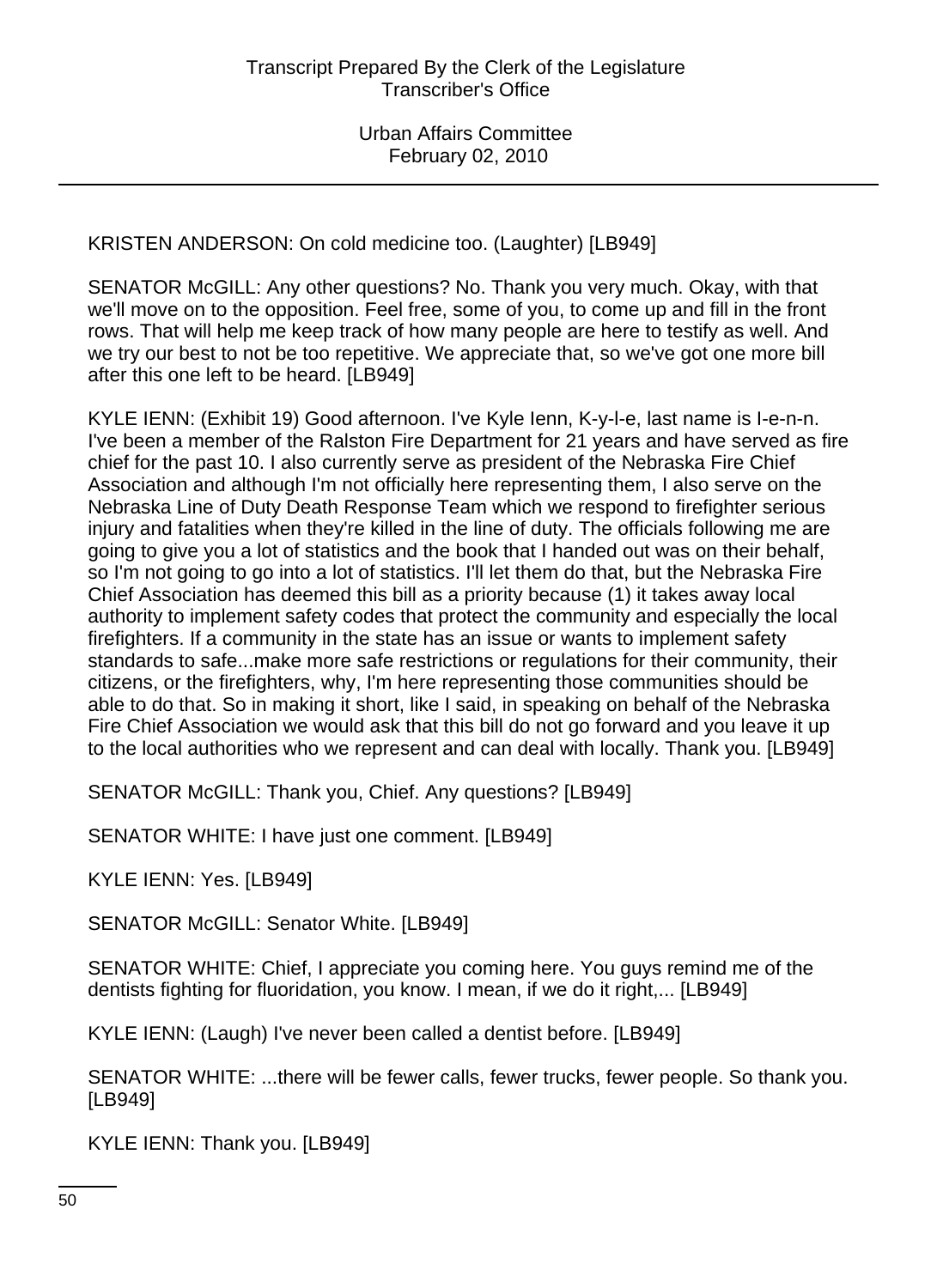KRISTEN ANDERSON: On cold medicine too. (Laughter) [LB949]

SENATOR McGILL: Any other questions? No. Thank you very much. Okay, with that we'll move on to the opposition. Feel free, some of you, to come up and fill in the front rows. That will help me keep track of how many people are here to testify as well. And we try our best to not be too repetitive. We appreciate that, so we've got one more bill after this one left to be heard. [LB949]

KYLE IENN: (Exhibit 19) Good afternoon. I've Kyle Ienn, K-y-l-e, last name is I-e-n-n. I've been a member of the Ralston Fire Department for 21 years and have served as fire chief for the past 10. I also currently serve as president of the Nebraska Fire Chief Association and although I'm not officially here representing them, I also serve on the Nebraska Line of Duty Death Response Team which we respond to firefighter serious injury and fatalities when they're killed in the line of duty. The officials following me are going to give you a lot of statistics and the book that I handed out was on their behalf, so I'm not going to go into a lot of statistics. I'll let them do that, but the Nebraska Fire Chief Association has deemed this bill as a priority because (1) it takes away local authority to implement safety codes that protect the community and especially the local firefighters. If a community in the state has an issue or wants to implement safety standards to safe...make more safe restrictions or regulations for their community, their citizens, or the firefighters, why, I'm here representing those communities should be able to do that. So in making it short, like I said, in speaking on behalf of the Nebraska Fire Chief Association we would ask that this bill do not go forward and you leave it up to the local authorities who we represent and can deal with locally. Thank you. [LB949]

SENATOR McGILL: Thank you, Chief. Any questions? [LB949]

SENATOR WHITE: I have just one comment. [LB949]

KYLE IENN: Yes. [LB949]

SENATOR McGILL: Senator White. [LB949]

SENATOR WHITE: Chief, I appreciate you coming here. You guys remind me of the dentists fighting for fluoridation, you know. I mean, if we do it right,... [LB949]

KYLE IENN: (Laugh) I've never been called a dentist before. [LB949]

SENATOR WHITE: ...there will be fewer calls, fewer trucks, fewer people. So thank you. [LB949]

KYLE IENN: Thank you. [LB949]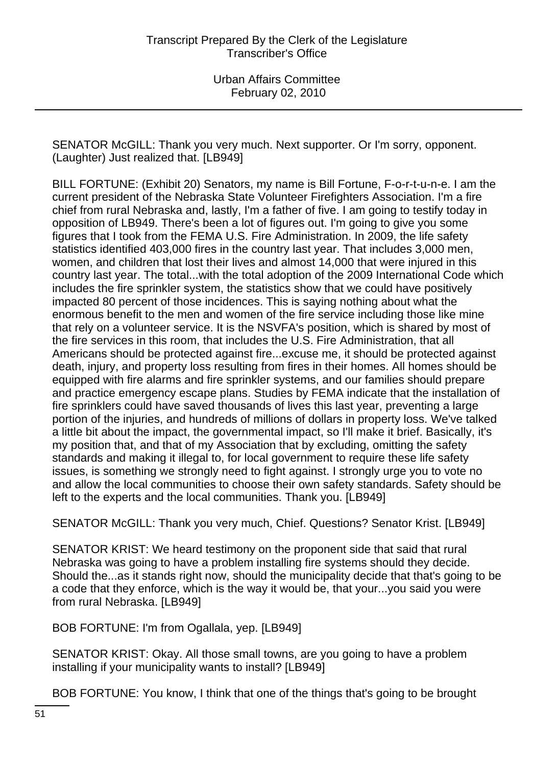SENATOR McGILL: Thank you very much. Next supporter. Or I'm sorry, opponent. (Laughter) Just realized that. [LB949]

BILL FORTUNE: (Exhibit 20) Senators, my name is Bill Fortune, F-o-r-t-u-n-e. I am the current president of the Nebraska State Volunteer Firefighters Association. I'm a fire chief from rural Nebraska and, lastly, I'm a father of five. I am going to testify today in opposition of LB949. There's been a lot of figures out. I'm going to give you some figures that I took from the FEMA U.S. Fire Administration. In 2009, the life safety statistics identified 403,000 fires in the country last year. That includes 3,000 men, women, and children that lost their lives and almost 14,000 that were injured in this country last year. The total...with the total adoption of the 2009 International Code which includes the fire sprinkler system, the statistics show that we could have positively impacted 80 percent of those incidences. This is saying nothing about what the enormous benefit to the men and women of the fire service including those like mine that rely on a volunteer service. It is the NSVFA's position, which is shared by most of the fire services in this room, that includes the U.S. Fire Administration, that all Americans should be protected against fire...excuse me, it should be protected against death, injury, and property loss resulting from fires in their homes. All homes should be equipped with fire alarms and fire sprinkler systems, and our families should prepare and practice emergency escape plans. Studies by FEMA indicate that the installation of fire sprinklers could have saved thousands of lives this last year, preventing a large portion of the injuries, and hundreds of millions of dollars in property loss. We've talked a little bit about the impact, the governmental impact, so I'll make it brief. Basically, it's my position that, and that of my Association that by excluding, omitting the safety standards and making it illegal to, for local government to require these life safety issues, is something we strongly need to fight against. I strongly urge you to vote no and allow the local communities to choose their own safety standards. Safety should be left to the experts and the local communities. Thank you. [LB949]

SENATOR McGILL: Thank you very much, Chief. Questions? Senator Krist. [LB949]

SENATOR KRIST: We heard testimony on the proponent side that said that rural Nebraska was going to have a problem installing fire systems should they decide. Should the...as it stands right now, should the municipality decide that that's going to be a code that they enforce, which is the way it would be, that your...you said you were from rural Nebraska. [LB949]

BOB FORTUNE: I'm from Ogallala, yep. [LB949]

SENATOR KRIST: Okay. All those small towns, are you going to have a problem installing if your municipality wants to install? [LB949]

BOB FORTUNE: You know, I think that one of the things that's going to be brought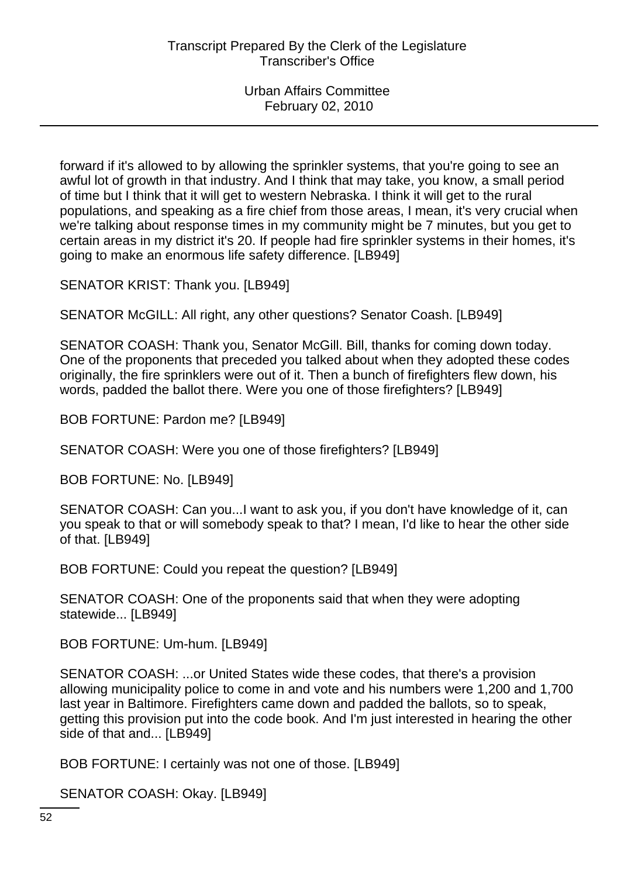forward if it's allowed to by allowing the sprinkler systems, that you're going to see an awful lot of growth in that industry. And I think that may take, you know, a small period of time but I think that it will get to western Nebraska. I think it will get to the rural populations, and speaking as a fire chief from those areas, I mean, it's very crucial when we're talking about response times in my community might be 7 minutes, but you get to certain areas in my district it's 20. If people had fire sprinkler systems in their homes, it's going to make an enormous life safety difference. [LB949]

SENATOR KRIST: Thank you. [LB949]

SENATOR McGILL: All right, any other questions? Senator Coash. [LB949]

SENATOR COASH: Thank you, Senator McGill. Bill, thanks for coming down today. One of the proponents that preceded you talked about when they adopted these codes originally, the fire sprinklers were out of it. Then a bunch of firefighters flew down, his words, padded the ballot there. Were you one of those firefighters? [LB949]

BOB FORTUNE: Pardon me? [LB949]

SENATOR COASH: Were you one of those firefighters? [LB949]

BOB FORTUNE: No. [LB949]

SENATOR COASH: Can you...I want to ask you, if you don't have knowledge of it, can you speak to that or will somebody speak to that? I mean, I'd like to hear the other side of that. [LB949]

BOB FORTUNE: Could you repeat the question? [LB949]

SENATOR COASH: One of the proponents said that when they were adopting statewide... [LB949]

BOB FORTUNE: Um-hum. [LB949]

SENATOR COASH: ...or United States wide these codes, that there's a provision allowing municipality police to come in and vote and his numbers were 1,200 and 1,700 last year in Baltimore. Firefighters came down and padded the ballots, so to speak, getting this provision put into the code book. And I'm just interested in hearing the other side of that and... [LB949]

BOB FORTUNE: I certainly was not one of those. [LB949]

SENATOR COASH: Okay. [LB949]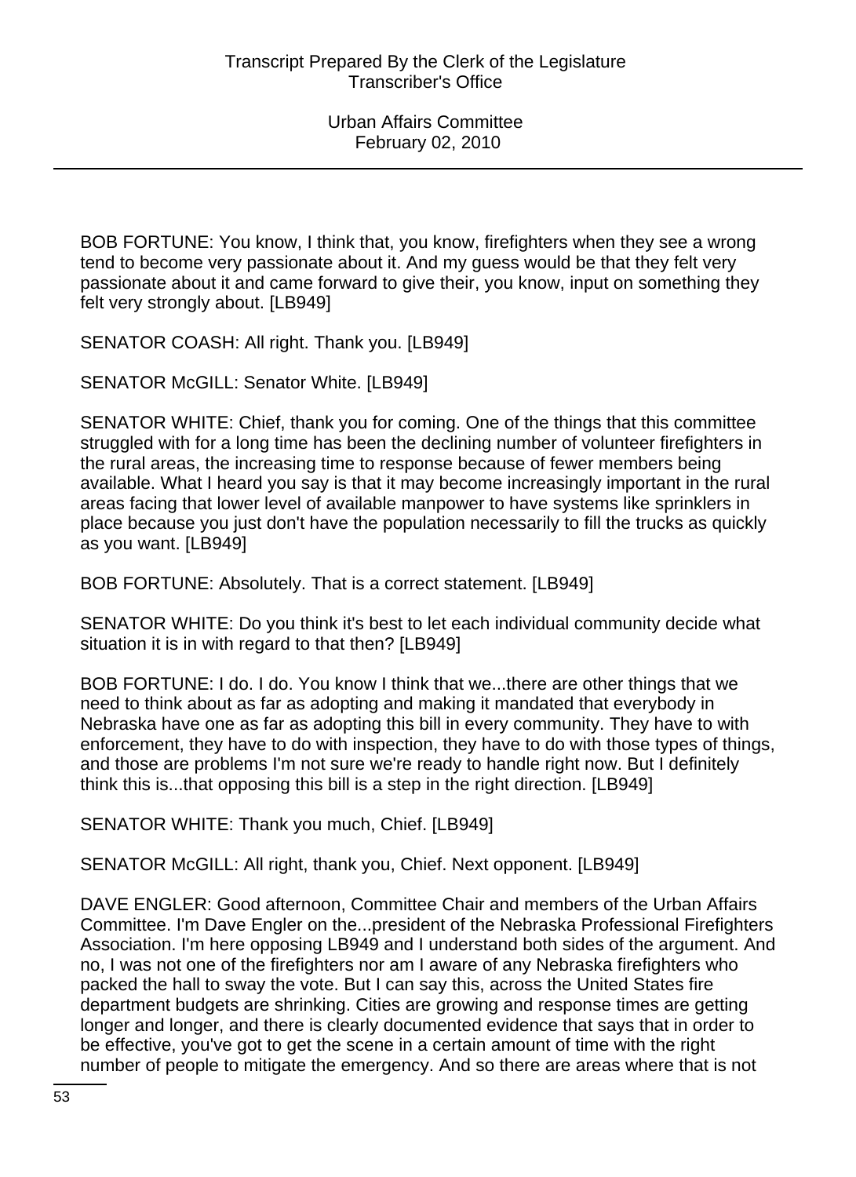BOB FORTUNE: You know, I think that, you know, firefighters when they see a wrong tend to become very passionate about it. And my guess would be that they felt very passionate about it and came forward to give their, you know, input on something they felt very strongly about. [LB949]

SENATOR COASH: All right. Thank you. [LB949]

SENATOR McGILL: Senator White. [LB949]

SENATOR WHITE: Chief, thank you for coming. One of the things that this committee struggled with for a long time has been the declining number of volunteer firefighters in the rural areas, the increasing time to response because of fewer members being available. What I heard you say is that it may become increasingly important in the rural areas facing that lower level of available manpower to have systems like sprinklers in place because you just don't have the population necessarily to fill the trucks as quickly as you want. [LB949]

BOB FORTUNE: Absolutely. That is a correct statement. [LB949]

SENATOR WHITE: Do you think it's best to let each individual community decide what situation it is in with regard to that then? [LB949]

BOB FORTUNE: I do. I do. You know I think that we...there are other things that we need to think about as far as adopting and making it mandated that everybody in Nebraska have one as far as adopting this bill in every community. They have to with enforcement, they have to do with inspection, they have to do with those types of things, and those are problems I'm not sure we're ready to handle right now. But I definitely think this is...that opposing this bill is a step in the right direction. [LB949]

SENATOR WHITE: Thank you much, Chief. [LB949]

SENATOR McGILL: All right, thank you, Chief. Next opponent. [LB949]

DAVE ENGLER: Good afternoon, Committee Chair and members of the Urban Affairs Committee. I'm Dave Engler on the...president of the Nebraska Professional Firefighters Association. I'm here opposing LB949 and I understand both sides of the argument. And no, I was not one of the firefighters nor am I aware of any Nebraska firefighters who packed the hall to sway the vote. But I can say this, across the United States fire department budgets are shrinking. Cities are growing and response times are getting longer and longer, and there is clearly documented evidence that says that in order to be effective, you've got to get the scene in a certain amount of time with the right number of people to mitigate the emergency. And so there are areas where that is not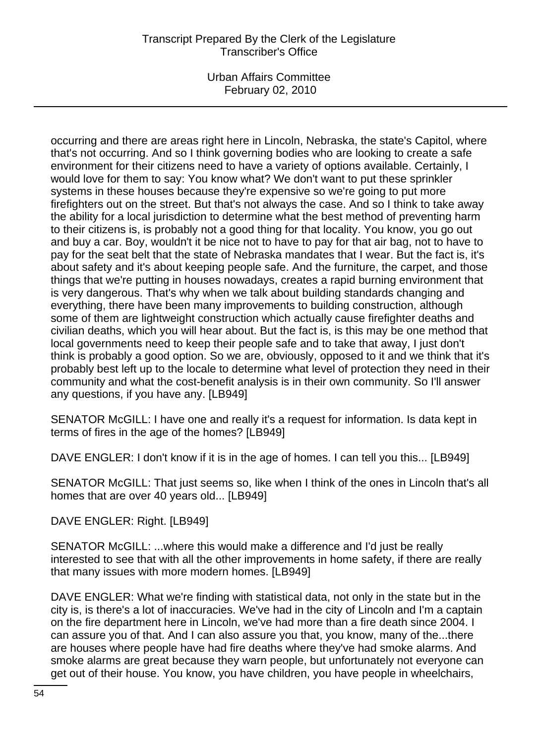occurring and there are areas right here in Lincoln, Nebraska, the state's Capitol, where that's not occurring. And so I think governing bodies who are looking to create a safe environment for their citizens need to have a variety of options available. Certainly, I would love for them to say: You know what? We don't want to put these sprinkler systems in these houses because they're expensive so we're going to put more firefighters out on the street. But that's not always the case. And so I think to take away the ability for a local jurisdiction to determine what the best method of preventing harm to their citizens is, is probably not a good thing for that locality. You know, you go out and buy a car. Boy, wouldn't it be nice not to have to pay for that air bag, not to have to pay for the seat belt that the state of Nebraska mandates that I wear. But the fact is, it's about safety and it's about keeping people safe. And the furniture, the carpet, and those things that we're putting in houses nowadays, creates a rapid burning environment that is very dangerous. That's why when we talk about building standards changing and everything, there have been many improvements to building construction, although some of them are lightweight construction which actually cause firefighter deaths and civilian deaths, which you will hear about. But the fact is, is this may be one method that local governments need to keep their people safe and to take that away, I just don't think is probably a good option. So we are, obviously, opposed to it and we think that it's probably best left up to the locale to determine what level of protection they need in their community and what the cost-benefit analysis is in their own community. So I'll answer any questions, if you have any. [LB949]

SENATOR McGILL: I have one and really it's a request for information. Is data kept in terms of fires in the age of the homes? [LB949]

DAVE ENGLER: I don't know if it is in the age of homes. I can tell you this... [LB949]

SENATOR McGILL: That just seems so, like when I think of the ones in Lincoln that's all homes that are over 40 years old... [LB949]

DAVE ENGLER: Right. [LB949]

SENATOR McGILL: ...where this would make a difference and I'd just be really interested to see that with all the other improvements in home safety, if there are really that many issues with more modern homes. [LB949]

DAVE ENGLER: What we're finding with statistical data, not only in the state but in the city is, is there's a lot of inaccuracies. We've had in the city of Lincoln and I'm a captain on the fire department here in Lincoln, we've had more than a fire death since 2004. I can assure you of that. And I can also assure you that, you know, many of the...there are houses where people have had fire deaths where they've had smoke alarms. And smoke alarms are great because they warn people, but unfortunately not everyone can get out of their house. You know, you have children, you have people in wheelchairs,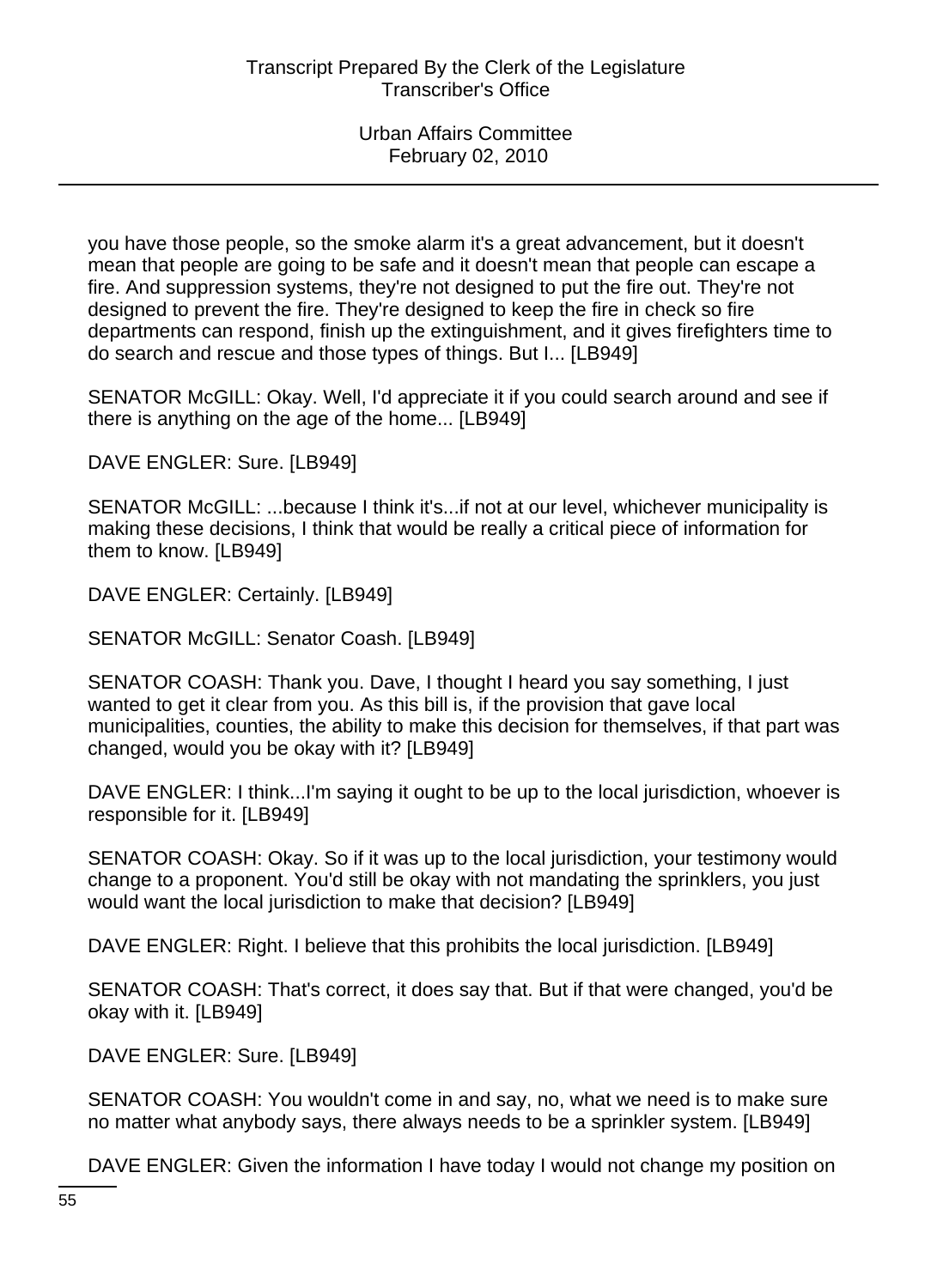you have those people, so the smoke alarm it's a great advancement, but it doesn't mean that people are going to be safe and it doesn't mean that people can escape a fire. And suppression systems, they're not designed to put the fire out. They're not designed to prevent the fire. They're designed to keep the fire in check so fire departments can respond, finish up the extinguishment, and it gives firefighters time to do search and rescue and those types of things. But I... [LB949]

SENATOR McGILL: Okay. Well, I'd appreciate it if you could search around and see if there is anything on the age of the home... [LB949]

DAVE ENGLER: Sure. [LB949]

SENATOR McGILL: ...because I think it's...if not at our level, whichever municipality is making these decisions, I think that would be really a critical piece of information for them to know. [LB949]

DAVE ENGLER: Certainly. [LB949]

SENATOR McGILL: Senator Coash. [LB949]

SENATOR COASH: Thank you. Dave, I thought I heard you say something, I just wanted to get it clear from you. As this bill is, if the provision that gave local municipalities, counties, the ability to make this decision for themselves, if that part was changed, would you be okay with it? [LB949]

DAVE ENGLER: I think...I'm saying it ought to be up to the local jurisdiction, whoever is responsible for it. [LB949]

SENATOR COASH: Okay. So if it was up to the local jurisdiction, your testimony would change to a proponent. You'd still be okay with not mandating the sprinklers, you just would want the local jurisdiction to make that decision? [LB949]

DAVE ENGLER: Right. I believe that this prohibits the local jurisdiction. [LB949]

SENATOR COASH: That's correct, it does say that. But if that were changed, you'd be okay with it. [LB949]

DAVE ENGLER: Sure. [LB949]

SENATOR COASH: You wouldn't come in and say, no, what we need is to make sure no matter what anybody says, there always needs to be a sprinkler system. [LB949]

DAVE ENGLER: Given the information I have today I would not change my position on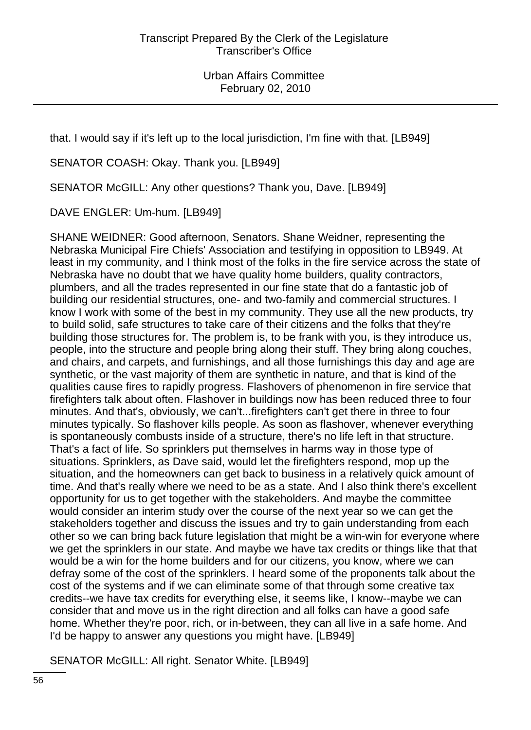that. I would say if it's left up to the local jurisdiction, I'm fine with that. [LB949]

SENATOR COASH: Okay. Thank you. [LB949]

SENATOR McGILL: Any other questions? Thank you, Dave. [LB949]

DAVE ENGLER: Um-hum. [LB949]

SHANE WEIDNER: Good afternoon, Senators. Shane Weidner, representing the Nebraska Municipal Fire Chiefs' Association and testifying in opposition to LB949. At least in my community, and I think most of the folks in the fire service across the state of Nebraska have no doubt that we have quality home builders, quality contractors, plumbers, and all the trades represented in our fine state that do a fantastic job of building our residential structures, one- and two-family and commercial structures. I know I work with some of the best in my community. They use all the new products, try to build solid, safe structures to take care of their citizens and the folks that they're building those structures for. The problem is, to be frank with you, is they introduce us, people, into the structure and people bring along their stuff. They bring along couches, and chairs, and carpets, and furnishings, and all those furnishings this day and age are synthetic, or the vast majority of them are synthetic in nature, and that is kind of the qualities cause fires to rapidly progress. Flashovers of phenomenon in fire service that firefighters talk about often. Flashover in buildings now has been reduced three to four minutes. And that's, obviously, we can't...firefighters can't get there in three to four minutes typically. So flashover kills people. As soon as flashover, whenever everything is spontaneously combusts inside of a structure, there's no life left in that structure. That's a fact of life. So sprinklers put themselves in harms way in those type of situations. Sprinklers, as Dave said, would let the firefighters respond, mop up the situation, and the homeowners can get back to business in a relatively quick amount of time. And that's really where we need to be as a state. And I also think there's excellent opportunity for us to get together with the stakeholders. And maybe the committee would consider an interim study over the course of the next year so we can get the stakeholders together and discuss the issues and try to gain understanding from each other so we can bring back future legislation that might be a win-win for everyone where we get the sprinklers in our state. And maybe we have tax credits or things like that that would be a win for the home builders and for our citizens, you know, where we can defray some of the cost of the sprinklers. I heard some of the proponents talk about the cost of the systems and if we can eliminate some of that through some creative tax credits--we have tax credits for everything else, it seems like, I know--maybe we can consider that and move us in the right direction and all folks can have a good safe home. Whether they're poor, rich, or in-between, they can all live in a safe home. And I'd be happy to answer any questions you might have. [LB949]

SENATOR McGILL: All right. Senator White. [LB949]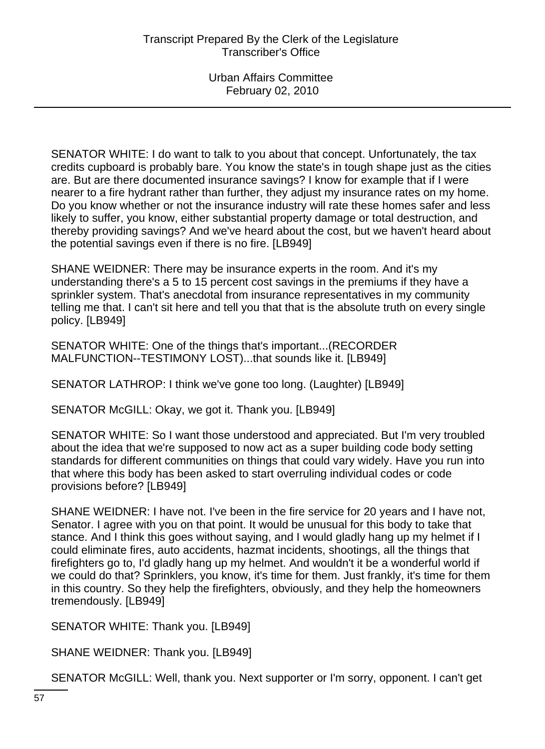SENATOR WHITE: I do want to talk to you about that concept. Unfortunately, the tax credits cupboard is probably bare. You know the state's in tough shape just as the cities are. But are there documented insurance savings? I know for example that if I were nearer to a fire hydrant rather than further, they adjust my insurance rates on my home. Do you know whether or not the insurance industry will rate these homes safer and less likely to suffer, you know, either substantial property damage or total destruction, and thereby providing savings? And we've heard about the cost, but we haven't heard about the potential savings even if there is no fire. [LB949]

SHANE WEIDNER: There may be insurance experts in the room. And it's my understanding there's a 5 to 15 percent cost savings in the premiums if they have a sprinkler system. That's anecdotal from insurance representatives in my community telling me that. I can't sit here and tell you that that is the absolute truth on every single policy. [LB949]

SENATOR WHITE: One of the things that's important...(RECORDER MALFUNCTION--TESTIMONY LOST)...that sounds like it. [LB949]

SENATOR LATHROP: I think we've gone too long. (Laughter) [LB949]

SENATOR McGILL: Okay, we got it. Thank you. [LB949]

SENATOR WHITE: So I want those understood and appreciated. But I'm very troubled about the idea that we're supposed to now act as a super building code body setting standards for different communities on things that could vary widely. Have you run into that where this body has been asked to start overruling individual codes or code provisions before? [LB949]

SHANE WEIDNER: I have not. I've been in the fire service for 20 years and I have not, Senator. I agree with you on that point. It would be unusual for this body to take that stance. And I think this goes without saying, and I would gladly hang up my helmet if I could eliminate fires, auto accidents, hazmat incidents, shootings, all the things that firefighters go to, I'd gladly hang up my helmet. And wouldn't it be a wonderful world if we could do that? Sprinklers, you know, it's time for them. Just frankly, it's time for them in this country. So they help the firefighters, obviously, and they help the homeowners tremendously. [LB949]

SENATOR WHITE: Thank you. [LB949]

SHANE WEIDNER: Thank you. [LB949]

SENATOR McGILL: Well, thank you. Next supporter or I'm sorry, opponent. I can't get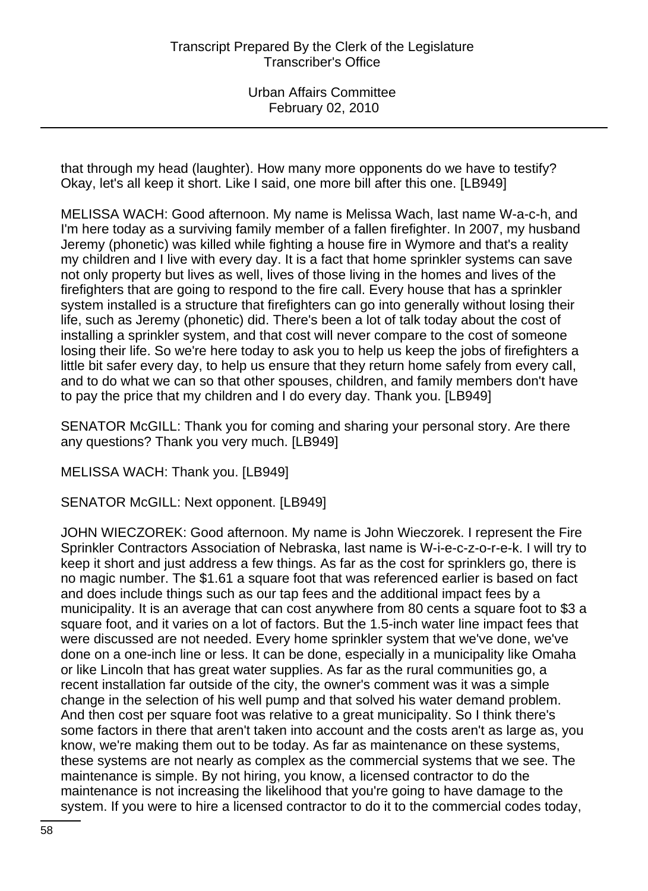that through my head (laughter). How many more opponents do we have to testify? Okay, let's all keep it short. Like I said, one more bill after this one. [LB949]

MELISSA WACH: Good afternoon. My name is Melissa Wach, last name W-a-c-h, and I'm here today as a surviving family member of a fallen firefighter. In 2007, my husband Jeremy (phonetic) was killed while fighting a house fire in Wymore and that's a reality my children and I live with every day. It is a fact that home sprinkler systems can save not only property but lives as well, lives of those living in the homes and lives of the firefighters that are going to respond to the fire call. Every house that has a sprinkler system installed is a structure that firefighters can go into generally without losing their life, such as Jeremy (phonetic) did. There's been a lot of talk today about the cost of installing a sprinkler system, and that cost will never compare to the cost of someone losing their life. So we're here today to ask you to help us keep the jobs of firefighters a little bit safer every day, to help us ensure that they return home safely from every call, and to do what we can so that other spouses, children, and family members don't have to pay the price that my children and I do every day. Thank you. [LB949]

SENATOR McGILL: Thank you for coming and sharing your personal story. Are there any questions? Thank you very much. [LB949]

MELISSA WACH: Thank you. [LB949]

SENATOR McGILL: Next opponent. [LB949]

JOHN WIECZOREK: Good afternoon. My name is John Wieczorek. I represent the Fire Sprinkler Contractors Association of Nebraska, last name is W-i-e-c-z-o-r-e-k. I will try to keep it short and just address a few things. As far as the cost for sprinklers go, there is no magic number. The $1.61 a square foot that was referenced earlier is based on fact and does include things such as our tap fees and the additional impact fees by a municipality. It is an average that can cost anywhere from 80 cents a square foot to $3 a square foot, and it varies on a lot of factors. But the 1.5-inch water line impact fees that were discussed are not needed. Every home sprinkler system that we've done, we've done on a one-inch line or less. It can be done, especially in a municipality like Omaha or like Lincoln that has great water supplies. As far as the rural communities go, a recent installation far outside of the city, the owner's comment was it was a simple change in the selection of his well pump and that solved his water demand problem. And then cost per square foot was relative to a great municipality. So I think there's some factors in there that aren't taken into account and the costs aren't as large as, you know, we're making them out to be today. As far as maintenance on these systems, these systems are not nearly as complex as the commercial systems that we see. The maintenance is simple. By not hiring, you know, a licensed contractor to do the maintenance is not increasing the likelihood that you're going to have damage to the system. If you were to hire a licensed contractor to do it to the commercial codes today,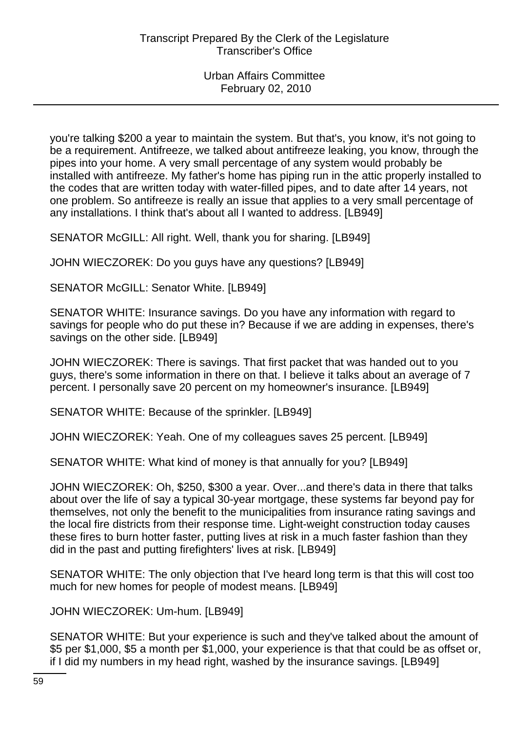you're talking $200 a year to maintain the system. But that's, you know, it's not going to be a requirement. Antifreeze, we talked about antifreeze leaking, you know, through the pipes into your home. A very small percentage of any system would probably be installed with antifreeze. My father's home has piping run in the attic properly installed to the codes that are written today with water-filled pipes, and to date after 14 years, not one problem. So antifreeze is really an issue that applies to a very small percentage of any installations. I think that's about all I wanted to address. [LB949]

SENATOR McGILL: All right. Well, thank you for sharing. [LB949]

JOHN WIECZOREK: Do you guys have any questions? [LB949]

SENATOR McGILL: Senator White. [LB949]

SENATOR WHITE: Insurance savings. Do you have any information with regard to savings for people who do put these in? Because if we are adding in expenses, there's savings on the other side. [LB949]

JOHN WIECZOREK: There is savings. That first packet that was handed out to you guys, there's some information in there on that. I believe it talks about an average of 7 percent. I personally save 20 percent on my homeowner's insurance. [LB949]

SENATOR WHITE: Because of the sprinkler. [LB949]

JOHN WIECZOREK: Yeah. One of my colleagues saves 25 percent. [LB949]

SENATOR WHITE: What kind of money is that annually for you? [LB949]

JOHN WIECZOREK: Oh, $250, $300 a year. Over...and there's data in there that talks about over the life of say a typical 30-year mortgage, these systems far beyond pay for themselves, not only the benefit to the municipalities from insurance rating savings and the local fire districts from their response time. Light-weight construction today causes these fires to burn hotter faster, putting lives at risk in a much faster fashion than they did in the past and putting firefighters' lives at risk. [LB949]

SENATOR WHITE: The only objection that I've heard long term is that this will cost too much for new homes for people of modest means. [LB949]

JOHN WIECZOREK: Um-hum. [LB949]

SENATOR WHITE: But your experience is such and they've talked about the amount of $5 per $1,000, $5 a month per $1,000, your experience is that that could be as offset or, if I did my numbers in my head right, washed by the insurance savings. [LB949]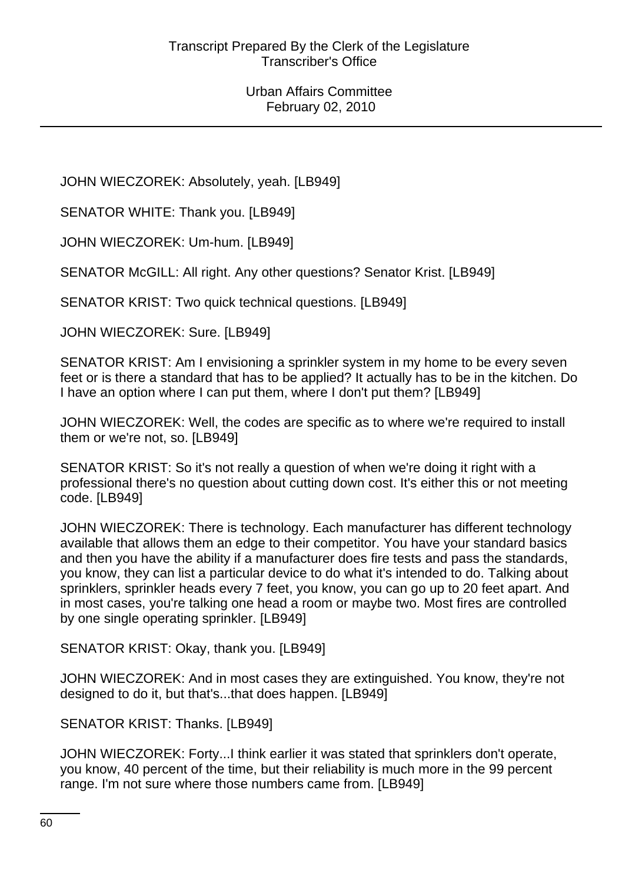JOHN WIECZOREK: Absolutely, yeah. [LB949]

SENATOR WHITE: Thank you. [LB949]

JOHN WIECZOREK: Um-hum. [LB949]

SENATOR McGILL: All right. Any other questions? Senator Krist. [LB949]

SENATOR KRIST: Two quick technical questions. [LB949]

JOHN WIECZOREK: Sure. [LB949]

SENATOR KRIST: Am I envisioning a sprinkler system in my home to be every seven feet or is there a standard that has to be applied? It actually has to be in the kitchen. Do I have an option where I can put them, where I don't put them? [LB949]

JOHN WIECZOREK: Well, the codes are specific as to where we're required to install them or we're not, so. [LB949]

SENATOR KRIST: So it's not really a question of when we're doing it right with a professional there's no question about cutting down cost. It's either this or not meeting code. [LB949]

JOHN WIECZOREK: There is technology. Each manufacturer has different technology available that allows them an edge to their competitor. You have your standard basics and then you have the ability if a manufacturer does fire tests and pass the standards, you know, they can list a particular device to do what it's intended to do. Talking about sprinklers, sprinkler heads every 7 feet, you know, you can go up to 20 feet apart. And in most cases, you're talking one head a room or maybe two. Most fires are controlled by one single operating sprinkler. [LB949]

SENATOR KRIST: Okay, thank you. [LB949]

JOHN WIECZOREK: And in most cases they are extinguished. You know, they're not designed to do it, but that's...that does happen. [LB949]

SENATOR KRIST: Thanks. [LB949]

JOHN WIECZOREK: Forty...I think earlier it was stated that sprinklers don't operate, you know, 40 percent of the time, but their reliability is much more in the 99 percent range. I'm not sure where those numbers came from. [LB949]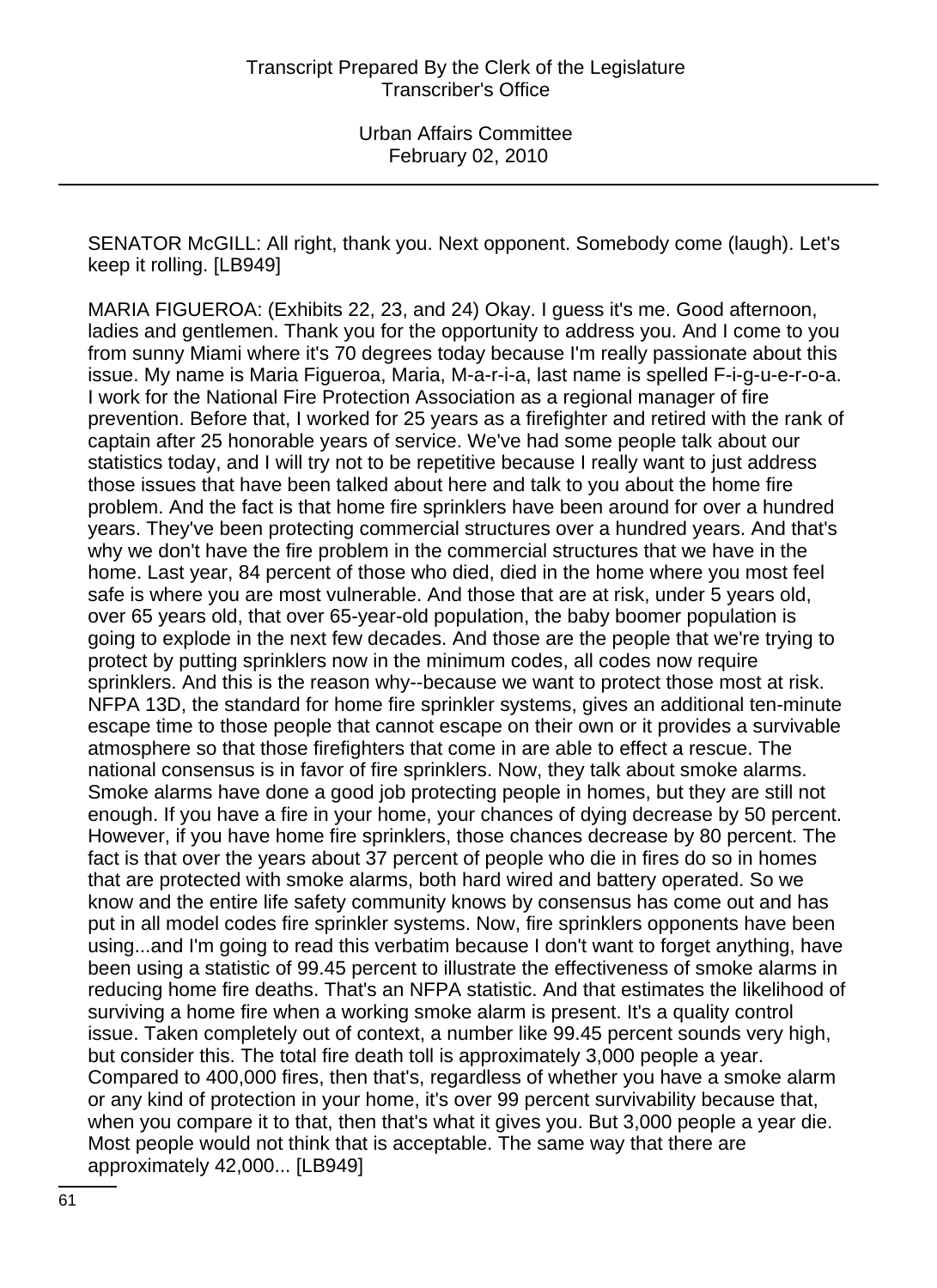SENATOR McGILL: All right, thank you. Next opponent. Somebody come (laugh). Let's keep it rolling. [LB949]

MARIA FIGUEROA: (Exhibits 22, 23, and 24) Okay. I guess it's me. Good afternoon, ladies and gentlemen. Thank you for the opportunity to address you. And I come to you from sunny Miami where it's 70 degrees today because I'm really passionate about this issue. My name is Maria Figueroa, Maria, M-a-r-i-a, last name is spelled F-i-g-u-e-r-o-a. I work for the National Fire Protection Association as a regional manager of fire prevention. Before that, I worked for 25 years as a firefighter and retired with the rank of captain after 25 honorable years of service. We've had some people talk about our statistics today, and I will try not to be repetitive because I really want to just address those issues that have been talked about here and talk to you about the home fire problem. And the fact is that home fire sprinklers have been around for over a hundred years. They've been protecting commercial structures over a hundred years. And that's why we don't have the fire problem in the commercial structures that we have in the home. Last year, 84 percent of those who died, died in the home where you most feel safe is where you are most vulnerable. And those that are at risk, under 5 years old, over 65 years old, that over 65-year-old population, the baby boomer population is going to explode in the next few decades. And those are the people that we're trying to protect by putting sprinklers now in the minimum codes, all codes now require sprinklers. And this is the reason why--because we want to protect those most at risk. NFPA 13D, the standard for home fire sprinkler systems, gives an additional ten-minute escape time to those people that cannot escape on their own or it provides a survivable atmosphere so that those firefighters that come in are able to effect a rescue. The national consensus is in favor of fire sprinklers. Now, they talk about smoke alarms. Smoke alarms have done a good job protecting people in homes, but they are still not enough. If you have a fire in your home, your chances of dying decrease by 50 percent. However, if you have home fire sprinklers, those chances decrease by 80 percent. The fact is that over the years about 37 percent of people who die in fires do so in homes that are protected with smoke alarms, both hard wired and battery operated. So we know and the entire life safety community knows by consensus has come out and has put in all model codes fire sprinkler systems. Now, fire sprinklers opponents have been using...and I'm going to read this verbatim because I don't want to forget anything, have been using a statistic of 99.45 percent to illustrate the effectiveness of smoke alarms in reducing home fire deaths. That's an NFPA statistic. And that estimates the likelihood of surviving a home fire when a working smoke alarm is present. It's a quality control issue. Taken completely out of context, a number like 99.45 percent sounds very high, but consider this. The total fire death toll is approximately 3,000 people a year. Compared to 400,000 fires, then that's, regardless of whether you have a smoke alarm or any kind of protection in your home, it's over 99 percent survivability because that, when you compare it to that, then that's what it gives you. But 3,000 people a year die. Most people would not think that is acceptable. The same way that there are approximately 42,000... [LB949]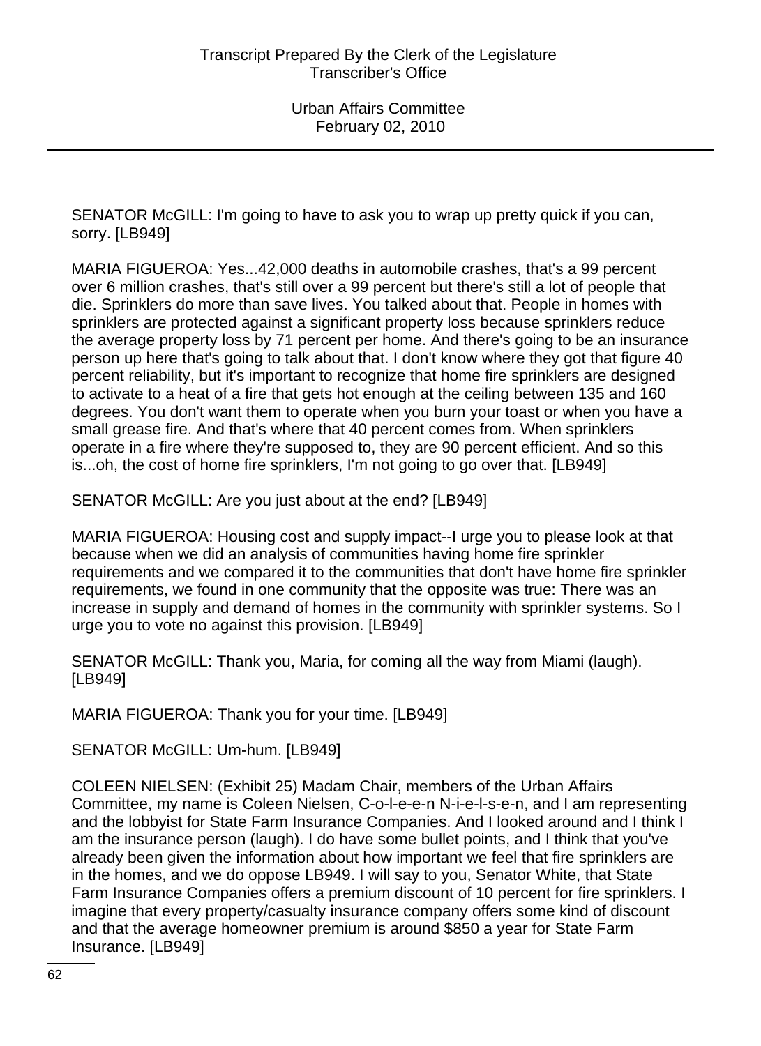SENATOR McGILL: I'm going to have to ask you to wrap up pretty quick if you can, sorry. [LB949]

MARIA FIGUEROA: Yes...42,000 deaths in automobile crashes, that's a 99 percent over 6 million crashes, that's still over a 99 percent but there's still a lot of people that die. Sprinklers do more than save lives. You talked about that. People in homes with sprinklers are protected against a significant property loss because sprinklers reduce the average property loss by 71 percent per home. And there's going to be an insurance person up here that's going to talk about that. I don't know where they got that figure 40 percent reliability, but it's important to recognize that home fire sprinklers are designed to activate to a heat of a fire that gets hot enough at the ceiling between 135 and 160 degrees. You don't want them to operate when you burn your toast or when you have a small grease fire. And that's where that 40 percent comes from. When sprinklers operate in a fire where they're supposed to, they are 90 percent efficient. And so this is...oh, the cost of home fire sprinklers, I'm not going to go over that. [LB949]

SENATOR McGILL: Are you just about at the end? [LB949]

MARIA FIGUEROA: Housing cost and supply impact--I urge you to please look at that because when we did an analysis of communities having home fire sprinkler requirements and we compared it to the communities that don't have home fire sprinkler requirements, we found in one community that the opposite was true: There was an increase in supply and demand of homes in the community with sprinkler systems. So I urge you to vote no against this provision. [LB949]

SENATOR McGILL: Thank you, Maria, for coming all the way from Miami (laugh). [LB949]

MARIA FIGUEROA: Thank you for your time. [LB949]

SENATOR McGILL: Um-hum. [LB949]

COLEEN NIELSEN: (Exhibit 25) Madam Chair, members of the Urban Affairs Committee, my name is Coleen Nielsen, C-o-l-e-e-n N-i-e-l-s-e-n, and I am representing and the lobbyist for State Farm Insurance Companies. And I looked around and I think I am the insurance person (laugh). I do have some bullet points, and I think that you've already been given the information about how important we feel that fire sprinklers are in the homes, and we do oppose LB949. I will say to you, Senator White, that State Farm Insurance Companies offers a premium discount of 10 percent for fire sprinklers. I imagine that every property/casualty insurance company offers some kind of discount and that the average homeowner premium is around $850 a year for State Farm Insurance. [LB949]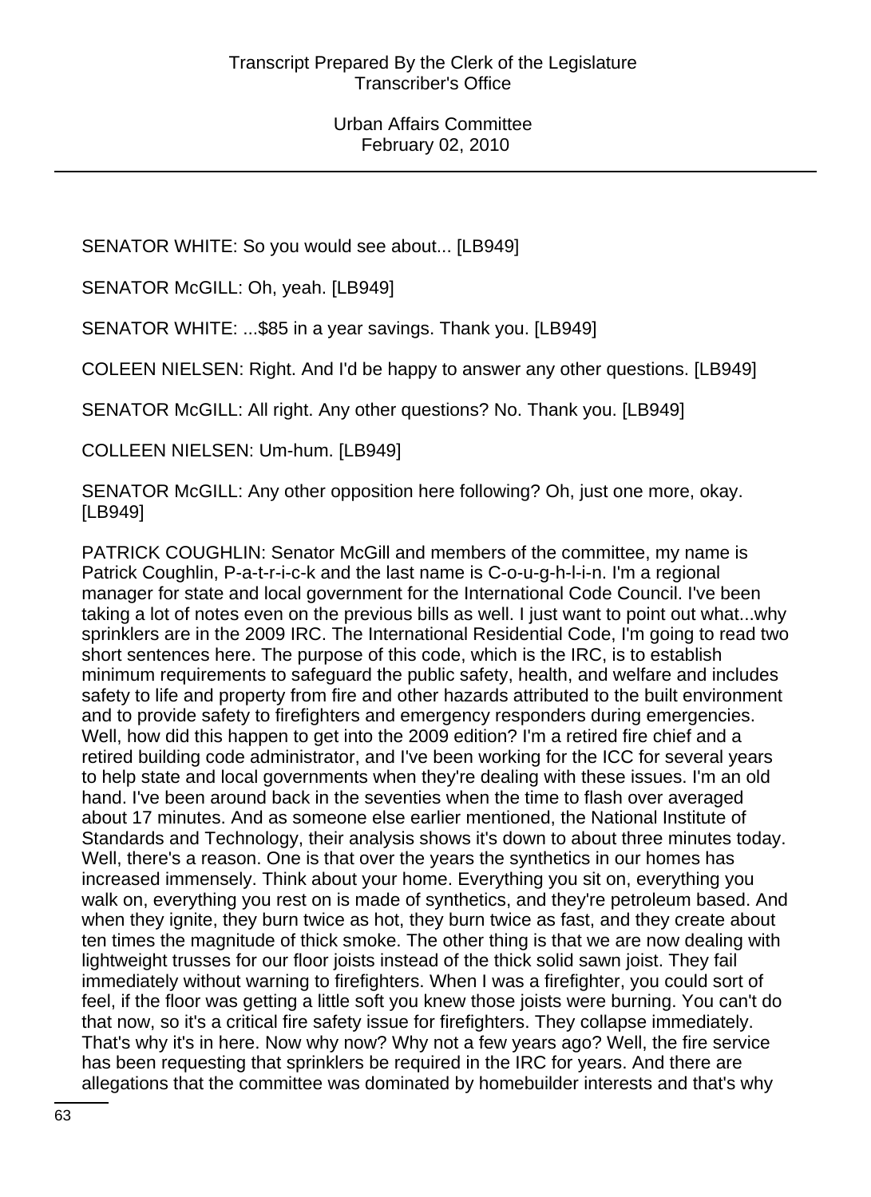SENATOR WHITE: So you would see about... [LB949]

SENATOR McGILL: Oh, yeah. [LB949]

SENATOR WHITE: ...$85 in a year savings. Thank you. [LB949]

COLEEN NIELSEN: Right. And I'd be happy to answer any other questions. [LB949]

SENATOR McGILL: All right. Any other questions? No. Thank you. [LB949]

COLLEEN NIELSEN: Um-hum. [LB949]

SENATOR McGILL: Any other opposition here following? Oh, just one more, okay. [LB949]

PATRICK COUGHLIN: Senator McGill and members of the committee, my name is Patrick Coughlin, P-a-t-r-i-c-k and the last name is C-o-u-g-h-l-i-n. I'm a regional manager for state and local government for the International Code Council. I've been taking a lot of notes even on the previous bills as well. I just want to point out what...why sprinklers are in the 2009 IRC. The International Residential Code, I'm going to read two short sentences here. The purpose of this code, which is the IRC, is to establish minimum requirements to safeguard the public safety, health, and welfare and includes safety to life and property from fire and other hazards attributed to the built environment and to provide safety to firefighters and emergency responders during emergencies. Well, how did this happen to get into the 2009 edition? I'm a retired fire chief and a retired building code administrator, and I've been working for the ICC for several years to help state and local governments when they're dealing with these issues. I'm an old hand. I've been around back in the seventies when the time to flash over averaged about 17 minutes. And as someone else earlier mentioned, the National Institute of Standards and Technology, their analysis shows it's down to about three minutes today. Well, there's a reason. One is that over the years the synthetics in our homes has increased immensely. Think about your home. Everything you sit on, everything you walk on, everything you rest on is made of synthetics, and they're petroleum based. And when they ignite, they burn twice as hot, they burn twice as fast, and they create about ten times the magnitude of thick smoke. The other thing is that we are now dealing with lightweight trusses for our floor joists instead of the thick solid sawn joist. They fail immediately without warning to firefighters. When I was a firefighter, you could sort of feel, if the floor was getting a little soft you knew those joists were burning. You can't do that now, so it's a critical fire safety issue for firefighters. They collapse immediately. That's why it's in here. Now why now? Why not a few years ago? Well, the fire service has been requesting that sprinklers be required in the IRC for years. And there are allegations that the committee was dominated by homebuilder interests and that's why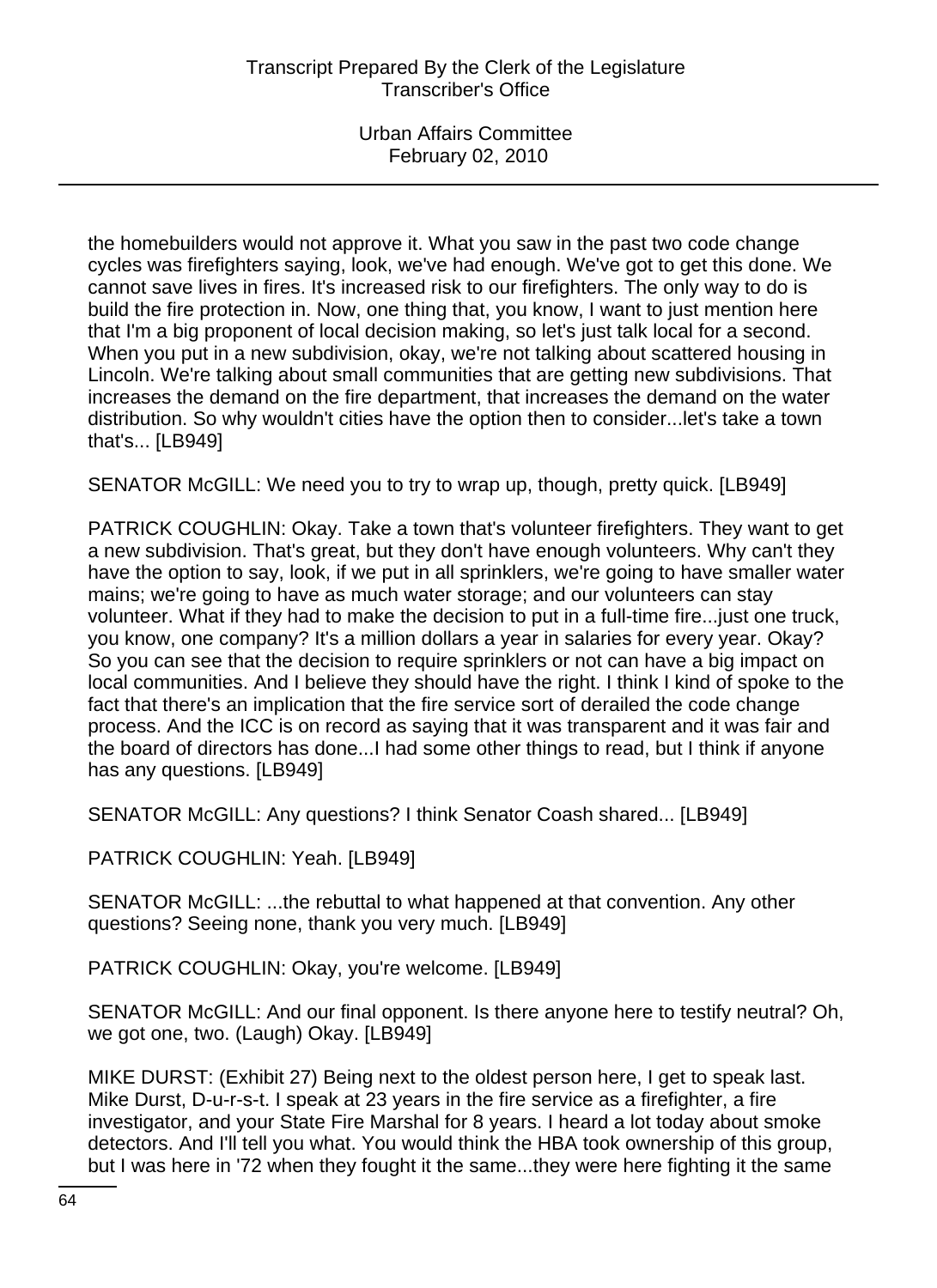the homebuilders would not approve it. What you saw in the past two code change cycles was firefighters saying, look, we've had enough. We've got to get this done. We cannot save lives in fires. It's increased risk to our firefighters. The only way to do is build the fire protection in. Now, one thing that, you know, I want to just mention here that I'm a big proponent of local decision making, so let's just talk local for a second. When you put in a new subdivision, okay, we're not talking about scattered housing in Lincoln. We're talking about small communities that are getting new subdivisions. That increases the demand on the fire department, that increases the demand on the water distribution. So why wouldn't cities have the option then to consider...let's take a town that's... [LB949]

SENATOR McGILL: We need you to try to wrap up, though, pretty quick. [LB949]

PATRICK COUGHLIN: Okay. Take a town that's volunteer firefighters. They want to get a new subdivision. That's great, but they don't have enough volunteers. Why can't they have the option to say, look, if we put in all sprinklers, we're going to have smaller water mains; we're going to have as much water storage; and our volunteers can stay volunteer. What if they had to make the decision to put in a full-time fire...just one truck, you know, one company? It's a million dollars a year in salaries for every year. Okay? So you can see that the decision to require sprinklers or not can have a big impact on local communities. And I believe they should have the right. I think I kind of spoke to the fact that there's an implication that the fire service sort of derailed the code change process. And the ICC is on record as saying that it was transparent and it was fair and the board of directors has done...I had some other things to read, but I think if anyone has any questions. [LB949]

SENATOR McGILL: Any questions? I think Senator Coash shared... [LB949]

PATRICK COUGHLIN: Yeah. [LB949]

SENATOR McGILL: ...the rebuttal to what happened at that convention. Any other questions? Seeing none, thank you very much. [LB949]

PATRICK COUGHLIN: Okay, you're welcome. [LB949]

SENATOR McGILL: And our final opponent. Is there anyone here to testify neutral? Oh, we got one, two. (Laugh) Okay. [LB949]

MIKE DURST: (Exhibit 27) Being next to the oldest person here, I get to speak last. Mike Durst, D-u-r-s-t. I speak at 23 years in the fire service as a firefighter, a fire investigator, and your State Fire Marshal for 8 years. I heard a lot today about smoke detectors. And I'll tell you what. You would think the HBA took ownership of this group, but I was here in '72 when they fought it the same...they were here fighting it the same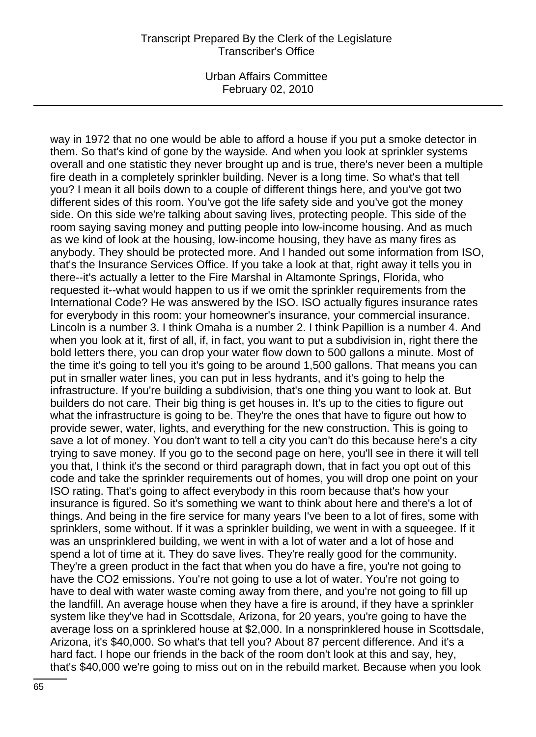way in 1972 that no one would be able to afford a house if you put a smoke detector in them. So that's kind of gone by the wayside. And when you look at sprinkler systems overall and one statistic they never brought up and is true, there's never been a multiple fire death in a completely sprinkler building. Never is a long time. So what's that tell you? I mean it all boils down to a couple of different things here, and you've got two different sides of this room. You've got the life safety side and you've got the money side. On this side we're talking about saving lives, protecting people. This side of the room saying saving money and putting people into low-income housing. And as much as we kind of look at the housing, low-income housing, they have as many fires as anybody. They should be protected more. And I handed out some information from ISO, that's the Insurance Services Office. If you take a look at that, right away it tells you in there--it's actually a letter to the Fire Marshal in Altamonte Springs, Florida, who requested it--what would happen to us if we omit the sprinkler requirements from the International Code? He was answered by the ISO. ISO actually figures insurance rates for everybody in this room: your homeowner's insurance, your commercial insurance. Lincoln is a number 3. I think Omaha is a number 2. I think Papillion is a number 4. And when you look at it, first of all, if, in fact, you want to put a subdivision in, right there the bold letters there, you can drop your water flow down to 500 gallons a minute. Most of the time it's going to tell you it's going to be around 1,500 gallons. That means you can put in smaller water lines, you can put in less hydrants, and it's going to help the infrastructure. If you're building a subdivision, that's one thing you want to look at. But builders do not care. Their big thing is get houses in. It's up to the cities to figure out what the infrastructure is going to be. They're the ones that have to figure out how to provide sewer, water, lights, and everything for the new construction. This is going to save a lot of money. You don't want to tell a city you can't do this because here's a city trying to save money. If you go to the second page on here, you'll see in there it will tell you that, I think it's the second or third paragraph down, that in fact you opt out of this code and take the sprinkler requirements out of homes, you will drop one point on your ISO rating. That's going to affect everybody in this room because that's how your insurance is figured. So it's something we want to think about here and there's a lot of things. And being in the fire service for many years I've been to a lot of fires, some with sprinklers, some without. If it was a sprinkler building, we went in with a squeegee. If it was an unsprinklered building, we went in with a lot of water and a lot of hose and spend a lot of time at it. They do save lives. They're really good for the community. They're a green product in the fact that when you do have a fire, you're not going to have the $CO_2$ emissions. You're not going to use a lot of water. You're not going to have to deal with water waste coming away from there, and you're not going to fill up the landfill. An average house when they have a fire is around, if they have a sprinkler system like they've had in Scottsdale, Arizona, for 20 years, you're going to have the average loss on a sprinklered house at $2,000. In a nonsprinklered house in Scottsdale, Arizona, it's $40,000. So what's that tell you? About 87 percent difference. And it's a hard fact. I hope our friends in the back of the room don't look at this and say, hey, that's $40,000 we're going to miss out on in the rebuild market. Because when you look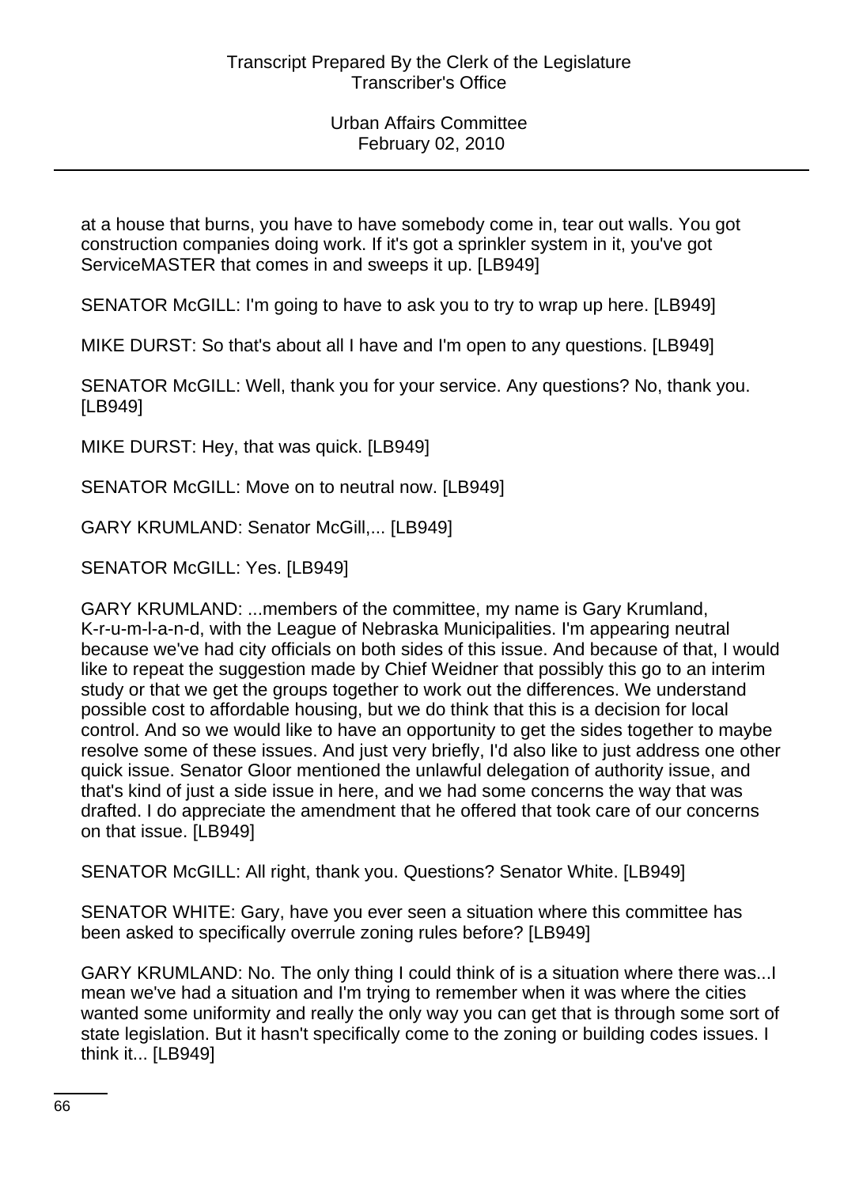at a house that burns, you have to have somebody come in, tear out walls. You got construction companies doing work. If it's got a sprinkler system in it, you've got ServiceMASTER that comes in and sweeps it up. [LB949]

SENATOR McGILL: I'm going to have to ask you to try to wrap up here. [LB949]

MIKE DURST: So that's about all I have and I'm open to any questions. [LB949]

SENATOR McGILL: Well, thank you for your service. Any questions? No, thank you. [LB949]

MIKE DURST: Hey, that was quick. [LB949]

SENATOR McGILL: Move on to neutral now. [LB949]

GARY KRUMLAND: Senator McGill,... [LB949]

SENATOR McGILL: Yes. [LB949]

GARY KRUMLAND: ...members of the committee, my name is Gary Krumland, K-r-u-m-l-a-n-d, with the League of Nebraska Municipalities. I'm appearing neutral because we've had city officials on both sides of this issue. And because of that, I would like to repeat the suggestion made by Chief Weidner that possibly this go to an interim study or that we get the groups together to work out the differences. We understand possible cost to affordable housing, but we do think that this is a decision for local control. And so we would like to have an opportunity to get the sides together to maybe resolve some of these issues. And just very briefly, I'd also like to just address one other quick issue. Senator Gloor mentioned the unlawful delegation of authority issue, and that's kind of just a side issue in here, and we had some concerns the way that was drafted. I do appreciate the amendment that he offered that took care of our concerns on that issue. [LB949]

SENATOR McGILL: All right, thank you. Questions? Senator White. [LB949]

SENATOR WHITE: Gary, have you ever seen a situation where this committee has been asked to specifically overrule zoning rules before? [LB949]

GARY KRUMLAND: No. The only thing I could think of is a situation where there was...I mean we've had a situation and I'm trying to remember when it was where the cities wanted some uniformity and really the only way you can get that is through some sort of state legislation. But it hasn't specifically come to the zoning or building codes issues. I think it... [LB949]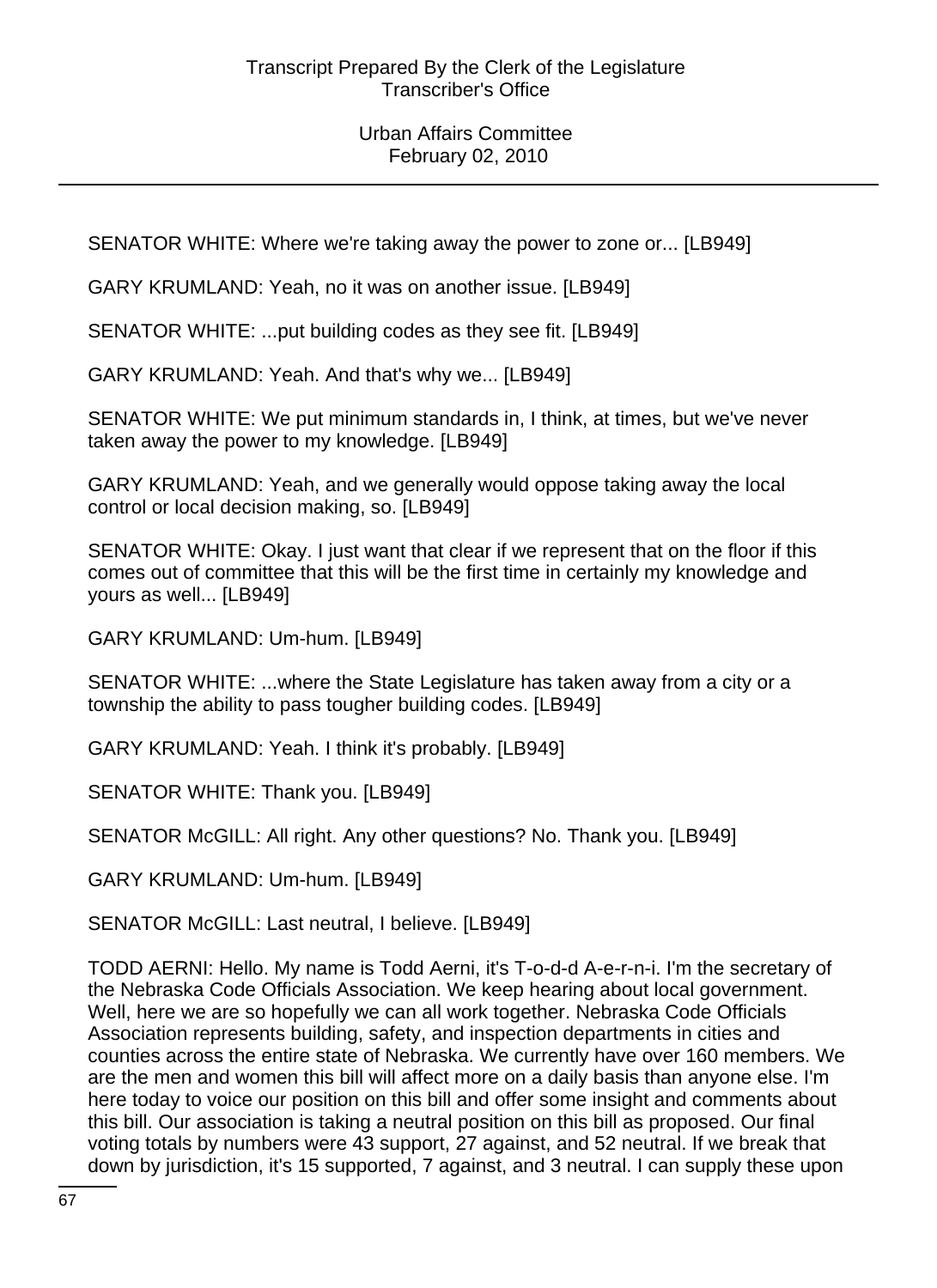SENATOR WHITE: Where we're taking away the power to zone or... [LB949]

GARY KRUMLAND: Yeah, no it was on another issue. [LB949]

SENATOR WHITE: ...put building codes as they see fit. [LB949]

GARY KRUMLAND: Yeah. And that's why we... [LB949]

SENATOR WHITE: We put minimum standards in, I think, at times, but we've never taken away the power to my knowledge. [LB949]

GARY KRUMLAND: Yeah, and we generally would oppose taking away the local control or local decision making, so. [LB949]

SENATOR WHITE: Okay. I just want that clear if we represent that on the floor if this comes out of committee that this will be the first time in certainly my knowledge and yours as well... [LB949]

GARY KRUMLAND: Um-hum. [LB949]

SENATOR WHITE: ...where the State Legislature has taken away from a city or a township the ability to pass tougher building codes. [LB949]

GARY KRUMLAND: Yeah. I think it's probably. [LB949]

SENATOR WHITE: Thank you. [LB949]

SENATOR McGILL: All right. Any other questions? No. Thank you. [LB949]

GARY KRUMLAND: Um-hum. [LB949]

SENATOR McGILL: Last neutral, I believe. [LB949]

TODD AERNI: Hello. My name is Todd Aerni, it's T-o-d-d A-e-r-n-i. I'm the secretary of the Nebraska Code Officials Association. We keep hearing about local government. Well, here we are so hopefully we can all work together. Nebraska Code Officials Association represents building, safety, and inspection departments in cities and counties across the entire state of Nebraska. We currently have over 160 members. We are the men and women this bill will affect more on a daily basis than anyone else. I'm here today to voice our position on this bill and offer some insight and comments about this bill. Our association is taking a neutral position on this bill as proposed. Our final voting totals by numbers were 43 support, 27 against, and 52 neutral. If we break that down by jurisdiction, it's 15 supported, 7 against, and 3 neutral. I can supply these upon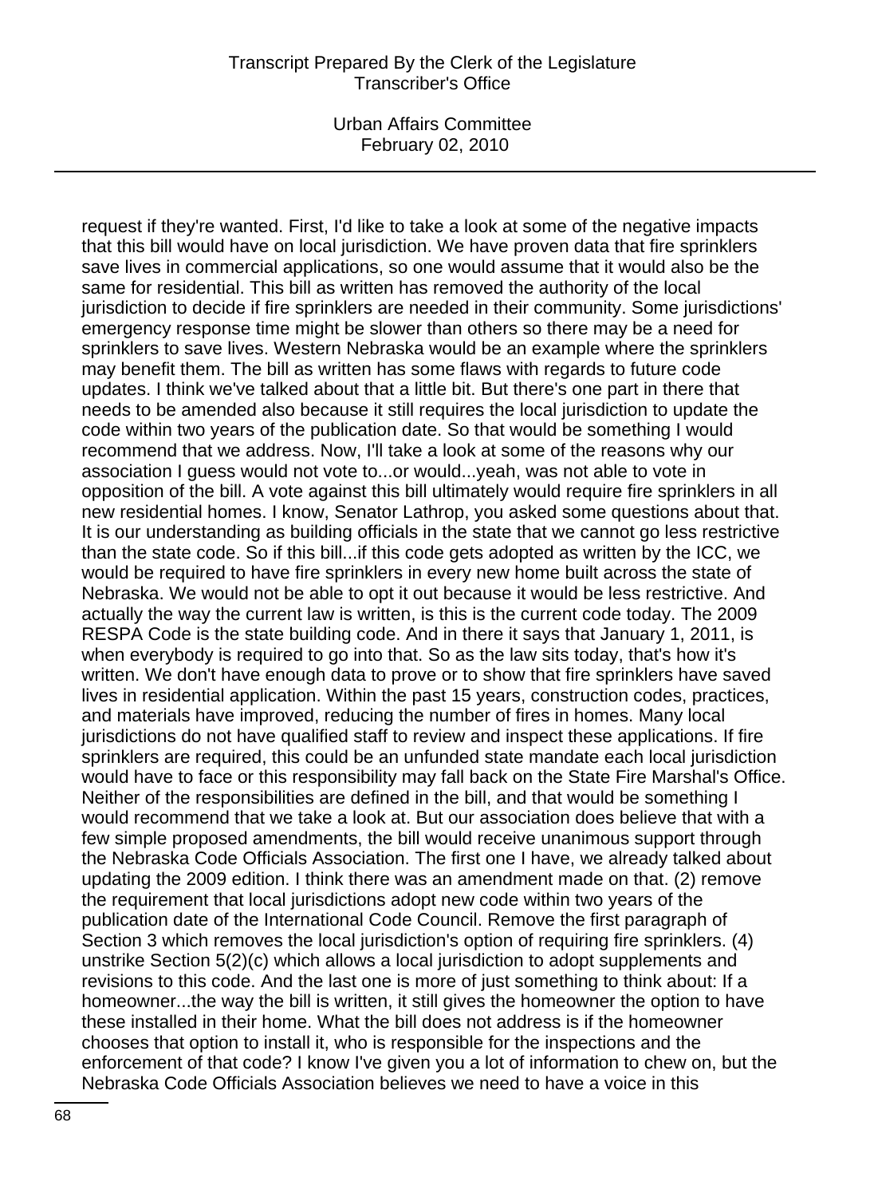request if they're wanted. First, I'd like to take a look at some of the negative impacts that this bill would have on local jurisdiction. We have proven data that fire sprinklers save lives in commercial applications, so one would assume that it would also be the same for residential. This bill as written has removed the authority of the local jurisdiction to decide if fire sprinklers are needed in their community. Some jurisdictions' emergency response time might be slower than others so there may be a need for sprinklers to save lives. Western Nebraska would be an example where the sprinklers may benefit them. The bill as written has some flaws with regards to future code updates. I think we've talked about that a little bit. But there's one part in there that needs to be amended also because it still requires the local jurisdiction to update the code within two years of the publication date. So that would be something I would recommend that we address. Now, I'll take a look at some of the reasons why our association I guess would not vote to...or would...yeah, was not able to vote in opposition of the bill. A vote against this bill ultimately would require fire sprinklers in all new residential homes. I know, Senator Lathrop, you asked some questions about that. It is our understanding as building officials in the state that we cannot go less restrictive than the state code. So if this bill...if this code gets adopted as written by the ICC, we would be required to have fire sprinklers in every new home built across the state of Nebraska. We would not be able to opt it out because it would be less restrictive. And actually the way the current law is written, is this is the current code today. The 2009 RESPA Code is the state building code. And in there it says that January 1, 2011, is when everybody is required to go into that. So as the law sits today, that's how it's written. We don't have enough data to prove or to show that fire sprinklers have saved lives in residential application. Within the past 15 years, construction codes, practices, and materials have improved, reducing the number of fires in homes. Many local jurisdictions do not have qualified staff to review and inspect these applications. If fire sprinklers are required, this could be an unfunded state mandate each local jurisdiction would have to face or this responsibility may fall back on the State Fire Marshal's Office. Neither of the responsibilities are defined in the bill, and that would be something I would recommend that we take a look at. But our association does believe that with a few simple proposed amendments, the bill would receive unanimous support through the Nebraska Code Officials Association. The first one I have, we already talked about updating the 2009 edition. I think there was an amendment made on that. (2) remove the requirement that local jurisdictions adopt new code within two years of the publication date of the International Code Council. Remove the first paragraph of Section 3 which removes the local jurisdiction's option of requiring fire sprinklers. (4) unstrike Section 5(2)(c) which allows a local jurisdiction to adopt supplements and revisions to this code. And the last one is more of just something to think about: If a homeowner...the way the bill is written, it still gives the homeowner the option to have these installed in their home. What the bill does not address is if the homeowner chooses that option to install it, who is responsible for the inspections and the enforcement of that code? I know I've given you a lot of information to chew on, but the Nebraska Code Officials Association believes we need to have a voice in this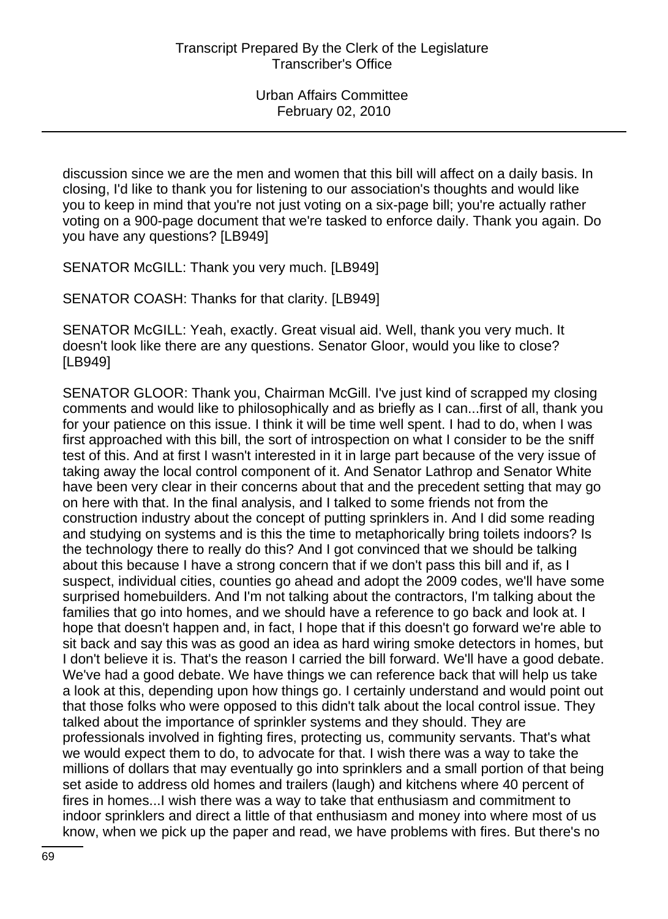discussion since we are the men and women that this bill will affect on a daily basis. In closing, I'd like to thank you for listening to our association's thoughts and would like you to keep in mind that you're not just voting on a six-page bill; you're actually rather voting on a 900-page document that we're tasked to enforce daily. Thank you again. Do you have any questions? [LB949]

SENATOR McGILL: Thank you very much. [LB949]

SENATOR COASH: Thanks for that clarity. [LB949]

SENATOR McGILL: Yeah, exactly. Great visual aid. Well, thank you very much. It doesn't look like there are any questions. Senator Gloor, would you like to close? [LB949]

SENATOR GLOOR: Thank you, Chairman McGill. I've just kind of scrapped my closing comments and would like to philosophically and as briefly as I can...first of all, thank you for your patience on this issue. I think it will be time well spent. I had to do, when I was first approached with this bill, the sort of introspection on what I consider to be the sniff test of this. And at first I wasn't interested in it in large part because of the very issue of taking away the local control component of it. And Senator Lathrop and Senator White have been very clear in their concerns about that and the precedent setting that may go on here with that. In the final analysis, and I talked to some friends not from the construction industry about the concept of putting sprinklers in. And I did some reading and studying on systems and is this the time to metaphorically bring toilets indoors? Is the technology there to really do this? And I got convinced that we should be talking about this because I have a strong concern that if we don't pass this bill and if, as I suspect, individual cities, counties go ahead and adopt the 2009 codes, we'll have some surprised homebuilders. And I'm not talking about the contractors, I'm talking about the families that go into homes, and we should have a reference to go back and look at. I hope that doesn't happen and, in fact, I hope that if this doesn't go forward we're able to sit back and say this was as good an idea as hard wiring smoke detectors in homes, but I don't believe it is. That's the reason I carried the bill forward. We'll have a good debate. We've had a good debate. We have things we can reference back that will help us take a look at this, depending upon how things go. I certainly understand and would point out that those folks who were opposed to this didn't talk about the local control issue. They talked about the importance of sprinkler systems and they should. They are professionals involved in fighting fires, protecting us, community servants. That's what we would expect them to do, to advocate for that. I wish there was a way to take the millions of dollars that may eventually go into sprinklers and a small portion of that being set aside to address old homes and trailers (laugh) and kitchens where 40 percent of fires in homes...I wish there was a way to take that enthusiasm and commitment to indoor sprinklers and direct a little of that enthusiasm and money into where most of us know, when we pick up the paper and read, we have problems with fires. But there's no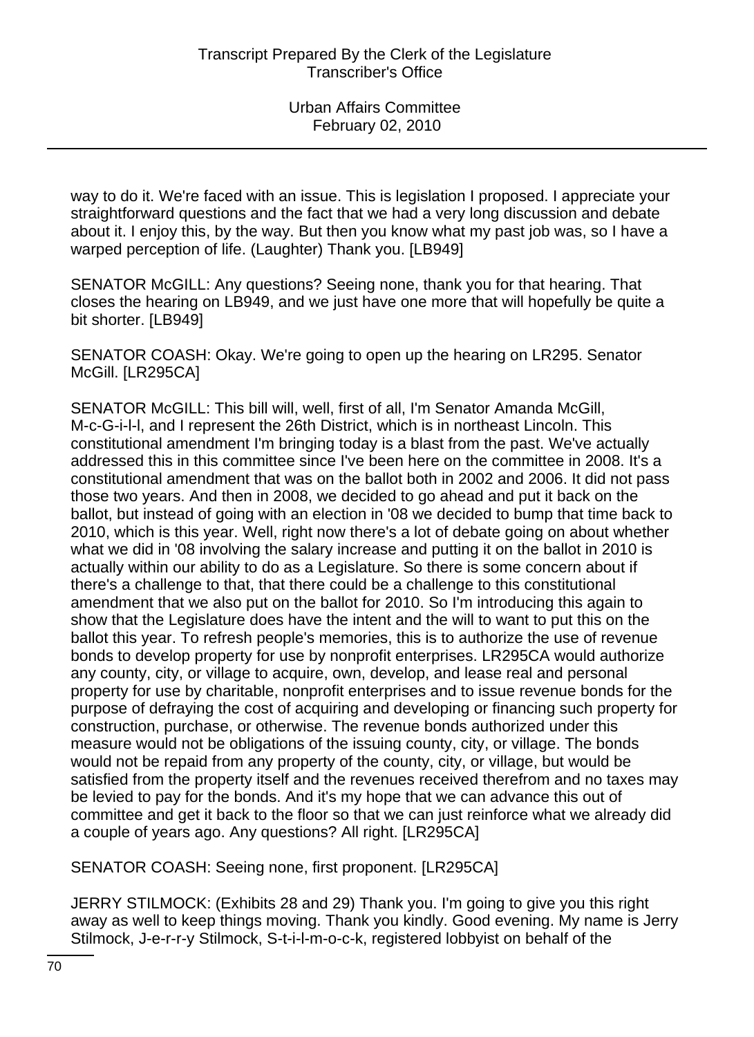way to do it. We're faced with an issue. This is legislation I proposed. I appreciate your straightforward questions and the fact that we had a very long discussion and debate about it. I enjoy this, by the way. But then you know what my past job was, so I have a warped perception of life. (Laughter) Thank you. [LB949]

SENATOR McGILL: Any questions? Seeing none, thank you for that hearing. That closes the hearing on LB949, and we just have one more that will hopefully be quite a bit shorter. [LB949]

SENATOR COASH: Okay. We're going to open up the hearing on LR295. Senator McGill. [LR295CA]

SENATOR McGILL: This bill will, well, first of all, I'm Senator Amanda McGill, M-c-G-i-l-l, and I represent the 26th District, which is in northeast Lincoln. This constitutional amendment I'm bringing today is a blast from the past. We've actually addressed this in this committee since I've been here on the committee in 2008. It's a constitutional amendment that was on the ballot both in 2002 and 2006. It did not pass those two years. And then in 2008, we decided to go ahead and put it back on the ballot, but instead of going with an election in '08 we decided to bump that time back to 2010, which is this year. Well, right now there's a lot of debate going on about whether what we did in '08 involving the salary increase and putting it on the ballot in 2010 is actually within our ability to do as a Legislature. So there is some concern about if there's a challenge to that, that there could be a challenge to this constitutional amendment that we also put on the ballot for 2010. So I'm introducing this again to show that the Legislature does have the intent and the will to want to put this on the ballot this year. To refresh people's memories, this is to authorize the use of revenue bonds to develop property for use by nonprofit enterprises. LR295CA would authorize any county, city, or village to acquire, own, develop, and lease real and personal property for use by charitable, nonprofit enterprises and to issue revenue bonds for the purpose of defraying the cost of acquiring and developing or financing such property for construction, purchase, or otherwise. The revenue bonds authorized under this measure would not be obligations of the issuing county, city, or village. The bonds would not be repaid from any property of the county, city, or village, but would be satisfied from the property itself and the revenues received therefrom and no taxes may be levied to pay for the bonds. And it's my hope that we can advance this out of committee and get it back to the floor so that we can just reinforce what we already did a couple of years ago. Any questions? All right. [LR295CA]

SENATOR COASH: Seeing none, first proponent. [LR295CA]

JERRY STILMOCK: (Exhibits 28 and 29) Thank you. I'm going to give you this right away as well to keep things moving. Thank you kindly. Good evening. My name is Jerry Stilmock, J-e-r-r-y Stilmock, S-t-i-l-m-o-c-k, registered lobbyist on behalf of the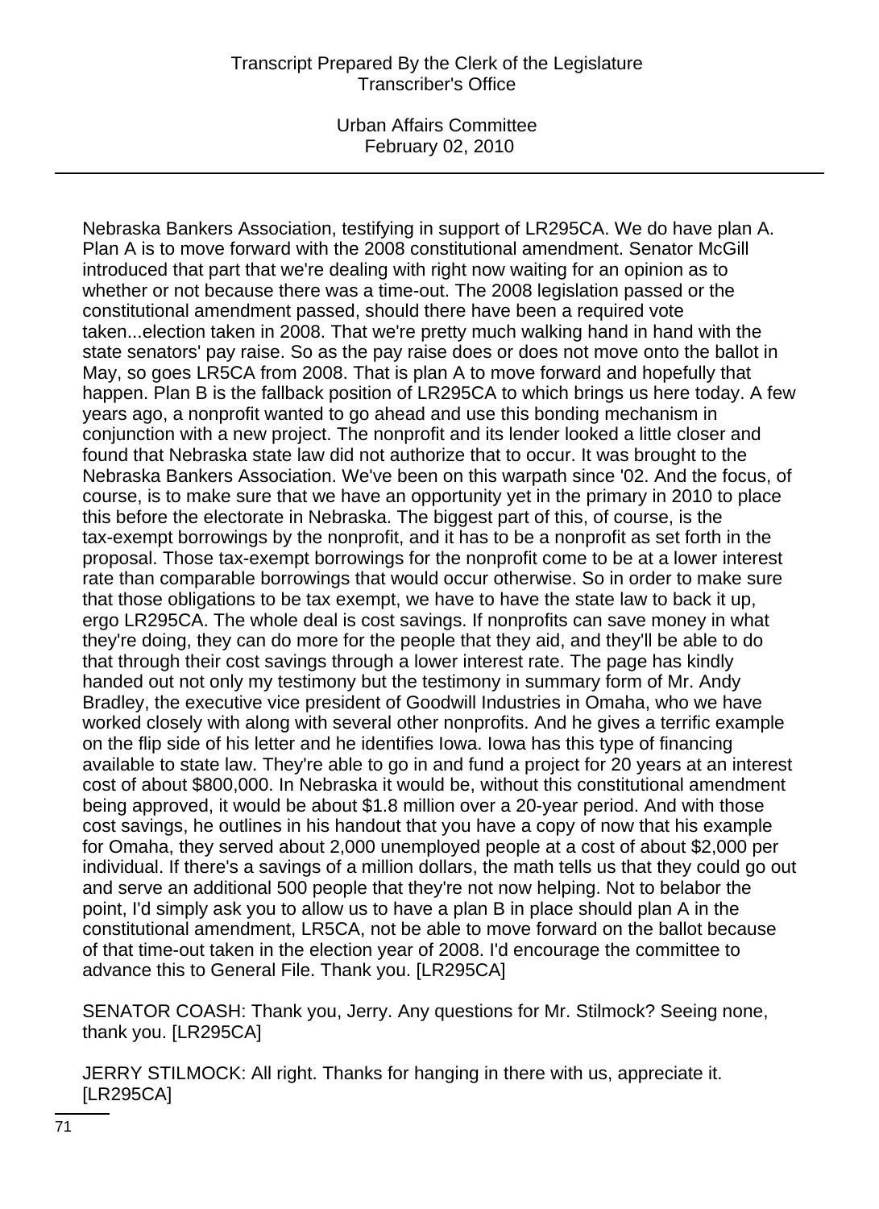Nebraska Bankers Association, testifying in support of LR295CA. We do have plan A. Plan A is to move forward with the 2008 constitutional amendment. Senator McGill introduced that part that we're dealing with right now waiting for an opinion as to whether or not because there was a time-out. The 2008 legislation passed or the constitutional amendment passed, should there have been a required vote taken...election taken in 2008. That we're pretty much walking hand in hand with the state senators' pay raise. So as the pay raise does or does not move onto the ballot in May, so goes LR5CA from 2008. That is plan A to move forward and hopefully that happen. Plan B is the fallback position of LR295CA to which brings us here today. A few years ago, a nonprofit wanted to go ahead and use this bonding mechanism in conjunction with a new project. The nonprofit and its lender looked a little closer and found that Nebraska state law did not authorize that to occur. It was brought to the Nebraska Bankers Association. We've been on this warpath since '02. And the focus, of course, is to make sure that we have an opportunity yet in the primary in 2010 to place this before the electorate in Nebraska. The biggest part of this, of course, is the tax-exempt borrowings by the nonprofit, and it has to be a nonprofit as set forth in the proposal. Those tax-exempt borrowings for the nonprofit come to be at a lower interest rate than comparable borrowings that would occur otherwise. So in order to make sure that those obligations to be tax exempt, we have to have the state law to back it up, ergo LR295CA. The whole deal is cost savings. If nonprofits can save money in what they're doing, they can do more for the people that they aid, and they'll be able to do that through their cost savings through a lower interest rate. The page has kindly handed out not only my testimony but the testimony in summary form of Mr. Andy Bradley, the executive vice president of Goodwill Industries in Omaha, who we have worked closely with along with several other nonprofits. And he gives a terrific example on the flip side of his letter and he identifies Iowa. Iowa has this type of financing available to state law. They're able to go in and fund a project for 20 years at an interest cost of about $800,000. In Nebraska it would be, without this constitutional amendment being approved, it would be about $1.8 million over a 20-year period. And with those cost savings, he outlines in his handout that you have a copy of now that his example for Omaha, they served about 2,000 unemployed people at a cost of about $2,000 per individual. If there's a savings of a million dollars, the math tells us that they could go out and serve an additional 500 people that they're not now helping. Not to belabor the point, I'd simply ask you to allow us to have a plan B in place should plan A in the constitutional amendment, LR5CA, not be able to move forward on the ballot because of that time-out taken in the election year of 2008. I'd encourage the committee to advance this to General File. Thank you. [LR295CA]

SENATOR COASH: Thank you, Jerry. Any questions for Mr. Stilmock? Seeing none, thank you. [LR295CA]

JERRY STILMOCK: All right. Thanks for hanging in there with us, appreciate it. [LR295CA]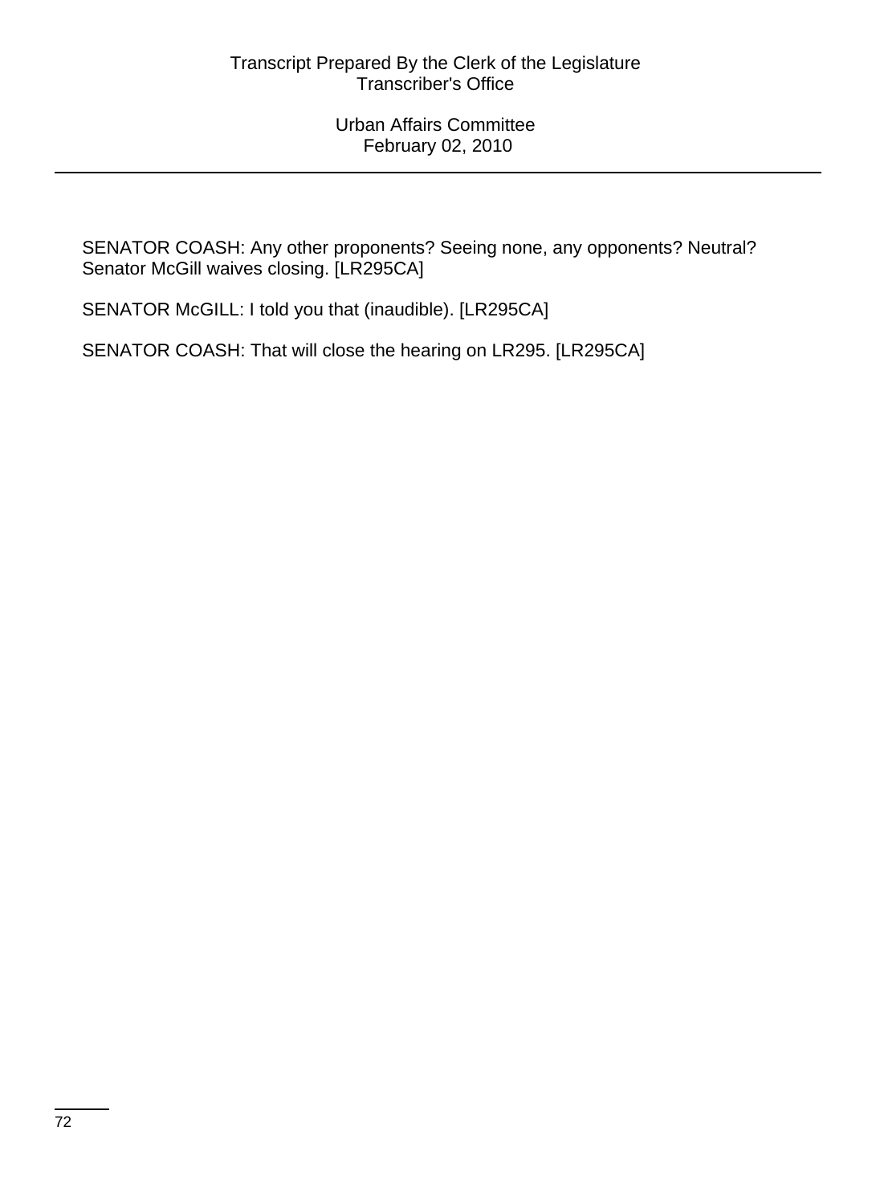SENATOR COASH: Any other proponents? Seeing none, any opponents? Neutral? Senator McGill waives closing. [LR295CA]

SENATOR McGILL: I told you that (inaudible). [LR295CA]

SENATOR COASH: That will close the hearing on LR295. [LR295CA]